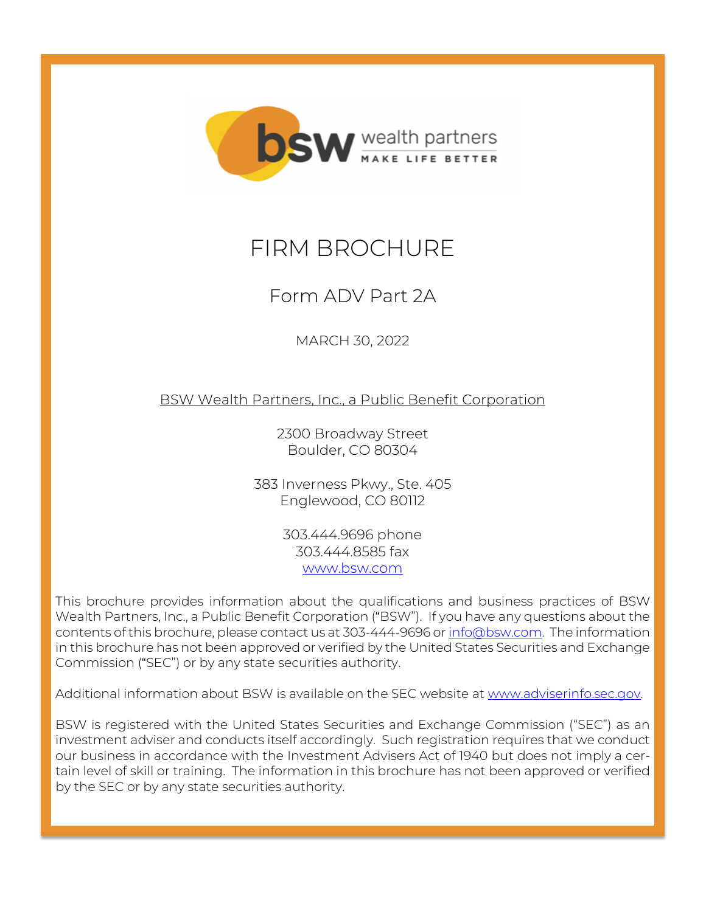bsw wealth partners
MAKE LIFE BETTER

# FIRM BROCHURE

## Form ADV Part 2A

MARCH 30, 2022

BSW Wealth Partners, Inc., a Public Benefit Corporation

2300 Broadway Street
Boulder, CO 80304

383 Inverness Pkwy., Ste. 405
Englewood, CO 80112

303.444.9696 phone
303.444.8585 fax
www.bsw.com

This brochure provides information about the qualifications and business practices of BSW Wealth Partners, Inc., a Public Benefit Corporation ("BSW"). If you have any questions about the contents of this brochure, please contact us at 303-444-9696 or info@bsw.com. The information in this brochure has not been approved or verified by the United States Securities and Exchange Commission ("SEC") or by any state securities authority.

Additional information about BSW is available on the SEC website at www.adviserinfo.sec.gov.

BSW is registered with the United States Securities and Exchange Commission ("SEC") as an investment adviser and conducts itself accordingly. Such registration requires that we conduct our business in accordance with the Investment Advisers Act of 1940 but does not imply a certain level of skill or training. The information in this brochure has not been approved or verified by the SEC or by any state securities authority.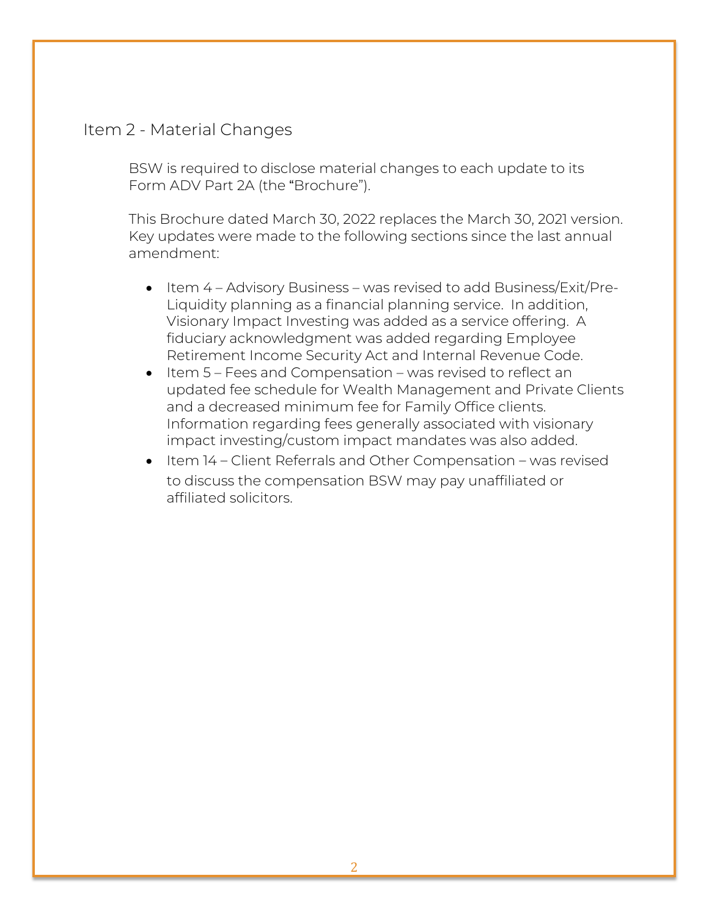## Item 2 - Material Changes

BSW is required to disclose material changes to each update to its Form ADV Part 2A (the "Brochure").

This Brochure dated March 30, 2022 replaces the March 30, 2021 version. Key updates were made to the following sections since the last annual amendment:

- Item 4 – Advisory Business – was revised to add Business/Exit/Pre-Liquidity planning as a financial planning service. In addition, Visionary Impact Investing was added as a service offering. A fiduciary acknowledgment was added regarding Employee Retirement Income Security Act and Internal Revenue Code.
- Item 5 – Fees and Compensation – was revised to reflect an updated fee schedule for Wealth Management and Private Clients and a decreased minimum fee for Family Office clients. Information regarding fees generally associated with visionary impact investing/custom impact mandates was also added.
- Item 14 – Client Referrals and Other Compensation – was revised to discuss the compensation BSW may pay unaffiliated or affiliated solicitors.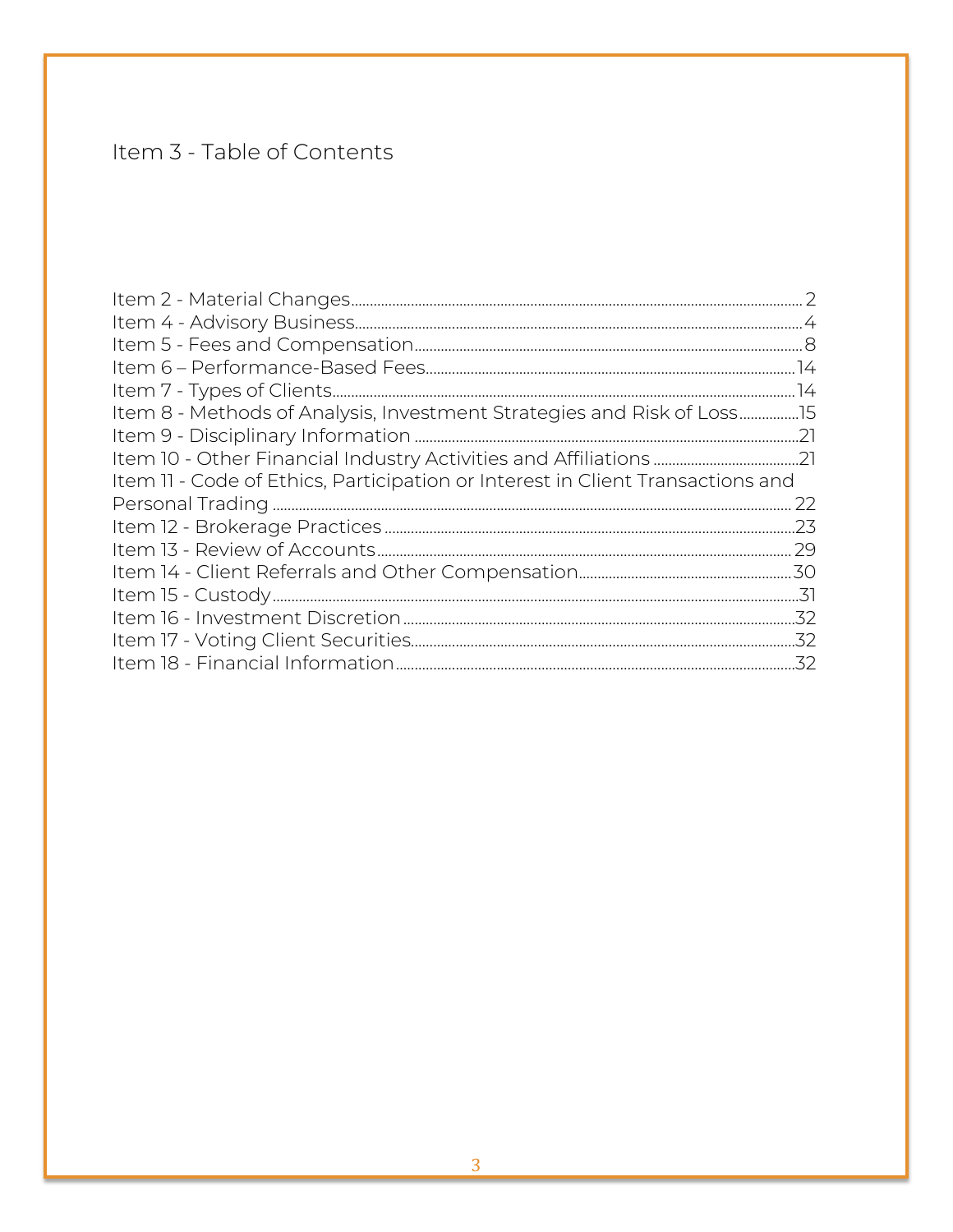# Item 3 - Table of Contents

Item 2 - Material Changes....................................................................................................2
Item 4 - Advisory Business....................................................................................................4
Item 5 - Fees and Compensation....................................................................................................8
Item 6 – Performance-Based Fees....................................................................................................14
Item 7 - Types of Clients....................................................................................................14
Item 8 - Methods of Analysis, Investment Strategies and Risk of Loss....................15
Item 9 - Disciplinary Information....................................................................................................21
Item 10 - Other Financial Industry Activities and Affiliations....................................21
Item 11 - Code of Ethics, Participation or Interest in Client Transactions and Personal Trading....................................................................................................22
Item 12 - Brokerage Practices....................................................................................................23
Item 13 - Review of Accounts....................................................................................................29
Item 14 - Client Referrals and Other Compensation....................................................30
Item 15 - Custody....................................................................................................31
Item 16 - Investment Discretion....................................................................................................32
Item 17 - Voting Client Securities....................................................................................................32
Item 18 - Financial Information....................................................................................................32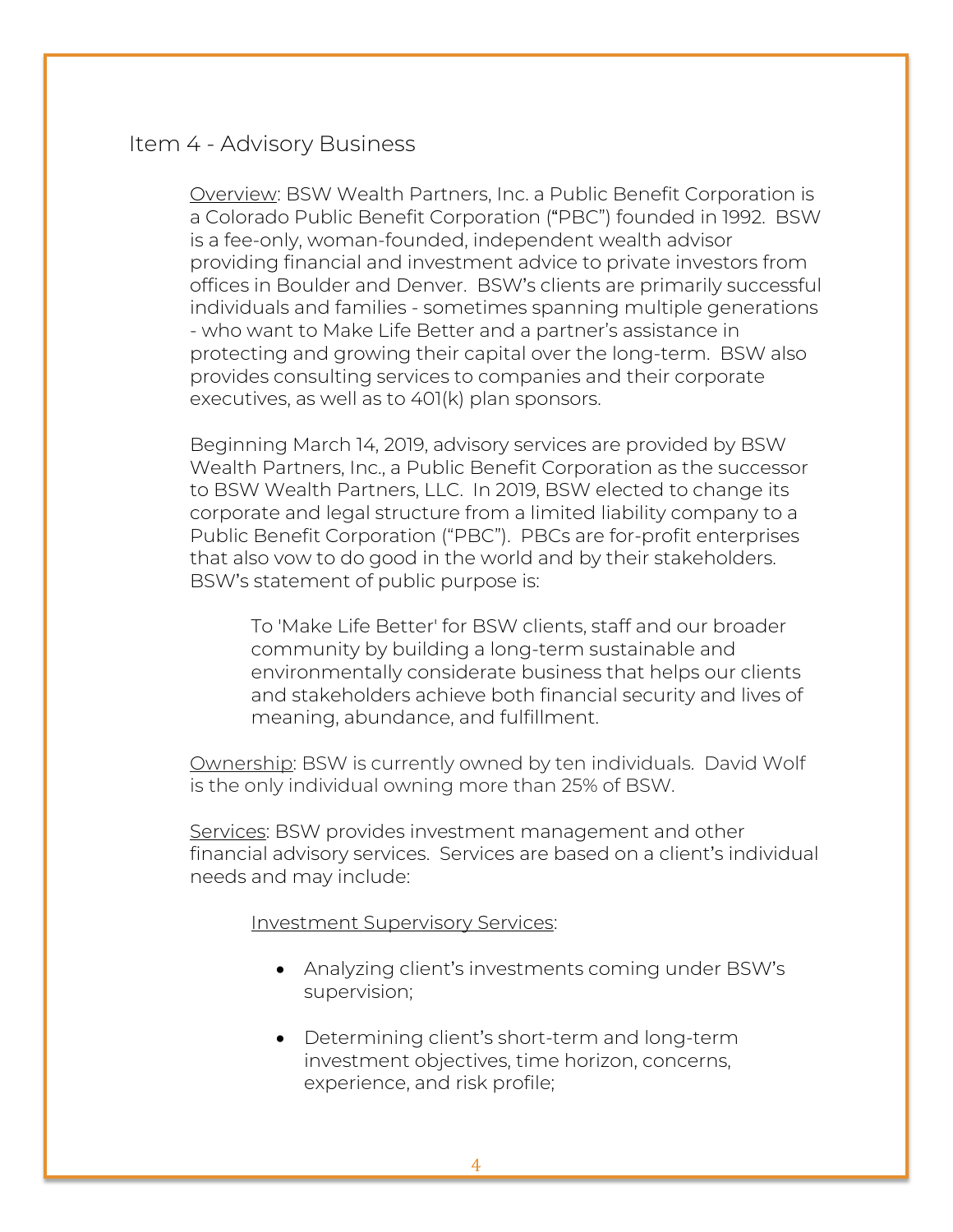## Item 4 - Advisory Business

Overview: BSW Wealth Partners, Inc. a Public Benefit Corporation is a Colorado Public Benefit Corporation ("PBC") founded in 1992. BSW is a fee-only, woman-founded, independent wealth advisor providing financial and investment advice to private investors from offices in Boulder and Denver. BSW's clients are primarily successful individuals and families - sometimes spanning multiple generations - who want to Make Life Better and a partner's assistance in protecting and growing their capital over the long-term. BSW also provides consulting services to companies and their corporate executives, as well as to 401(k) plan sponsors.

Beginning March 14, 2019, advisory services are provided by BSW Wealth Partners, Inc., a Public Benefit Corporation as the successor to BSW Wealth Partners, LLC. In 2019, BSW elected to change its corporate and legal structure from a limited liability company to a Public Benefit Corporation ("PBC"). PBCs are for-profit enterprises that also vow to do good in the world and by their stakeholders. BSW's statement of public purpose is:

> To 'Make Life Better' for BSW clients, staff and our broader community by building a long-term sustainable and environmentally considerate business that helps our clients and stakeholders achieve both financial security and lives of meaning, abundance, and fulfillment.

Ownership: BSW is currently owned by ten individuals. David Wolf is the only individual owning more than 25% of BSW.

Services: BSW provides investment management and other financial advisory services. Services are based on a client's individual needs and may include:

Investment Supervisory Services:

- Analyzing client's investments coming under BSW's supervision;
- Determining client's short-term and long-term investment objectives, time horizon, concerns, experience, and risk profile;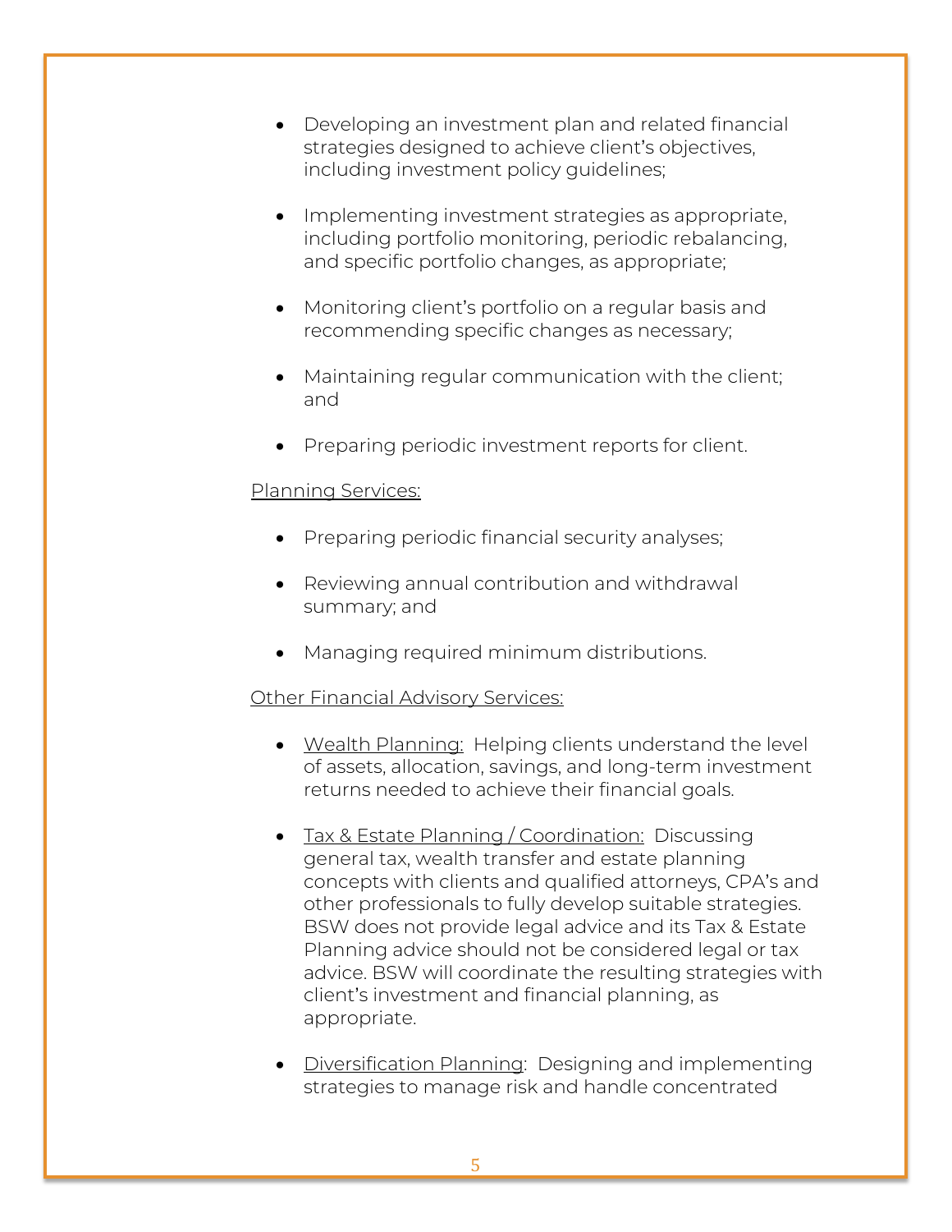- Developing an investment plan and related financial strategies designed to achieve client's objectives, including investment policy guidelines;

- Implementing investment strategies as appropriate, including portfolio monitoring, periodic rebalancing, and specific portfolio changes, as appropriate;

- Monitoring client's portfolio on a regular basis and recommending specific changes as necessary;

- Maintaining regular communication with the client; and

- Preparing periodic investment reports for client.

<u>Planning Services:</u>

- Preparing periodic financial security analyses;

- Reviewing annual contribution and withdrawal summary; and

- Managing required minimum distributions.

<u>Other Financial Advisory Services:</u>

- <u>Wealth Planning:</u> Helping clients understand the level of assets, allocation, savings, and long-term investment returns needed to achieve their financial goals.

- <u>Tax & Estate Planning / Coordination:</u> Discussing general tax, wealth transfer and estate planning concepts with clients and qualified attorneys, CPA's and other professionals to fully develop suitable strategies. BSW does not provide legal advice and its Tax & Estate Planning advice should not be considered legal or tax advice. BSW will coordinate the resulting strategies with client's investment and financial planning, as appropriate.

- <u>Diversification Planning</u>: Designing and implementing strategies to manage risk and handle concentrated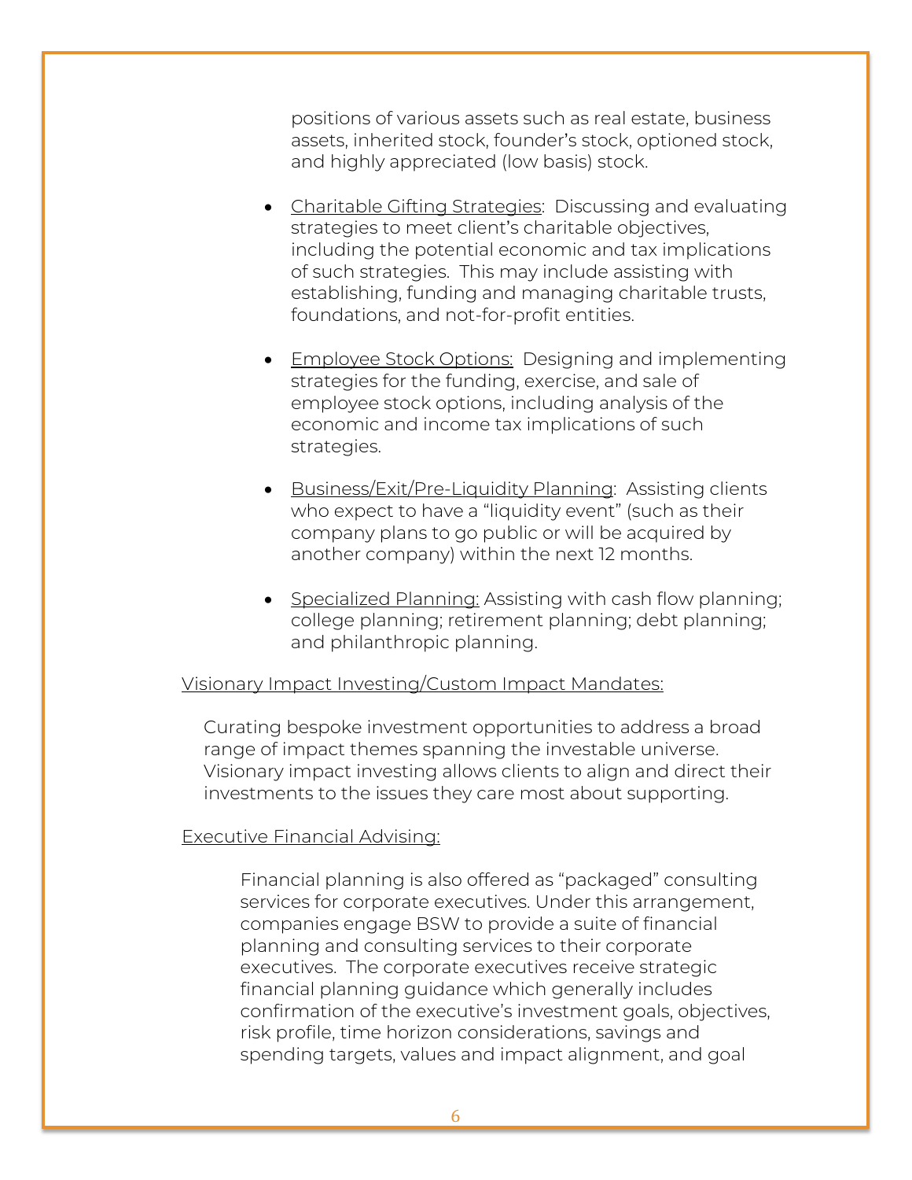positions of various assets such as real estate, business assets, inherited stock, founder's stock, optioned stock, and highly appreciated (low basis) stock.

- Charitable Gifting Strategies: Discussing and evaluating strategies to meet client's charitable objectives, including the potential economic and tax implications of such strategies. This may include assisting with establishing, funding and managing charitable trusts, foundations, and not-for-profit entities.

- Employee Stock Options: Designing and implementing strategies for the funding, exercise, and sale of employee stock options, including analysis of the economic and income tax implications of such strategies.

- Business/Exit/Pre-Liquidity Planning: Assisting clients who expect to have a "liquidity event" (such as their company plans to go public or will be acquired by another company) within the next 12 months.

- Specialized Planning: Assisting with cash flow planning; college planning; retirement planning; debt planning; and philanthropic planning.

Visionary Impact Investing/Custom Impact Mandates:

Curating bespoke investment opportunities to address a broad range of impact themes spanning the investable universe. Visionary impact investing allows clients to align and direct their investments to the issues they care most about supporting.

Executive Financial Advising:

Financial planning is also offered as "packaged" consulting services for corporate executives. Under this arrangement, companies engage BSW to provide a suite of financial planning and consulting services to their corporate executives. The corporate executives receive strategic financial planning guidance which generally includes confirmation of the executive's investment goals, objectives, risk profile, time horizon considerations, savings and spending targets, values and impact alignment, and goal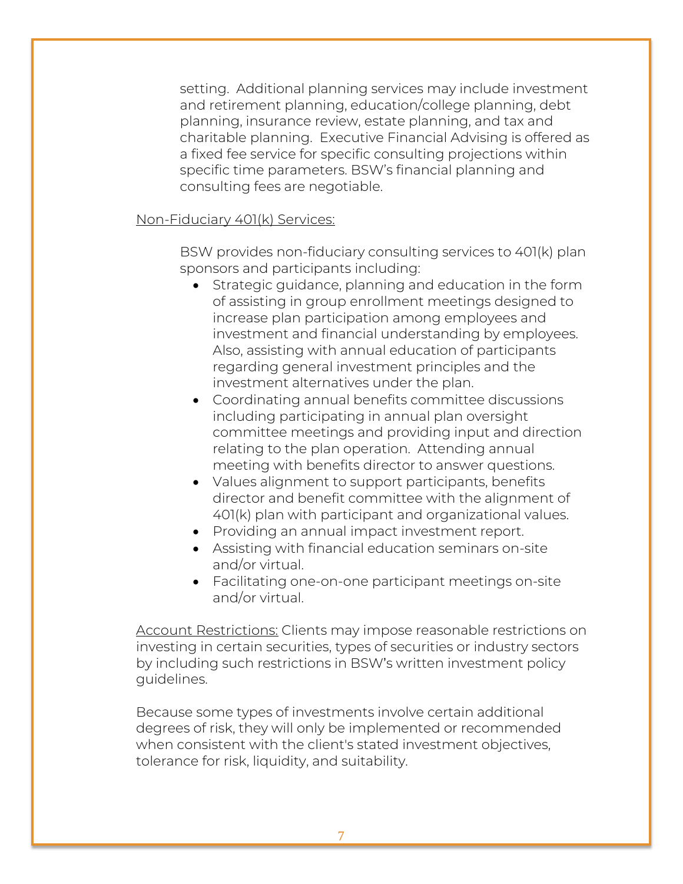setting. Additional planning services may include investment and retirement planning, education/college planning, debt planning, insurance review, estate planning, and tax and charitable planning. Executive Financial Advising is offered as a fixed fee service for specific consulting projections within specific time parameters. BSW's financial planning and consulting fees are negotiable.

Non-Fiduciary 401(k) Services:

BSW provides non-fiduciary consulting services to 401(k) plan sponsors and participants including:

- Strategic guidance, planning and education in the form of assisting in group enrollment meetings designed to increase plan participation among employees and investment and financial understanding by employees. Also, assisting with annual education of participants regarding general investment principles and the investment alternatives under the plan.
- Coordinating annual benefits committee discussions including participating in annual plan oversight committee meetings and providing input and direction relating to the plan operation. Attending annual meeting with benefits director to answer questions.
- Values alignment to support participants, benefits director and benefit committee with the alignment of 401(k) plan with participant and organizational values.
- Providing an annual impact investment report.
- Assisting with financial education seminars on-site and/or virtual.
- Facilitating one-on-one participant meetings on-site and/or virtual.

Account Restrictions: Clients may impose reasonable restrictions on investing in certain securities, types of securities or industry sectors by including such restrictions in BSW's written investment policy guidelines.

Because some types of investments involve certain additional degrees of risk, they will only be implemented or recommended when consistent with the client's stated investment objectives, tolerance for risk, liquidity, and suitability.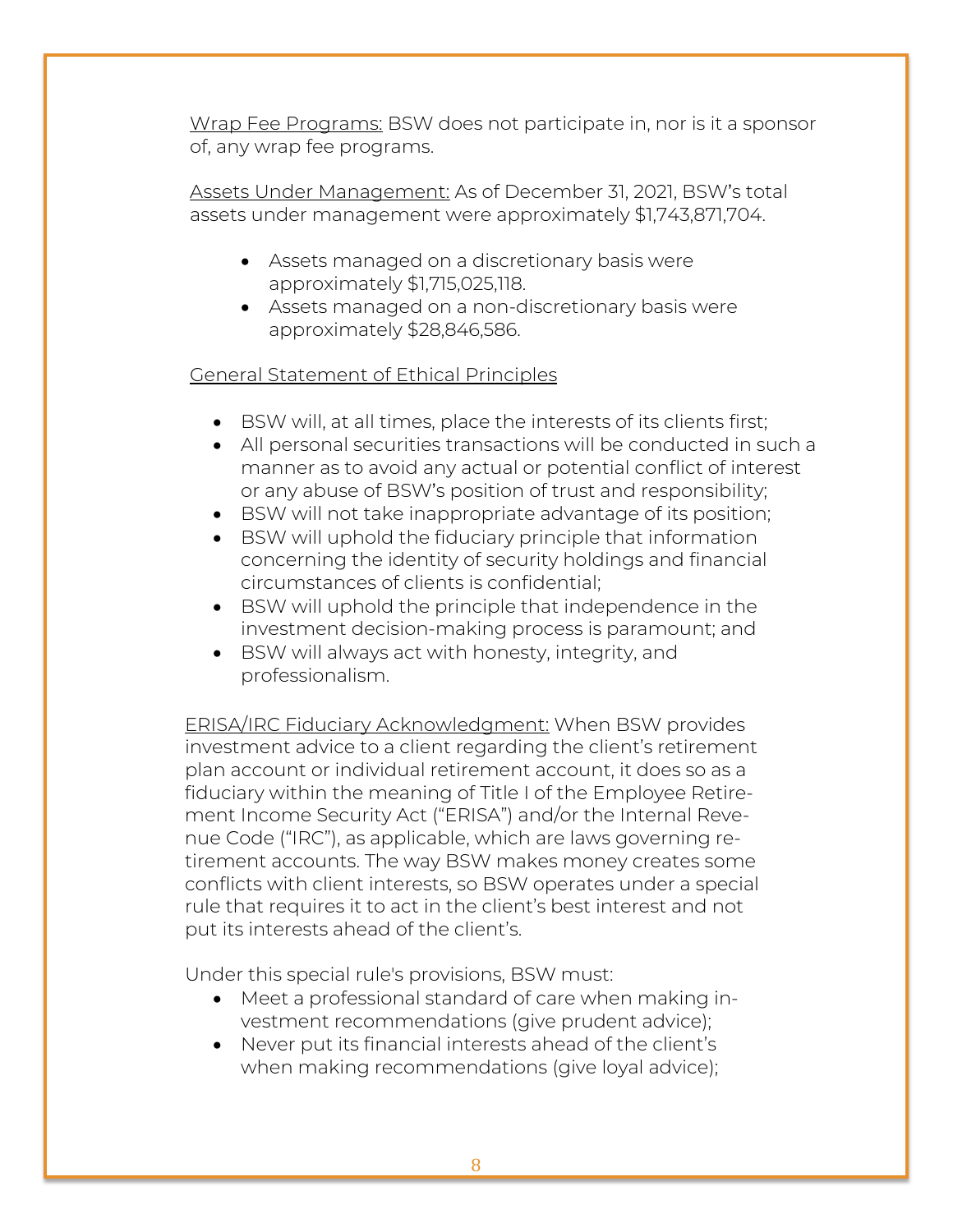Wrap Fee Programs: BSW does not participate in, nor is it a sponsor of, any wrap fee programs.

Assets Under Management: As of December 31, 2021, BSW's total assets under management were approximately $1,743,871,704.

- Assets managed on a discretionary basis were approximately $1,715,025,118.
- Assets managed on a non-discretionary basis were approximately $28,846,586.

General Statement of Ethical Principles

- BSW will, at all times, place the interests of its clients first;
- All personal securities transactions will be conducted in such a manner as to avoid any actual or potential conflict of interest or any abuse of BSW's position of trust and responsibility;
- BSW will not take inappropriate advantage of its position;
- BSW will uphold the fiduciary principle that information concerning the identity of security holdings and financial circumstances of clients is confidential;
- BSW will uphold the principle that independence in the investment decision-making process is paramount; and
- BSW will always act with honesty, integrity, and professionalism.

ERISA/IRC Fiduciary Acknowledgment: When BSW provides investment advice to a client regarding the client's retirement plan account or individual retirement account, it does so as a fiduciary within the meaning of Title I of the Employee Retirement Income Security Act ("ERISA") and/or the Internal Revenue Code ("IRC"), as applicable, which are laws governing retirement accounts. The way BSW makes money creates some conflicts with client interests, so BSW operates under a special rule that requires it to act in the client's best interest and not put its interests ahead of the client's.

Under this special rule's provisions, BSW must:

- Meet a professional standard of care when making investment recommendations (give prudent advice);
- Never put its financial interests ahead of the client's when making recommendations (give loyal advice);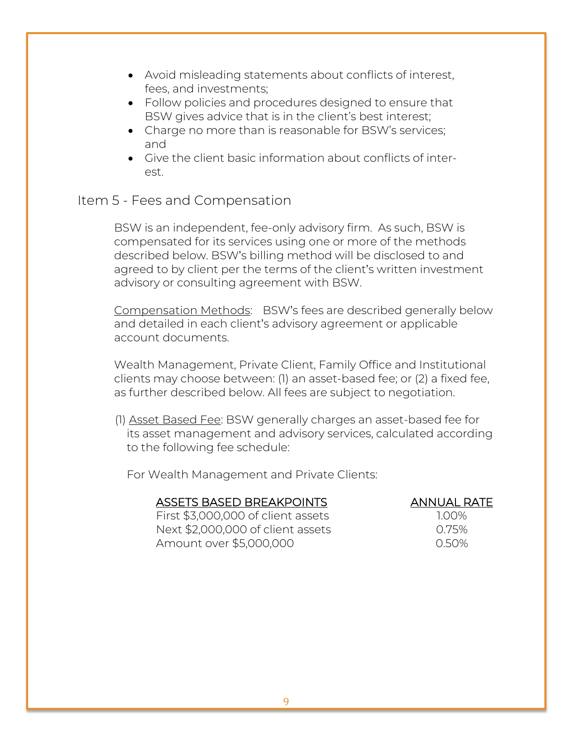- Avoid misleading statements about conflicts of interest, fees, and investments;
- Follow policies and procedures designed to ensure that BSW gives advice that is in the client's best interest;
- Charge no more than is reasonable for BSW's services; and
- Give the client basic information about conflicts of interest.

## Item 5 - Fees and Compensation

BSW is an independent, fee-only advisory firm. As such, BSW is compensated for its services using one or more of the methods described below. BSW's billing method will be disclosed to and agreed to by client per the terms of the client's written investment advisory or consulting agreement with BSW.

Compensation Methods: BSW's fees are described generally below and detailed in each client's advisory agreement or applicable account documents.

Wealth Management, Private Client, Family Office and Institutional clients may choose between: (1) an asset-based fee; or (2) a fixed fee, as further described below. All fees are subject to negotiation.

(1) Asset Based Fee: BSW generally charges an asset-based fee for its asset management and advisory services, calculated according to the following fee schedule:

For Wealth Management and Private Clients:

| ASSETS BASED BREAKPOINTS | ANNUAL RATE |
|---|---|
| First $3,000,000 of client assets | 1.00% |
| Next $2,000,000 of client assets | 0.75% |
| Amount over $5,000,000 | 0.50% |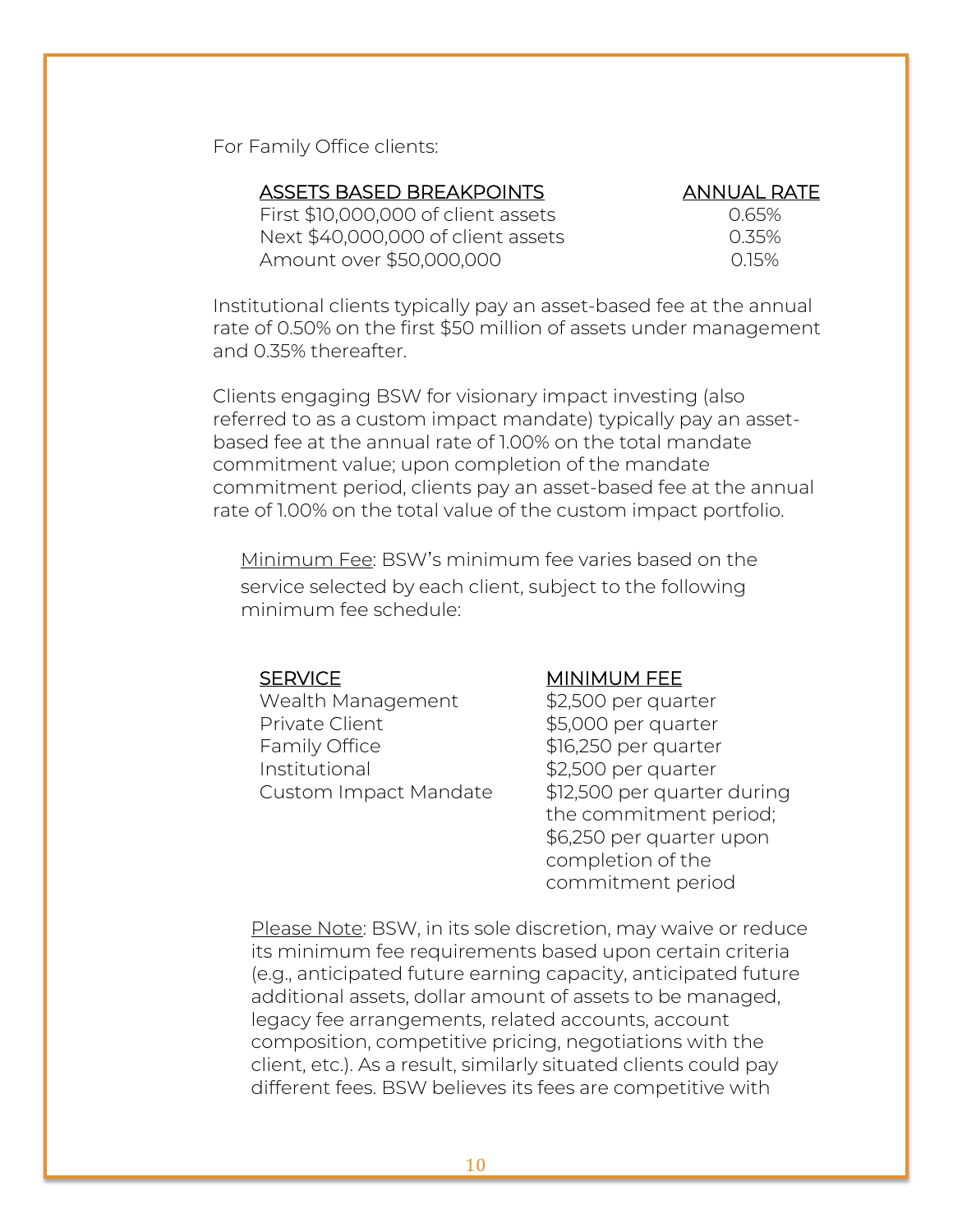For Family Office clients:

| ASSETS BASED BREAKPOINTS | ANNUAL RATE |
| --- | --- |
| First $10,000,000 of client assets | 0.65% |
| Next $40,000,000 of client assets | 0.35% |
| Amount over $50,000,000 | 0.15% |

Institutional clients typically pay an asset-based fee at the annual rate of 0.50% on the first $50 million of assets under management and 0.35% thereafter.

Clients engaging BSW for visionary impact investing (also referred to as a custom impact mandate) typically pay an asset-based fee at the annual rate of 1.00% on the total mandate commitment value; upon completion of the mandate commitment period, clients pay an asset-based fee at the annual rate of 1.00% on the total value of the custom impact portfolio.

Minimum Fee: BSW's minimum fee varies based on the service selected by each client, subject to the following minimum fee schedule:

| SERVICE | MINIMUM FEE |
| --- | --- |
| Wealth Management | $2,500 per quarter |
| Private Client | $5,000 per quarter |
| Family Office | $16,250 per quarter |
| Institutional | $2,500 per quarter |
| Custom Impact Mandate | $12,500 per quarter during the commitment period; $6,250 per quarter upon completion of the commitment period |

Please Note: BSW, in its sole discretion, may waive or reduce its minimum fee requirements based upon certain criteria (e.g., anticipated future earning capacity, anticipated future additional assets, dollar amount of assets to be managed, legacy fee arrangements, related accounts, account composition, competitive pricing, negotiations with the client, etc.). As a result, similarly situated clients could pay different fees. BSW believes its fees are competitive with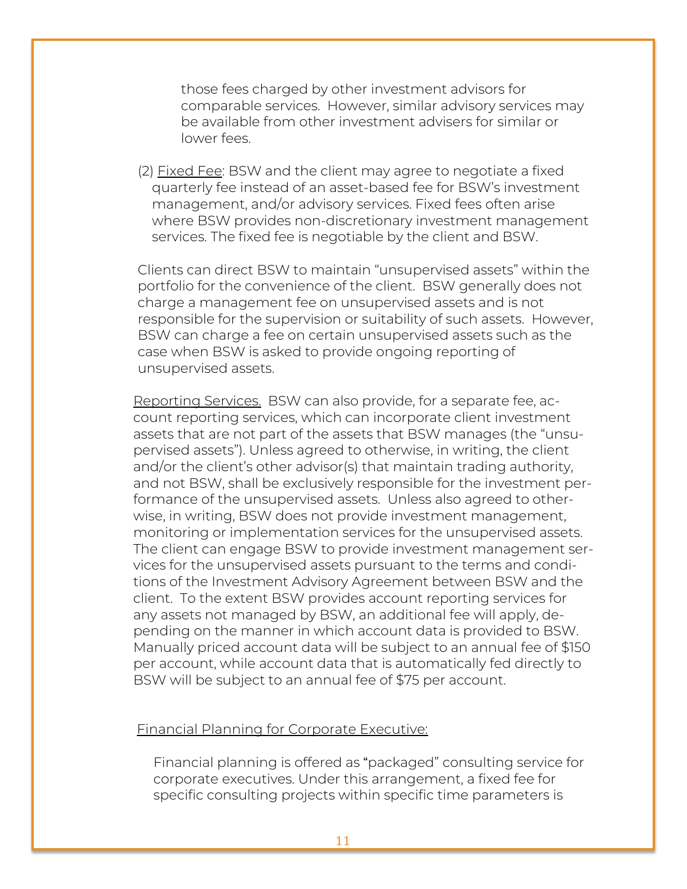those fees charged by other investment advisors for comparable services. However, similar advisory services may be available from other investment advisers for similar or lower fees.

(2) Fixed Fee: BSW and the client may agree to negotiate a fixed quarterly fee instead of an asset-based fee for BSW's investment management, and/or advisory services. Fixed fees often arise where BSW provides non-discretionary investment management services. The fixed fee is negotiable by the client and BSW.

Clients can direct BSW to maintain "unsupervised assets" within the portfolio for the convenience of the client. BSW generally does not charge a management fee on unsupervised assets and is not responsible for the supervision or suitability of such assets. However, BSW can charge a fee on certain unsupervised assets such as the case when BSW is asked to provide ongoing reporting of unsupervised assets.

Reporting Services. BSW can also provide, for a separate fee, account reporting services, which can incorporate client investment assets that are not part of the assets that BSW manages (the "unsupervised assets"). Unless agreed to otherwise, in writing, the client and/or the client's other advisor(s) that maintain trading authority, and not BSW, shall be exclusively responsible for the investment performance of the unsupervised assets. Unless also agreed to otherwise, in writing, BSW does not provide investment management, monitoring or implementation services for the unsupervised assets. The client can engage BSW to provide investment management services for the unsupervised assets pursuant to the terms and conditions of the Investment Advisory Agreement between BSW and the client. To the extent BSW provides account reporting services for any assets not managed by BSW, an additional fee will apply, depending on the manner in which account data is provided to BSW. Manually priced account data will be subject to an annual fee of $150 per account, while account data that is automatically fed directly to BSW will be subject to an annual fee of $75 per account.

Financial Planning for Corporate Executive:

Financial planning is offered as "packaged" consulting service for corporate executives. Under this arrangement, a fixed fee for specific consulting projects within specific time parameters is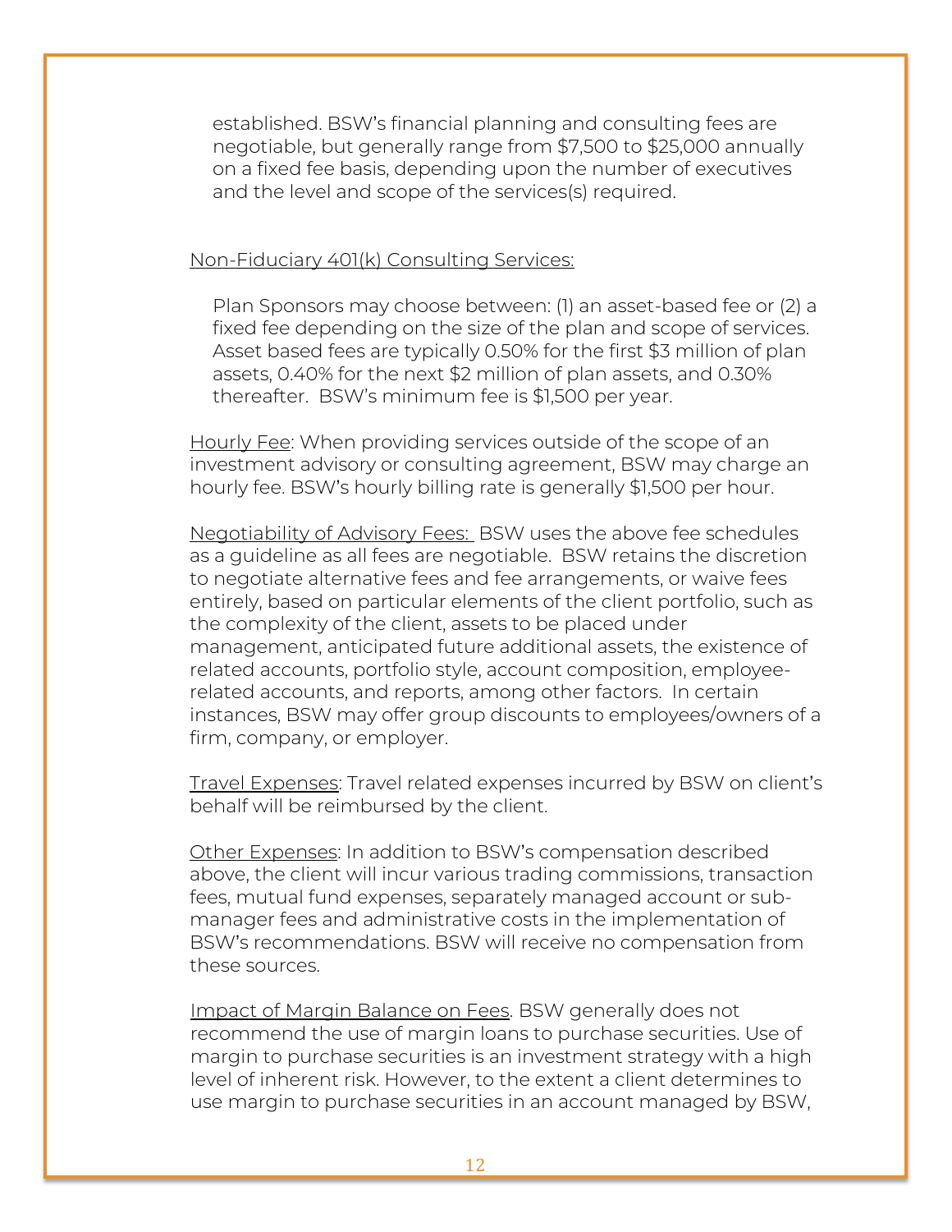established. BSW's financial planning and consulting fees are negotiable, but generally range from $7,500 to $25,000 annually on a fixed fee basis, depending upon the number of executives and the level and scope of the services(s) required.

Non-Fiduciary 401(k) Consulting Services:

Plan Sponsors may choose between: (1) an asset-based fee or (2) a fixed fee depending on the size of the plan and scope of services. Asset based fees are typically 0.50% for the first $3 million of plan assets, 0.40% for the next $2 million of plan assets, and 0.30% thereafter. BSW's minimum fee is $1,500 per year.

Hourly Fee: When providing services outside of the scope of an investment advisory or consulting agreement, BSW may charge an hourly fee. BSW's hourly billing rate is generally $1,500 per hour.

Negotiability of Advisory Fees: BSW uses the above fee schedules as a guideline as all fees are negotiable. BSW retains the discretion to negotiate alternative fees and fee arrangements, or waive fees entirely, based on particular elements of the client portfolio, such as the complexity of the client, assets to be placed under management, anticipated future additional assets, the existence of related accounts, portfolio style, account composition, employee-related accounts, and reports, among other factors. In certain instances, BSW may offer group discounts to employees/owners of a firm, company, or employer.

Travel Expenses: Travel related expenses incurred by BSW on client's behalf will be reimbursed by the client.

Other Expenses: In addition to BSW's compensation described above, the client will incur various trading commissions, transaction fees, mutual fund expenses, separately managed account or sub-manager fees and administrative costs in the implementation of BSW's recommendations. BSW will receive no compensation from these sources.

Impact of Margin Balance on Fees. BSW generally does not recommend the use of margin loans to purchase securities. Use of margin to purchase securities is an investment strategy with a high level of inherent risk. However, to the extent a client determines to use margin to purchase securities in an account managed by BSW,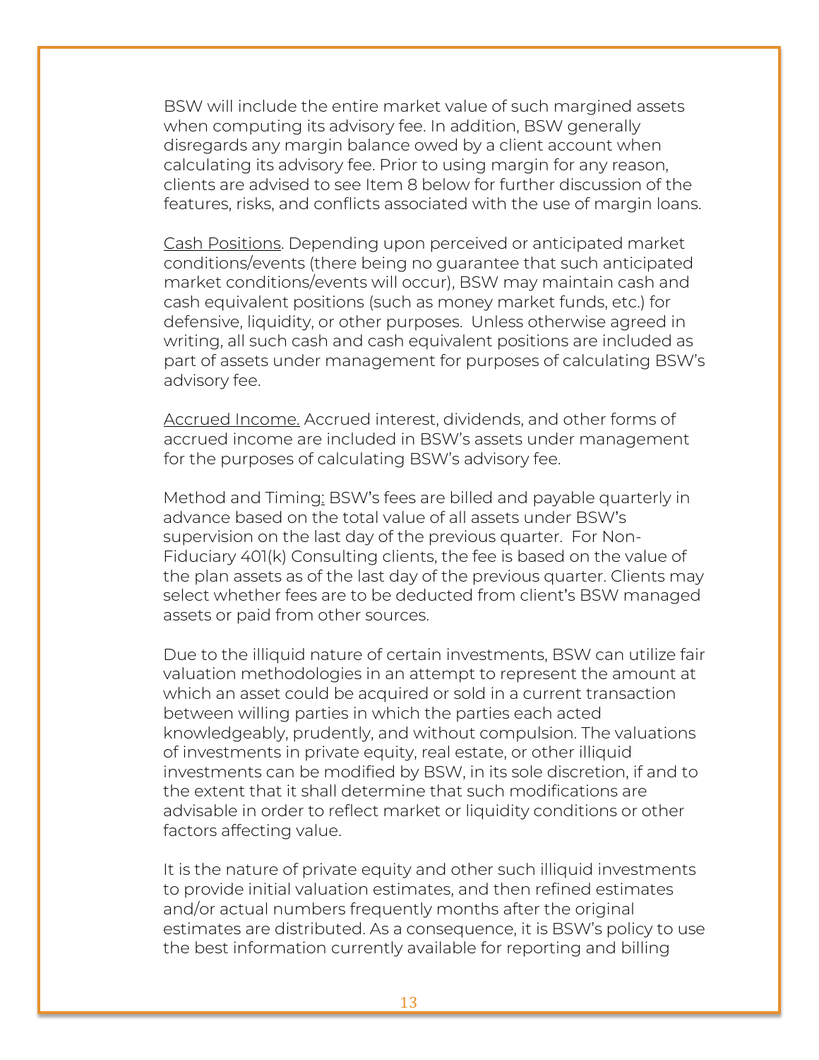BSW will include the entire market value of such margined assets when computing its advisory fee. In addition, BSW generally disregards any margin balance owed by a client account when calculating its advisory fee. Prior to using margin for any reason, clients are advised to see Item 8 below for further discussion of the features, risks, and conflicts associated with the use of margin loans.

Cash Positions. Depending upon perceived or anticipated market conditions/events (there being no guarantee that such anticipated market conditions/events will occur), BSW may maintain cash and cash equivalent positions (such as money market funds, etc.) for defensive, liquidity, or other purposes. Unless otherwise agreed in writing, all such cash and cash equivalent positions are included as part of assets under management for purposes of calculating BSW's advisory fee.

Accrued Income. Accrued interest, dividends, and other forms of accrued income are included in BSW's assets under management for the purposes of calculating BSW's advisory fee.

Method and Timing: BSW's fees are billed and payable quarterly in advance based on the total value of all assets under BSW's supervision on the last day of the previous quarter. For Non-Fiduciary 401(k) Consulting clients, the fee is based on the value of the plan assets as of the last day of the previous quarter. Clients may select whether fees are to be deducted from client's BSW managed assets or paid from other sources.

Due to the illiquid nature of certain investments, BSW can utilize fair valuation methodologies in an attempt to represent the amount at which an asset could be acquired or sold in a current transaction between willing parties in which the parties each acted knowledgeably, prudently, and without compulsion. The valuations of investments in private equity, real estate, or other illiquid investments can be modified by BSW, in its sole discretion, if and to the extent that it shall determine that such modifications are advisable in order to reflect market or liquidity conditions or other factors affecting value.

It is the nature of private equity and other such illiquid investments to provide initial valuation estimates, and then refined estimates and/or actual numbers frequently months after the original estimates are distributed. As a consequence, it is BSW's policy to use the best information currently available for reporting and billing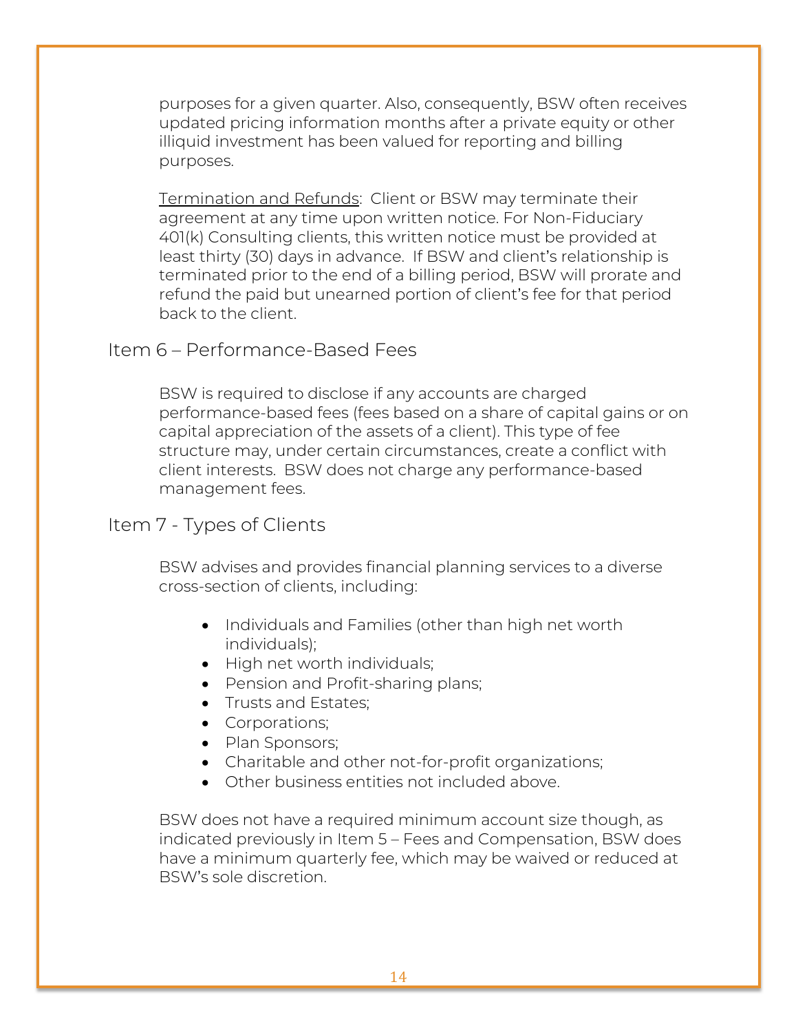purposes for a given quarter. Also, consequently, BSW often receives updated pricing information months after a private equity or other illiquid investment has been valued for reporting and billing purposes.

Termination and Refunds: Client or BSW may terminate their agreement at any time upon written notice. For Non-Fiduciary 401(k) Consulting clients, this written notice must be provided at least thirty (30) days in advance. If BSW and client's relationship is terminated prior to the end of a billing period, BSW will prorate and refund the paid but unearned portion of client's fee for that period back to the client.

## Item 6 – Performance-Based Fees

BSW is required to disclose if any accounts are charged performance-based fees (fees based on a share of capital gains or on capital appreciation of the assets of a client). This type of fee structure may, under certain circumstances, create a conflict with client interests. BSW does not charge any performance-based management fees.

## Item 7 - Types of Clients

BSW advises and provides financial planning services to a diverse cross-section of clients, including:

- Individuals and Families (other than high net worth individuals);
- High net worth individuals;
- Pension and Profit-sharing plans;
- Trusts and Estates;
- Corporations;
- Plan Sponsors;
- Charitable and other not-for-profit organizations;
- Other business entities not included above.

BSW does not have a required minimum account size though, as indicated previously in Item 5 – Fees and Compensation, BSW does have a minimum quarterly fee, which may be waived or reduced at BSW's sole discretion.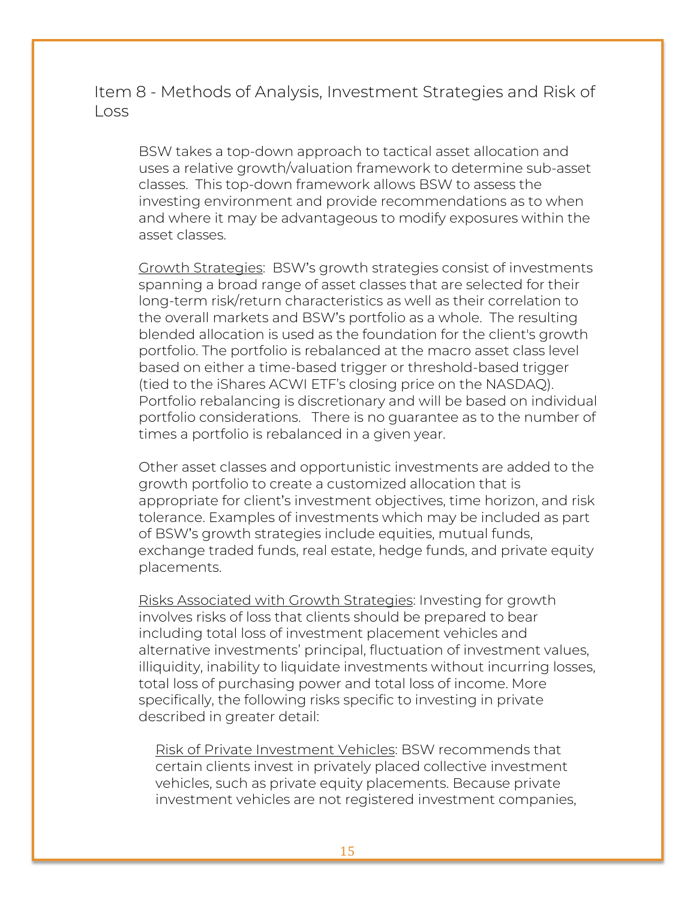## Item 8 - Methods of Analysis, Investment Strategies and Risk of Loss

BSW takes a top-down approach to tactical asset allocation and uses a relative growth/valuation framework to determine sub-asset classes. This top-down framework allows BSW to assess the investing environment and provide recommendations as to when and where it may be advantageous to modify exposures within the asset classes.

Growth Strategies: BSW's growth strategies consist of investments spanning a broad range of asset classes that are selected for their long-term risk/return characteristics as well as their correlation to the overall markets and BSW's portfolio as a whole. The resulting blended allocation is used as the foundation for the client's growth portfolio. The portfolio is rebalanced at the macro asset class level based on either a time-based trigger or threshold-based trigger (tied to the iShares ACWI ETF's closing price on the NASDAQ). Portfolio rebalancing is discretionary and will be based on individual portfolio considerations. There is no guarantee as to the number of times a portfolio is rebalanced in a given year.

Other asset classes and opportunistic investments are added to the growth portfolio to create a customized allocation that is appropriate for client's investment objectives, time horizon, and risk tolerance. Examples of investments which may be included as part of BSW's growth strategies include equities, mutual funds, exchange traded funds, real estate, hedge funds, and private equity placements.

Risks Associated with Growth Strategies: Investing for growth involves risks of loss that clients should be prepared to bear including total loss of investment placement vehicles and alternative investments' principal, fluctuation of investment values, illiquidity, inability to liquidate investments without incurring losses, total loss of purchasing power and total loss of income. More specifically, the following risks specific to investing in private described in greater detail:

Risk of Private Investment Vehicles: BSW recommends that certain clients invest in privately placed collective investment vehicles, such as private equity placements. Because private investment vehicles are not registered investment companies,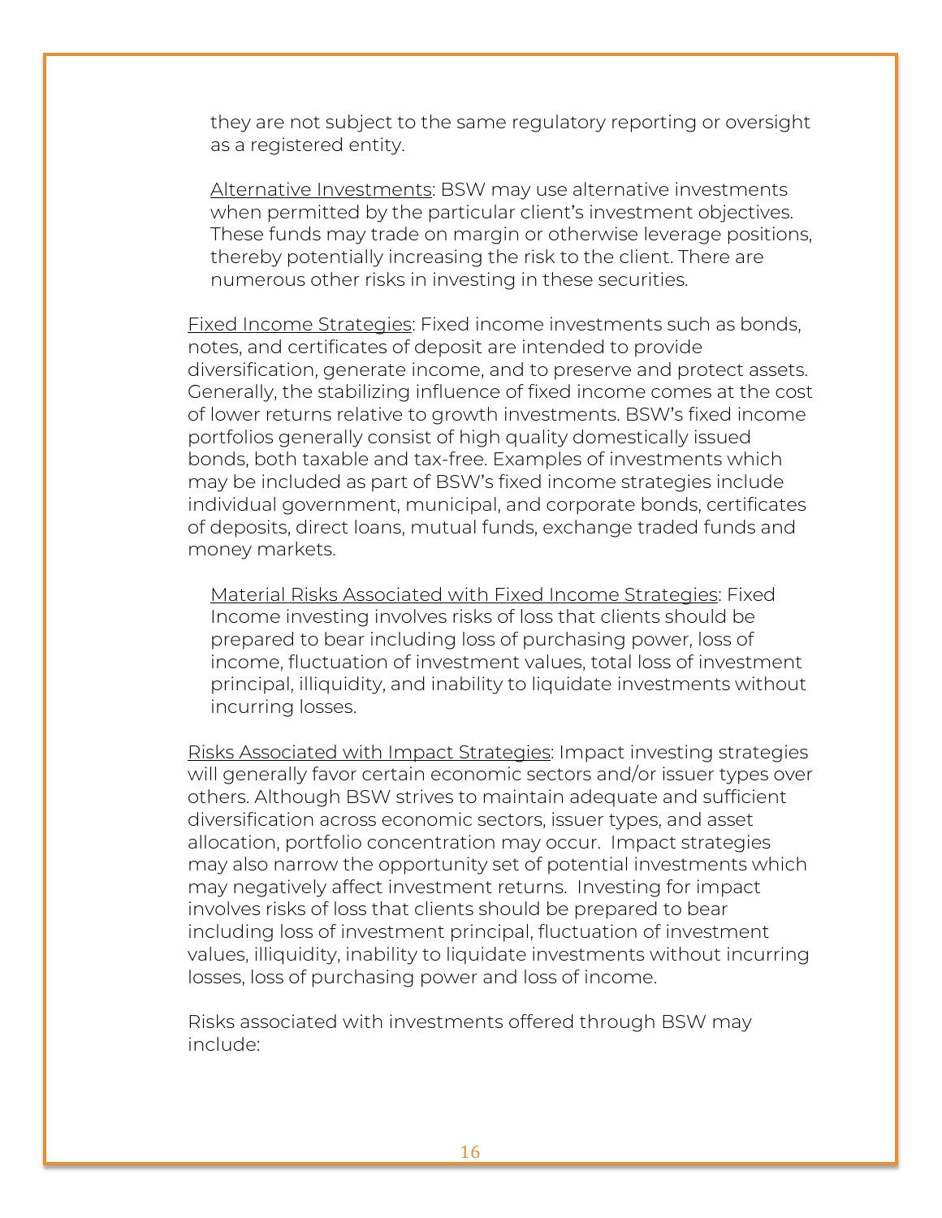they are not subject to the same regulatory reporting or oversight as a registered entity.

Alternative Investments: BSW may use alternative investments when permitted by the particular client's investment objectives. These funds may trade on margin or otherwise leverage positions, thereby potentially increasing the risk to the client. There are numerous other risks in investing in these securities.

Fixed Income Strategies: Fixed income investments such as bonds, notes, and certificates of deposit are intended to provide diversification, generate income, and to preserve and protect assets. Generally, the stabilizing influence of fixed income comes at the cost of lower returns relative to growth investments. BSW's fixed income portfolios generally consist of high quality domestically issued bonds, both taxable and tax-free. Examples of investments which may be included as part of BSW's fixed income strategies include individual government, municipal, and corporate bonds, certificates of deposits, direct loans, mutual funds, exchange traded funds and money markets.

Material Risks Associated with Fixed Income Strategies: Fixed Income investing involves risks of loss that clients should be prepared to bear including loss of purchasing power, loss of income, fluctuation of investment values, total loss of investment principal, illiquidity, and inability to liquidate investments without incurring losses.

Risks Associated with Impact Strategies: Impact investing strategies will generally favor certain economic sectors and/or issuer types over others. Although BSW strives to maintain adequate and sufficient diversification across economic sectors, issuer types, and asset allocation, portfolio concentration may occur. Impact strategies may also narrow the opportunity set of potential investments which may negatively affect investment returns. Investing for impact involves risks of loss that clients should be prepared to bear including loss of investment principal, fluctuation of investment values, illiquidity, inability to liquidate investments without incurring losses, loss of purchasing power and loss of income.

Risks associated with investments offered through BSW may include: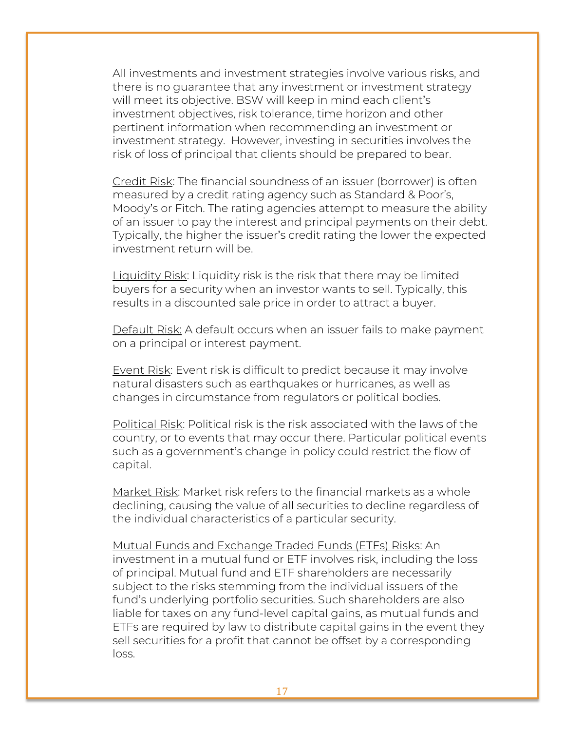All investments and investment strategies involve various risks, and there is no guarantee that any investment or investment strategy will meet its objective. BSW will keep in mind each client's investment objectives, risk tolerance, time horizon and other pertinent information when recommending an investment or investment strategy. However, investing in securities involves the risk of loss of principal that clients should be prepared to bear.

<u>Credit Risk</u>: The financial soundness of an issuer (borrower) is often measured by a credit rating agency such as Standard & Poor's, Moody's or Fitch. The rating agencies attempt to measure the ability of an issuer to pay the interest and principal payments on their debt. Typically, the higher the issuer's credit rating the lower the expected investment return will be.

<u>Liquidity Risk</u>: Liquidity risk is the risk that there may be limited buyers for a security when an investor wants to sell. Typically, this results in a discounted sale price in order to attract a buyer.

<u>Default Risk:</u> A default occurs when an issuer fails to make payment on a principal or interest payment.

<u>Event Risk</u>: Event risk is difficult to predict because it may involve natural disasters such as earthquakes or hurricanes, as well as changes in circumstance from regulators or political bodies.

<u>Political Risk</u>: Political risk is the risk associated with the laws of the country, or to events that may occur there. Particular political events such as a government's change in policy could restrict the flow of capital.

<u>Market Risk</u>: Market risk refers to the financial markets as a whole declining, causing the value of all securities to decline regardless of the individual characteristics of a particular security.

<u>Mutual Funds and Exchange Traded Funds (ETFs) Risks</u>: An investment in a mutual fund or ETF involves risk, including the loss of principal. Mutual fund and ETF shareholders are necessarily subject to the risks stemming from the individual issuers of the fund's underlying portfolio securities. Such shareholders are also liable for taxes on any fund-level capital gains, as mutual funds and ETFs are required by law to distribute capital gains in the event they sell securities for a profit that cannot be offset by a corresponding loss.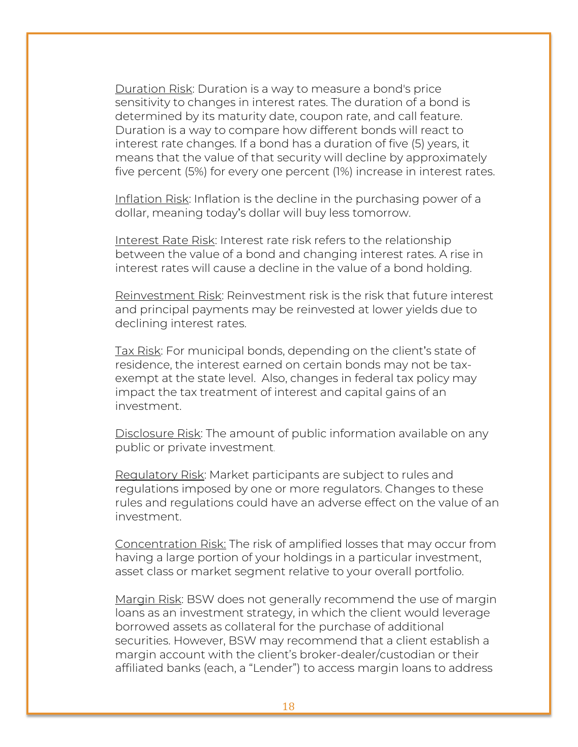Duration Risk: Duration is a way to measure a bond's price sensitivity to changes in interest rates. The duration of a bond is determined by its maturity date, coupon rate, and call feature. Duration is a way to compare how different bonds will react to interest rate changes. If a bond has a duration of five (5) years, it means that the value of that security will decline by approximately five percent (5%) for every one percent (1%) increase in interest rates.

Inflation Risk: Inflation is the decline in the purchasing power of a dollar, meaning today's dollar will buy less tomorrow.

Interest Rate Risk: Interest rate risk refers to the relationship between the value of a bond and changing interest rates. A rise in interest rates will cause a decline in the value of a bond holding.

Reinvestment Risk: Reinvestment risk is the risk that future interest and principal payments may be reinvested at lower yields due to declining interest rates.

Tax Risk: For municipal bonds, depending on the client's state of residence, the interest earned on certain bonds may not be tax-exempt at the state level. Also, changes in federal tax policy may impact the tax treatment of interest and capital gains of an investment.

Disclosure Risk: The amount of public information available on any public or private investment.

Regulatory Risk: Market participants are subject to rules and regulations imposed by one or more regulators. Changes to these rules and regulations could have an adverse effect on the value of an investment.

Concentration Risk: The risk of amplified losses that may occur from having a large portion of your holdings in a particular investment, asset class or market segment relative to your overall portfolio.

Margin Risk: BSW does not generally recommend the use of margin loans as an investment strategy, in which the client would leverage borrowed assets as collateral for the purchase of additional securities. However, BSW may recommend that a client establish a margin account with the client's broker-dealer/custodian or their affiliated banks (each, a "Lender") to access margin loans to address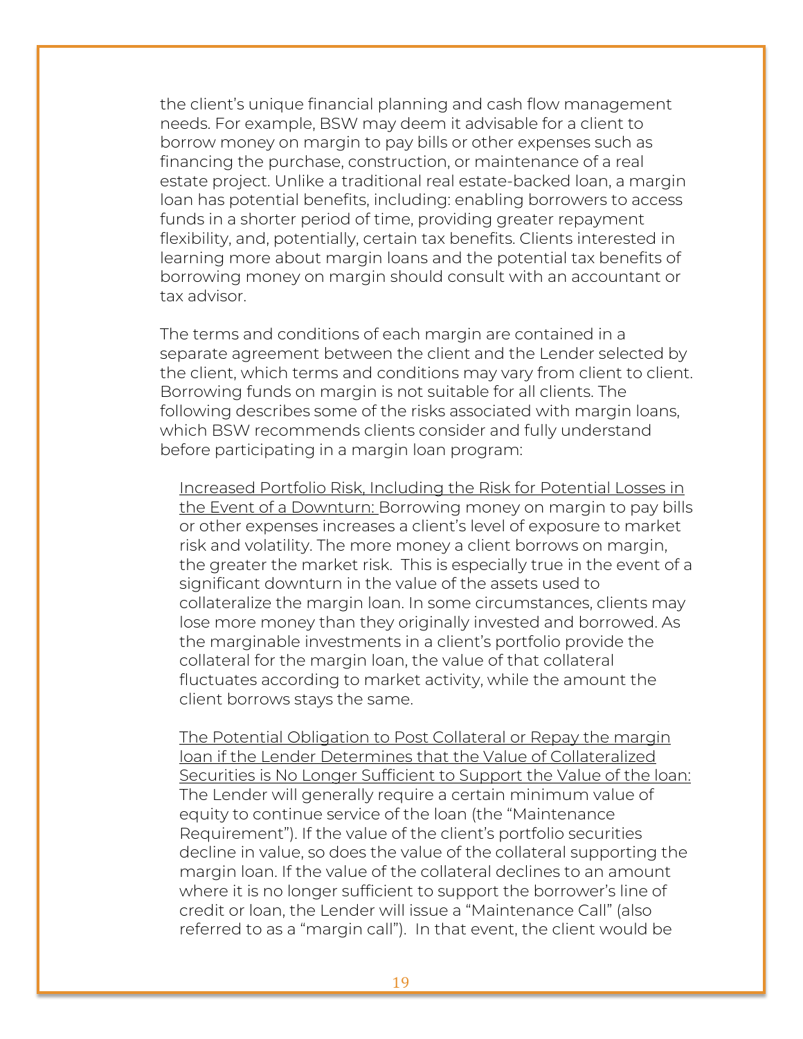the client's unique financial planning and cash flow management needs. For example, BSW may deem it advisable for a client to borrow money on margin to pay bills or other expenses such as financing the purchase, construction, or maintenance of a real estate project. Unlike a traditional real estate-backed loan, a margin loan has potential benefits, including: enabling borrowers to access funds in a shorter period of time, providing greater repayment flexibility, and, potentially, certain tax benefits. Clients interested in learning more about margin loans and the potential tax benefits of borrowing money on margin should consult with an accountant or tax advisor.

The terms and conditions of each margin are contained in a separate agreement between the client and the Lender selected by the client, which terms and conditions may vary from client to client. Borrowing funds on margin is not suitable for all clients. The following describes some of the risks associated with margin loans, which BSW recommends clients consider and fully understand before participating in a margin loan program:

<u>Increased Portfolio Risk, Including the Risk for Potential Losses in the Event of a Downturn:</u> Borrowing money on margin to pay bills or other expenses increases a client's level of exposure to market risk and volatility. The more money a client borrows on margin, the greater the market risk. This is especially true in the event of a significant downturn in the value of the assets used to collateralize the margin loan. In some circumstances, clients may lose more money than they originally invested and borrowed. As the marginable investments in a client's portfolio provide the collateral for the margin loan, the value of that collateral fluctuates according to market activity, while the amount the client borrows stays the same.

<u>The Potential Obligation to Post Collateral or Repay the margin loan if the Lender Determines that the Value of Collateralized Securities is No Longer Sufficient to Support the Value of the loan:</u> The Lender will generally require a certain minimum value of equity to continue service of the loan (the "Maintenance Requirement"). If the value of the client's portfolio securities decline in value, so does the value of the collateral supporting the margin loan. If the value of the collateral declines to an amount where it is no longer sufficient to support the borrower's line of credit or loan, the Lender will issue a "Maintenance Call" (also referred to as a "margin call"). In that event, the client would be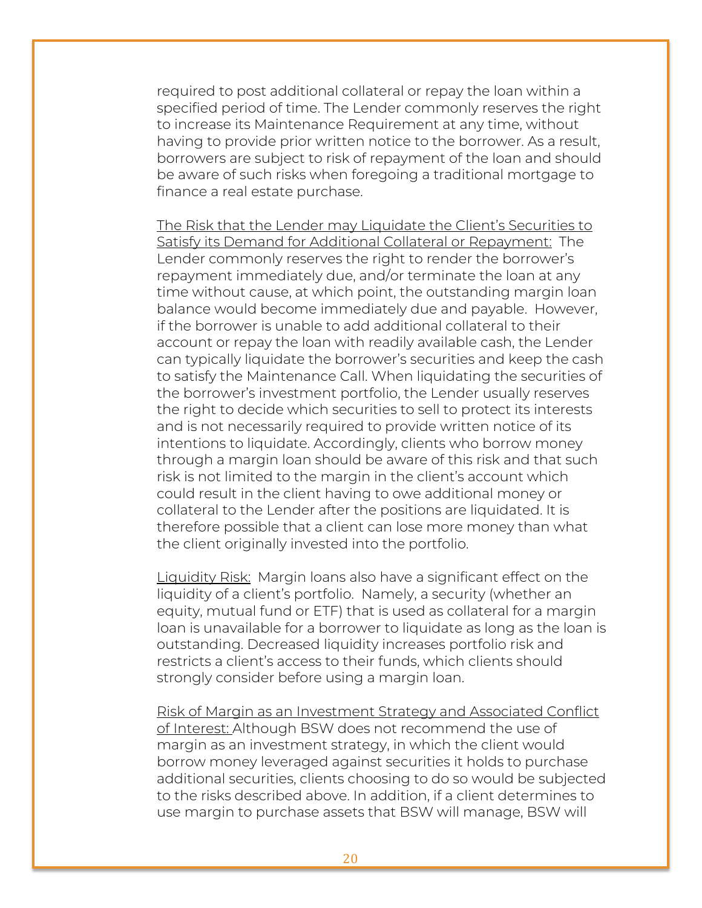required to post additional collateral or repay the loan within a specified period of time. The Lender commonly reserves the right to increase its Maintenance Requirement at any time, without having to provide prior written notice to the borrower. As a result, borrowers are subject to risk of repayment of the loan and should be aware of such risks when foregoing a traditional mortgage to finance a real estate purchase.

<u>The Risk that the Lender may Liquidate the Client's Securities to Satisfy its Demand for Additional Collateral or Repayment:</u> The Lender commonly reserves the right to render the borrower's repayment immediately due, and/or terminate the loan at any time without cause, at which point, the outstanding margin loan balance would become immediately due and payable. However, if the borrower is unable to add additional collateral to their account or repay the loan with readily available cash, the Lender can typically liquidate the borrower's securities and keep the cash to satisfy the Maintenance Call. When liquidating the securities of the borrower's investment portfolio, the Lender usually reserves the right to decide which securities to sell to protect its interests and is not necessarily required to provide written notice of its intentions to liquidate. Accordingly, clients who borrow money through a margin loan should be aware of this risk and that such risk is not limited to the margin in the client's account which could result in the client having to owe additional money or collateral to the Lender after the positions are liquidated. It is therefore possible that a client can lose more money than what the client originally invested into the portfolio.

<u>Liquidity Risk:</u> Margin loans also have a significant effect on the liquidity of a client's portfolio. Namely, a security (whether an equity, mutual fund or ETF) that is used as collateral for a margin loan is unavailable for a borrower to liquidate as long as the loan is outstanding. Decreased liquidity increases portfolio risk and restricts a client's access to their funds, which clients should strongly consider before using a margin loan.

<u>Risk of Margin as an Investment Strategy and Associated Conflict of Interest:</u> Although BSW does not recommend the use of margin as an investment strategy, in which the client would borrow money leveraged against securities it holds to purchase additional securities, clients choosing to do so would be subjected to the risks described above. In addition, if a client determines to use margin to purchase assets that BSW will manage, BSW will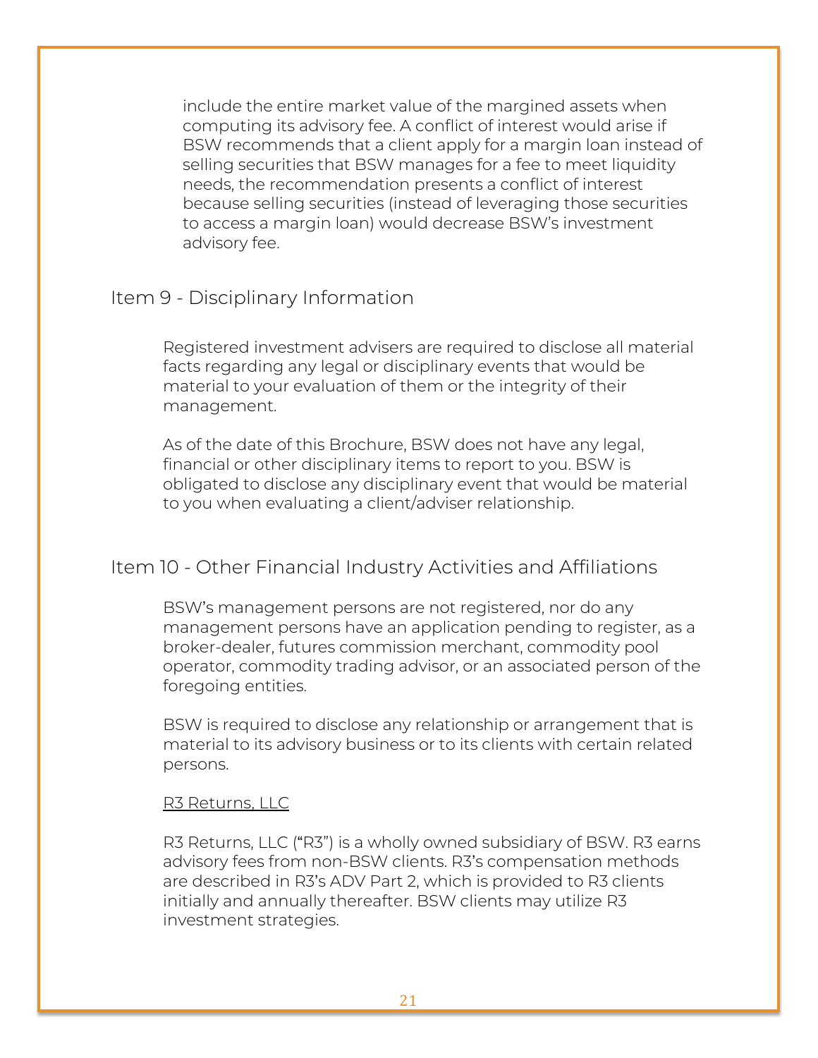include the entire market value of the margined assets when computing its advisory fee. A conflict of interest would arise if BSW recommends that a client apply for a margin loan instead of selling securities that BSW manages for a fee to meet liquidity needs, the recommendation presents a conflict of interest because selling securities (instead of leveraging those securities to access a margin loan) would decrease BSW's investment advisory fee.

## Item 9 - Disciplinary Information

Registered investment advisers are required to disclose all material facts regarding any legal or disciplinary events that would be material to your evaluation of them or the integrity of their management.

As of the date of this Brochure, BSW does not have any legal, financial or other disciplinary items to report to you. BSW is obligated to disclose any disciplinary event that would be material to you when evaluating a client/adviser relationship.

## Item 10 - Other Financial Industry Activities and Affiliations

BSW's management persons are not registered, nor do any management persons have an application pending to register, as a broker-dealer, futures commission merchant, commodity pool operator, commodity trading advisor, or an associated person of the foregoing entities.

BSW is required to disclose any relationship or arrangement that is material to its advisory business or to its clients with certain related persons.

<u>R3 Returns, LLC</u>

R3 Returns, LLC ("R3") is a wholly owned subsidiary of BSW. R3 earns advisory fees from non-BSW clients. R3's compensation methods are described in R3's ADV Part 2, which is provided to R3 clients initially and annually thereafter. BSW clients may utilize R3 investment strategies.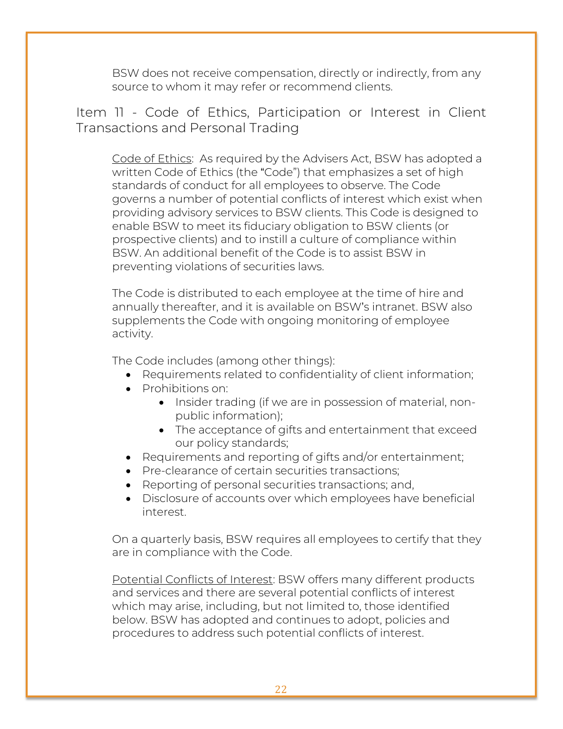BSW does not receive compensation, directly or indirectly, from any source to whom it may refer or recommend clients.

## Item 11 - Code of Ethics, Participation or Interest in Client Transactions and Personal Trading

Code of Ethics: As required by the Advisers Act, BSW has adopted a written Code of Ethics (the "Code") that emphasizes a set of high standards of conduct for all employees to observe. The Code governs a number of potential conflicts of interest which exist when providing advisory services to BSW clients. This Code is designed to enable BSW to meet its fiduciary obligation to BSW clients (or prospective clients) and to instill a culture of compliance within BSW. An additional benefit of the Code is to assist BSW in preventing violations of securities laws.

The Code is distributed to each employee at the time of hire and annually thereafter, and it is available on BSW's intranet. BSW also supplements the Code with ongoing monitoring of employee activity.

The Code includes (among other things):

- Requirements related to confidentiality of client information;
- Prohibitions on:
  - Insider trading (if we are in possession of material, non-public information);
  - The acceptance of gifts and entertainment that exceed our policy standards;
- Requirements and reporting of gifts and/or entertainment;
- Pre-clearance of certain securities transactions;
- Reporting of personal securities transactions; and,
- Disclosure of accounts over which employees have beneficial interest.

On a quarterly basis, BSW requires all employees to certify that they are in compliance with the Code.

Potential Conflicts of Interest: BSW offers many different products and services and there are several potential conflicts of interest which may arise, including, but not limited to, those identified below. BSW has adopted and continues to adopt, policies and procedures to address such potential conflicts of interest.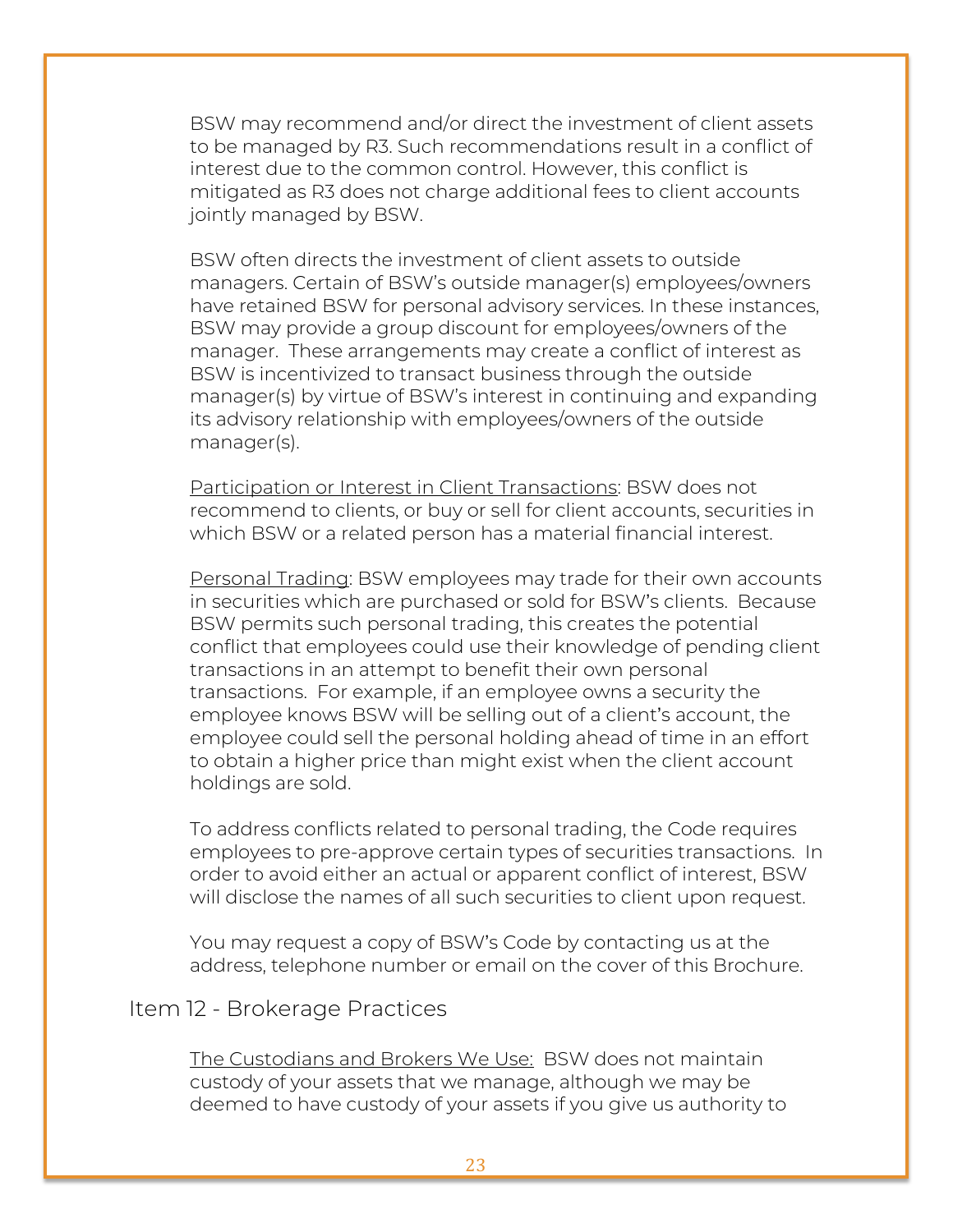BSW may recommend and/or direct the investment of client assets to be managed by R3. Such recommendations result in a conflict of interest due to the common control. However, this conflict is mitigated as R3 does not charge additional fees to client accounts jointly managed by BSW.

BSW often directs the investment of client assets to outside managers. Certain of BSW's outside manager(s) employees/owners have retained BSW for personal advisory services. In these instances, BSW may provide a group discount for employees/owners of the manager. These arrangements may create a conflict of interest as BSW is incentivized to transact business through the outside manager(s) by virtue of BSW's interest in continuing and expanding its advisory relationship with employees/owners of the outside manager(s).

Participation or Interest in Client Transactions: BSW does not recommend to clients, or buy or sell for client accounts, securities in which BSW or a related person has a material financial interest.

Personal Trading: BSW employees may trade for their own accounts in securities which are purchased or sold for BSW's clients. Because BSW permits such personal trading, this creates the potential conflict that employees could use their knowledge of pending client transactions in an attempt to benefit their own personal transactions. For example, if an employee owns a security the employee knows BSW will be selling out of a client's account, the employee could sell the personal holding ahead of time in an effort to obtain a higher price than might exist when the client account holdings are sold.

To address conflicts related to personal trading, the Code requires employees to pre-approve certain types of securities transactions. In order to avoid either an actual or apparent conflict of interest, BSW will disclose the names of all such securities to client upon request.

You may request a copy of BSW's Code by contacting us at the address, telephone number or email on the cover of this Brochure.

## Item 12 - Brokerage Practices

The Custodians and Brokers We Use: BSW does not maintain custody of your assets that we manage, although we may be deemed to have custody of your assets if you give us authority to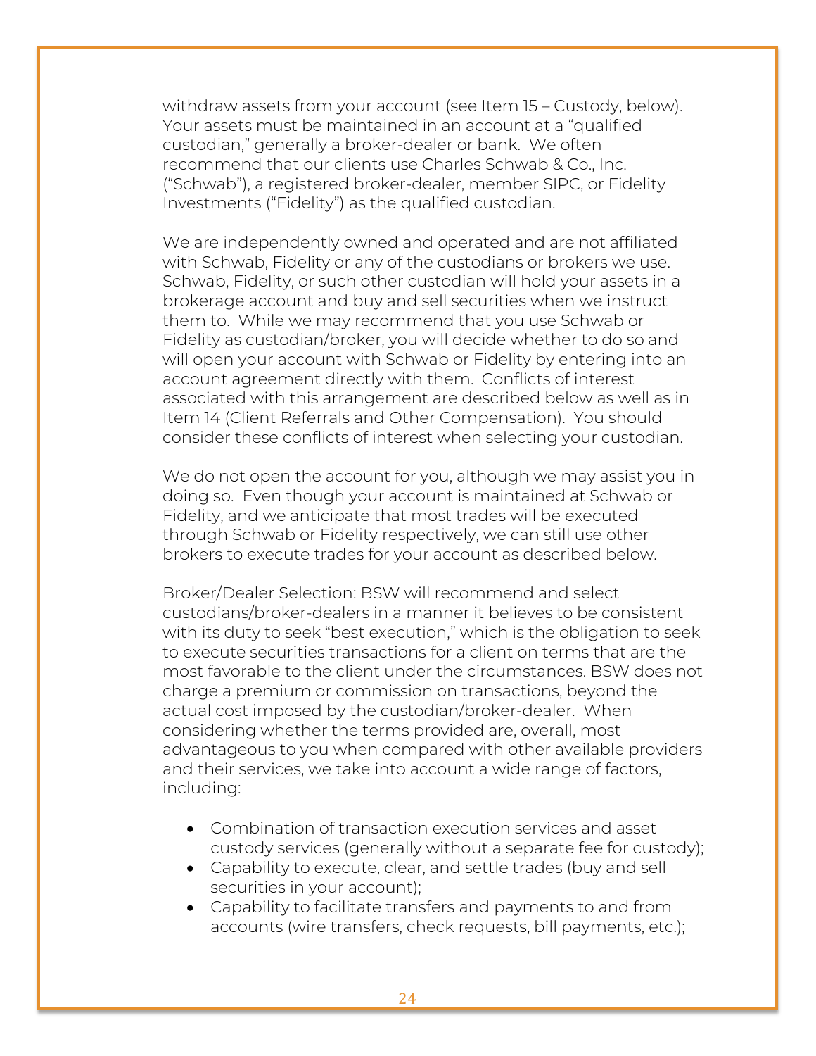withdraw assets from your account (see Item 15 – Custody, below). Your assets must be maintained in an account at a "qualified custodian," generally a broker-dealer or bank. We often recommend that our clients use Charles Schwab & Co., Inc. ("Schwab"), a registered broker-dealer, member SIPC, or Fidelity Investments ("Fidelity") as the qualified custodian.

We are independently owned and operated and are not affiliated with Schwab, Fidelity or any of the custodians or brokers we use. Schwab, Fidelity, or such other custodian will hold your assets in a brokerage account and buy and sell securities when we instruct them to. While we may recommend that you use Schwab or Fidelity as custodian/broker, you will decide whether to do so and will open your account with Schwab or Fidelity by entering into an account agreement directly with them. Conflicts of interest associated with this arrangement are described below as well as in Item 14 (Client Referrals and Other Compensation). You should consider these conflicts of interest when selecting your custodian.

We do not open the account for you, although we may assist you in doing so. Even though your account is maintained at Schwab or Fidelity, and we anticipate that most trades will be executed through Schwab or Fidelity respectively, we can still use other brokers to execute trades for your account as described below.

<u>Broker/Dealer Selection</u>: BSW will recommend and select custodians/broker-dealers in a manner it believes to be consistent with its duty to seek "best execution," which is the obligation to seek to execute securities transactions for a client on terms that are the most favorable to the client under the circumstances. BSW does not charge a premium or commission on transactions, beyond the actual cost imposed by the custodian/broker-dealer. When considering whether the terms provided are, overall, most advantageous to you when compared with other available providers and their services, we take into account a wide range of factors, including:

- Combination of transaction execution services and asset custody services (generally without a separate fee for custody);
- Capability to execute, clear, and settle trades (buy and sell securities in your account);
- Capability to facilitate transfers and payments to and from accounts (wire transfers, check requests, bill payments, etc.);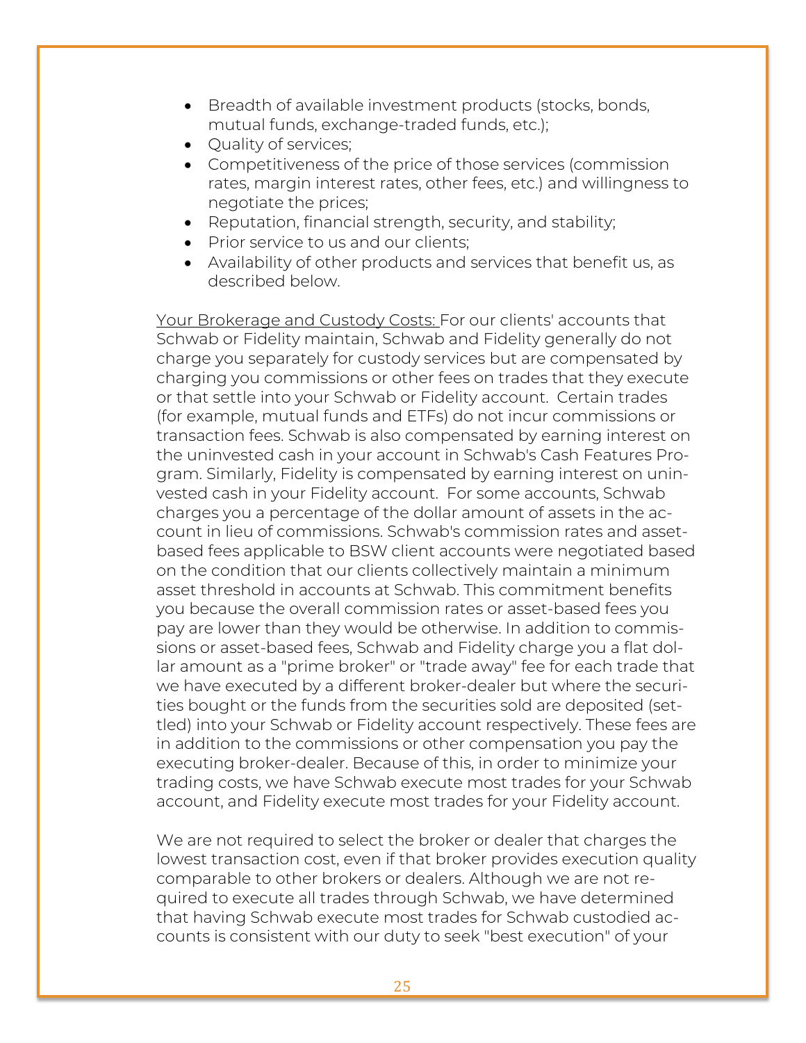- Breadth of available investment products (stocks, bonds, mutual funds, exchange-traded funds, etc.);
- Quality of services;
- Competitiveness of the price of those services (commission rates, margin interest rates, other fees, etc.) and willingness to negotiate the prices;
- Reputation, financial strength, security, and stability;
- Prior service to us and our clients;
- Availability of other products and services that benefit us, as described below.

Your Brokerage and Custody Costs: For our clients' accounts that Schwab or Fidelity maintain, Schwab and Fidelity generally do not charge you separately for custody services but are compensated by charging you commissions or other fees on trades that they execute or that settle into your Schwab or Fidelity account. Certain trades (for example, mutual funds and ETFs) do not incur commissions or transaction fees. Schwab is also compensated by earning interest on the uninvested cash in your account in Schwab's Cash Features Program. Similarly, Fidelity is compensated by earning interest on uninvested cash in your Fidelity account. For some accounts, Schwab charges you a percentage of the dollar amount of assets in the account in lieu of commissions. Schwab's commission rates and asset-based fees applicable to BSW client accounts were negotiated based on the condition that our clients collectively maintain a minimum asset threshold in accounts at Schwab. This commitment benefits you because the overall commission rates or asset-based fees you pay are lower than they would be otherwise. In addition to commissions or asset-based fees, Schwab and Fidelity charge you a flat dollar amount as a "prime broker" or "trade away" fee for each trade that we have executed by a different broker-dealer but where the securities bought or the funds from the securities sold are deposited (settled) into your Schwab or Fidelity account respectively. These fees are in addition to the commissions or other compensation you pay the executing broker-dealer. Because of this, in order to minimize your trading costs, we have Schwab execute most trades for your Schwab account, and Fidelity execute most trades for your Fidelity account.

We are not required to select the broker or dealer that charges the lowest transaction cost, even if that broker provides execution quality comparable to other brokers or dealers. Although we are not required to execute all trades through Schwab, we have determined that having Schwab execute most trades for Schwab custodied accounts is consistent with our duty to seek "best execution" of your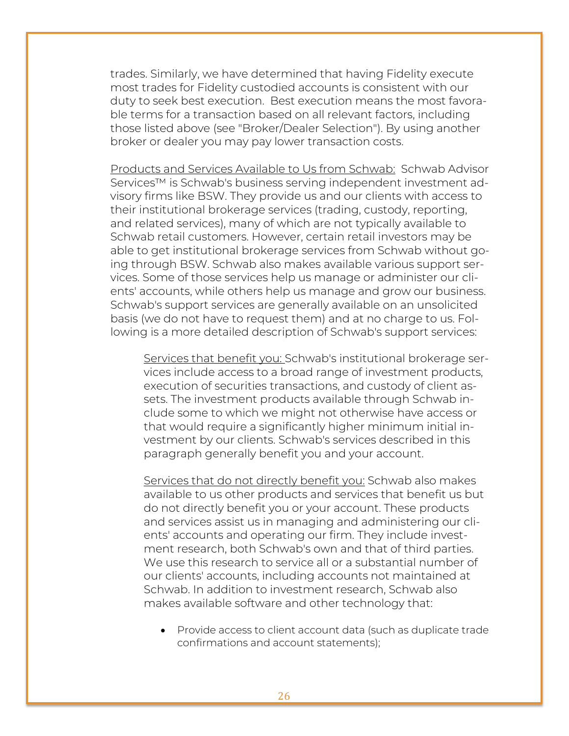trades. Similarly, we have determined that having Fidelity execute most trades for Fidelity custodied accounts is consistent with our duty to seek best execution. Best execution means the most favorable terms for a transaction based on all relevant factors, including those listed above (see "Broker/Dealer Selection"). By using another broker or dealer you may pay lower transaction costs.

Products and Services Available to Us from Schwab: Schwab Advisor Services™ is Schwab's business serving independent investment advisory firms like BSW. They provide us and our clients with access to their institutional brokerage services (trading, custody, reporting, and related services), many of which are not typically available to Schwab retail customers. However, certain retail investors may be able to get institutional brokerage services from Schwab without going through BSW. Schwab also makes available various support services. Some of those services help us manage or administer our clients' accounts, while others help us manage and grow our business. Schwab's support services are generally available on an unsolicited basis (we do not have to request them) and at no charge to us. Following is a more detailed description of Schwab's support services:

Services that benefit you: Schwab's institutional brokerage services include access to a broad range of investment products, execution of securities transactions, and custody of client assets. The investment products available through Schwab include some to which we might not otherwise have access or that would require a significantly higher minimum initial investment by our clients. Schwab's services described in this paragraph generally benefit you and your account.

Services that do not directly benefit you: Schwab also makes available to us other products and services that benefit us but do not directly benefit you or your account. These products and services assist us in managing and administering our clients' accounts and operating our firm. They include investment research, both Schwab's own and that of third parties. We use this research to service all or a substantial number of our clients' accounts, including accounts not maintained at Schwab. In addition to investment research, Schwab also makes available software and other technology that:

- Provide access to client account data (such as duplicate trade confirmations and account statements);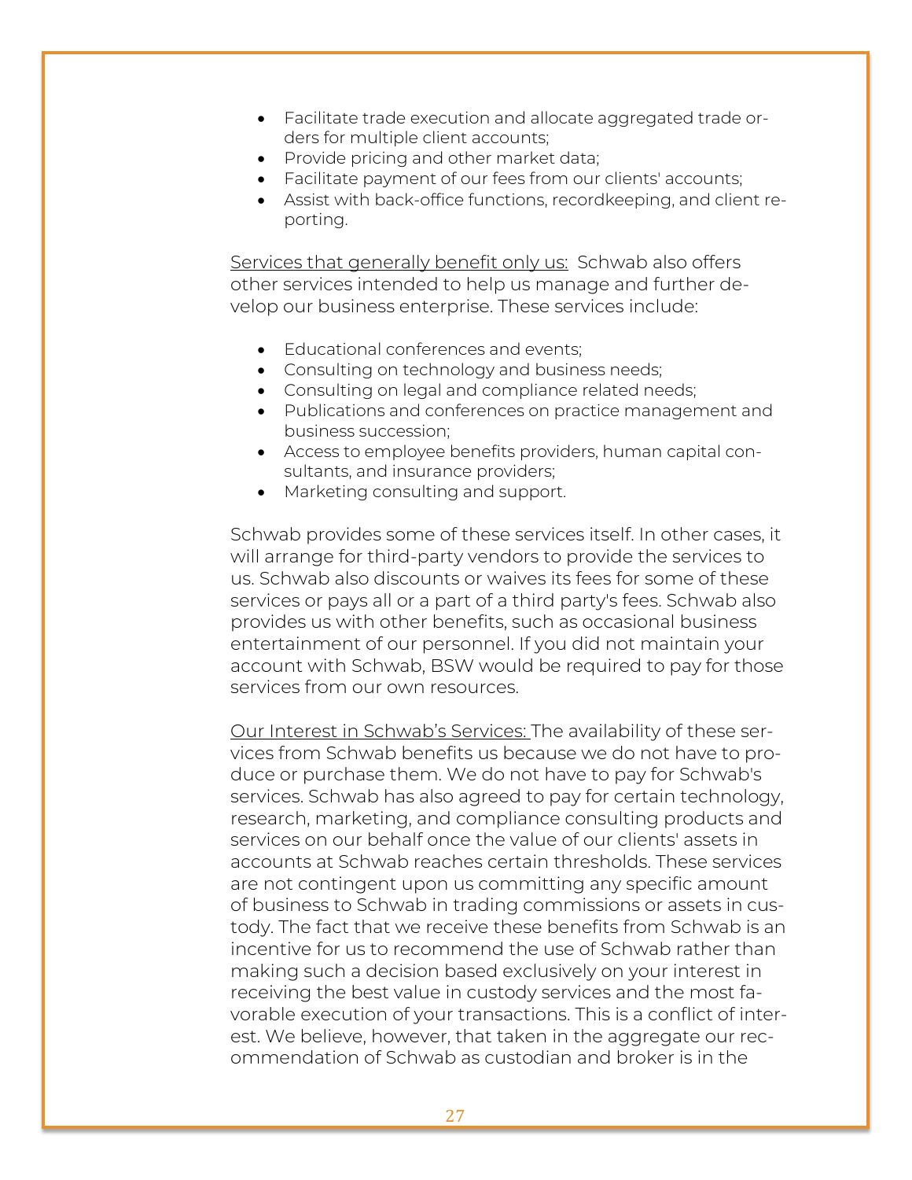- Facilitate trade execution and allocate aggregated trade orders for multiple client accounts;
- Provide pricing and other market data;
- Facilitate payment of our fees from our clients' accounts;
- Assist with back-office functions, recordkeeping, and client reporting.

<u>Services that generally benefit only us:</u> Schwab also offers other services intended to help us manage and further develop our business enterprise. These services include:

- Educational conferences and events;
- Consulting on technology and business needs;
- Consulting on legal and compliance related needs;
- Publications and conferences on practice management and business succession;
- Access to employee benefits providers, human capital consultants, and insurance providers;
- Marketing consulting and support.

Schwab provides some of these services itself. In other cases, it will arrange for third-party vendors to provide the services to us. Schwab also discounts or waives its fees for some of these services or pays all or a part of a third party's fees. Schwab also provides us with other benefits, such as occasional business entertainment of our personnel. If you did not maintain your account with Schwab, BSW would be required to pay for those services from our own resources.

<u>Our Interest in Schwab's Services:</u> The availability of these services from Schwab benefits us because we do not have to produce or purchase them. We do not have to pay for Schwab's services. Schwab has also agreed to pay for certain technology, research, marketing, and compliance consulting products and services on our behalf once the value of our clients' assets in accounts at Schwab reaches certain thresholds. These services are not contingent upon us committing any specific amount of business to Schwab in trading commissions or assets in custody. The fact that we receive these benefits from Schwab is an incentive for us to recommend the use of Schwab rather than making such a decision based exclusively on your interest in receiving the best value in custody services and the most favorable execution of your transactions. This is a conflict of interest. We believe, however, that taken in the aggregate our recommendation of Schwab as custodian and broker is in the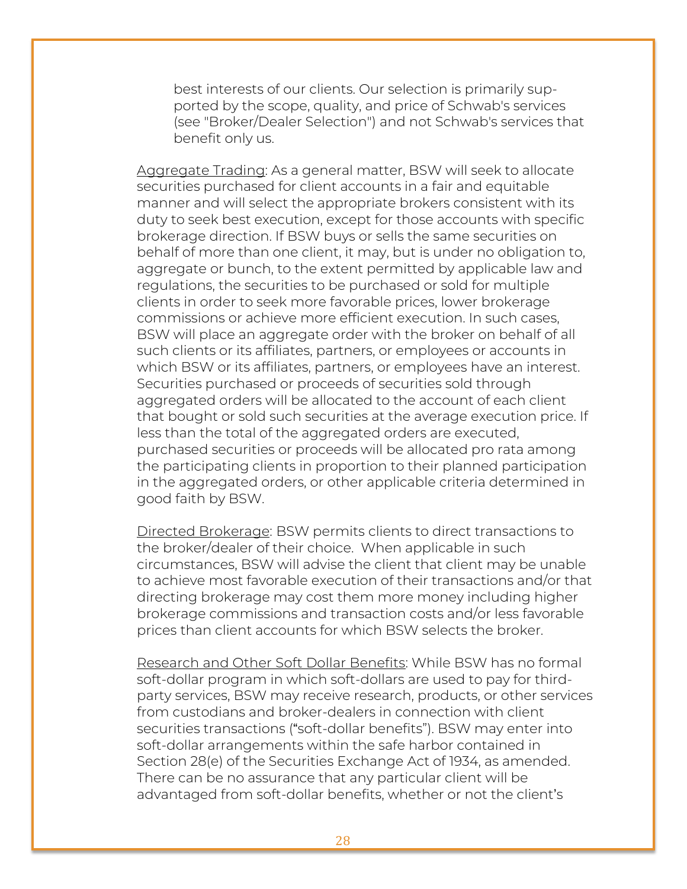best interests of our clients. Our selection is primarily supported by the scope, quality, and price of Schwab's services (see "Broker/Dealer Selection") and not Schwab's services that benefit only us.

<u>Aggregate Trading</u>: As a general matter, BSW will seek to allocate securities purchased for client accounts in a fair and equitable manner and will select the appropriate brokers consistent with its duty to seek best execution, except for those accounts with specific brokerage direction. If BSW buys or sells the same securities on behalf of more than one client, it may, but is under no obligation to, aggregate or bunch, to the extent permitted by applicable law and regulations, the securities to be purchased or sold for multiple clients in order to seek more favorable prices, lower brokerage commissions or achieve more efficient execution. In such cases, BSW will place an aggregate order with the broker on behalf of all such clients or its affiliates, partners, or employees or accounts in which BSW or its affiliates, partners, or employees have an interest. Securities purchased or proceeds of securities sold through aggregated orders will be allocated to the account of each client that bought or sold such securities at the average execution price. If less than the total of the aggregated orders are executed, purchased securities or proceeds will be allocated pro rata among the participating clients in proportion to their planned participation in the aggregated orders, or other applicable criteria determined in good faith by BSW.

<u>Directed Brokerage</u>: BSW permits clients to direct transactions to the broker/dealer of their choice. When applicable in such circumstances, BSW will advise the client that client may be unable to achieve most favorable execution of their transactions and/or that directing brokerage may cost them more money including higher brokerage commissions and transaction costs and/or less favorable prices than client accounts for which BSW selects the broker.

<u>Research and Other Soft Dollar Benefits</u>: While BSW has no formal soft-dollar program in which soft-dollars are used to pay for third-party services, BSW may receive research, products, or other services from custodians and broker-dealers in connection with client securities transactions ("soft-dollar benefits"). BSW may enter into soft-dollar arrangements within the safe harbor contained in Section 28(e) of the Securities Exchange Act of 1934, as amended. There can be no assurance that any particular client will be advantaged from soft-dollar benefits, whether or not the client's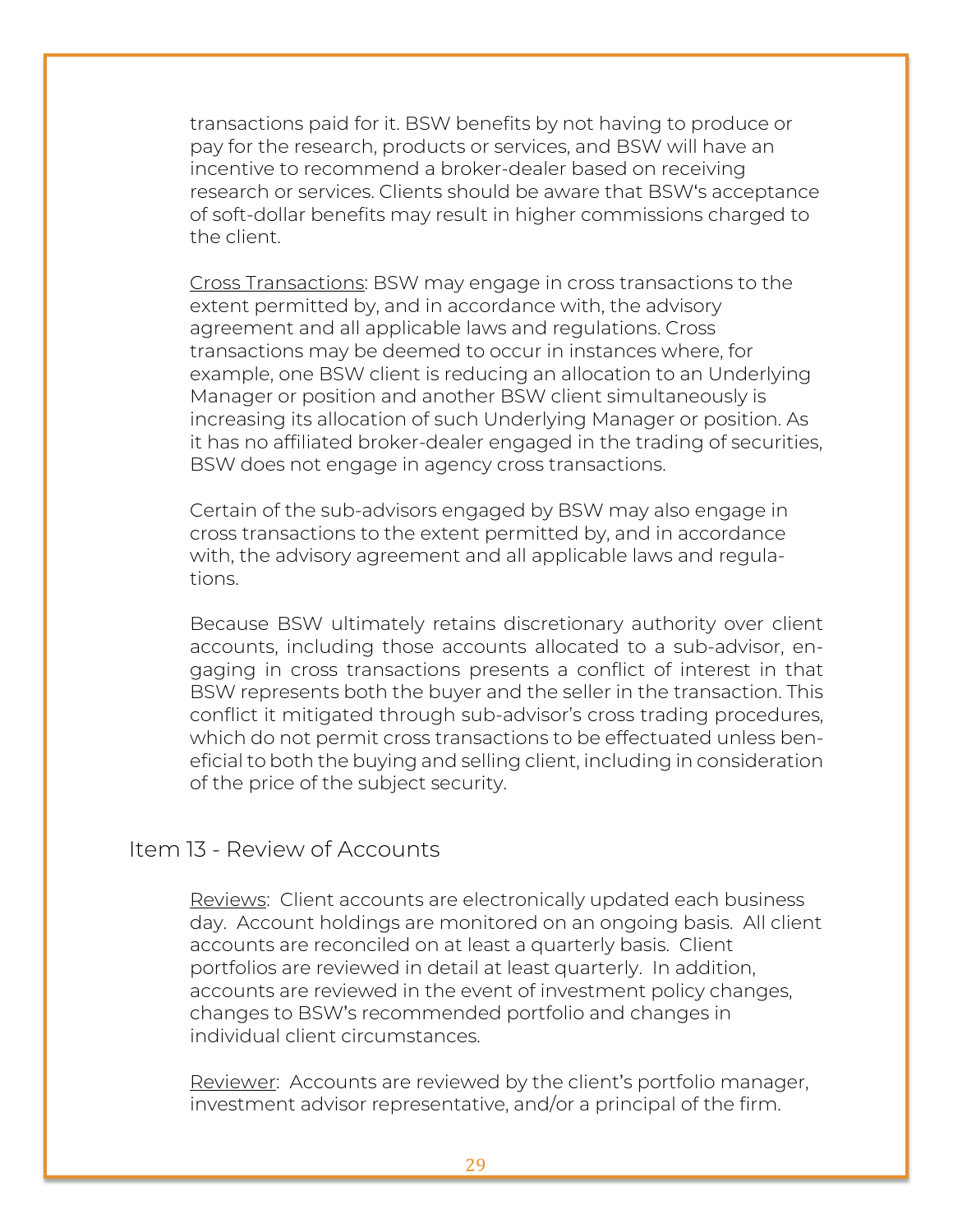transactions paid for it. BSW benefits by not having to produce or pay for the research, products or services, and BSW will have an incentive to recommend a broker-dealer based on receiving research or services. Clients should be aware that BSW's acceptance of soft-dollar benefits may result in higher commissions charged to the client.

Cross Transactions: BSW may engage in cross transactions to the extent permitted by, and in accordance with, the advisory agreement and all applicable laws and regulations. Cross transactions may be deemed to occur in instances where, for example, one BSW client is reducing an allocation to an Underlying Manager or position and another BSW client simultaneously is increasing its allocation of such Underlying Manager or position. As it has no affiliated broker-dealer engaged in the trading of securities, BSW does not engage in agency cross transactions.

Certain of the sub-advisors engaged by BSW may also engage in cross transactions to the extent permitted by, and in accordance with, the advisory agreement and all applicable laws and regulations.

Because BSW ultimately retains discretionary authority over client accounts, including those accounts allocated to a sub-advisor, engaging in cross transactions presents a conflict of interest in that BSW represents both the buyer and the seller in the transaction. This conflict it mitigated through sub-advisor's cross trading procedures, which do not permit cross transactions to be effectuated unless beneficial to both the buying and selling client, including in consideration of the price of the subject security.

## Item 13 - Review of Accounts

Reviews: Client accounts are electronically updated each business day. Account holdings are monitored on an ongoing basis. All client accounts are reconciled on at least a quarterly basis. Client portfolios are reviewed in detail at least quarterly. In addition, accounts are reviewed in the event of investment policy changes, changes to BSW's recommended portfolio and changes in individual client circumstances.

Reviewer: Accounts are reviewed by the client's portfolio manager, investment advisor representative, and/or a principal of the firm.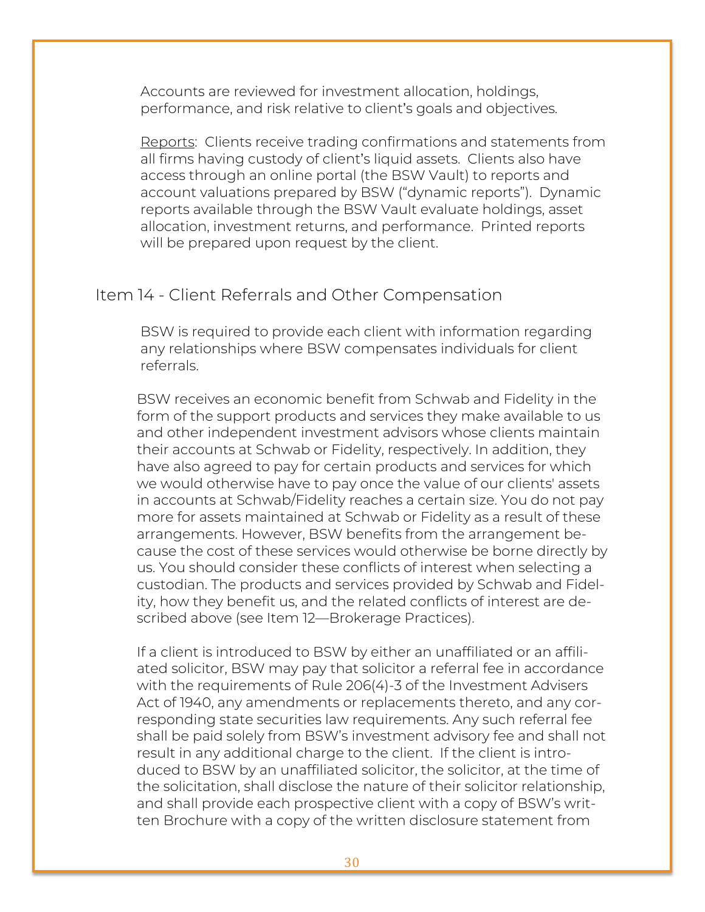Accounts are reviewed for investment allocation, holdings, performance, and risk relative to client's goals and objectives.

Reports: Clients receive trading confirmations and statements from all firms having custody of client's liquid assets. Clients also have access through an online portal (the BSW Vault) to reports and account valuations prepared by BSW ("dynamic reports"). Dynamic reports available through the BSW Vault evaluate holdings, asset allocation, investment returns, and performance. Printed reports will be prepared upon request by the client.

## Item 14 - Client Referrals and Other Compensation

BSW is required to provide each client with information regarding any relationships where BSW compensates individuals for client referrals.

BSW receives an economic benefit from Schwab and Fidelity in the form of the support products and services they make available to us and other independent investment advisors whose clients maintain their accounts at Schwab or Fidelity, respectively. In addition, they have also agreed to pay for certain products and services for which we would otherwise have to pay once the value of our clients' assets in accounts at Schwab/Fidelity reaches a certain size. You do not pay more for assets maintained at Schwab or Fidelity as a result of these arrangements. However, BSW benefits from the arrangement because the cost of these services would otherwise be borne directly by us. You should consider these conflicts of interest when selecting a custodian. The products and services provided by Schwab and Fidelity, how they benefit us, and the related conflicts of interest are described above (see Item 12—Brokerage Practices).

If a client is introduced to BSW by either an unaffiliated or an affiliated solicitor, BSW may pay that solicitor a referral fee in accordance with the requirements of Rule 206(4)-3 of the Investment Advisers Act of 1940, any amendments or replacements thereto, and any corresponding state securities law requirements. Any such referral fee shall be paid solely from BSW's investment advisory fee and shall not result in any additional charge to the client. If the client is introduced to BSW by an unaffiliated solicitor, the solicitor, at the time of the solicitation, shall disclose the nature of their solicitor relationship, and shall provide each prospective client with a copy of BSW's written Brochure with a copy of the written disclosure statement from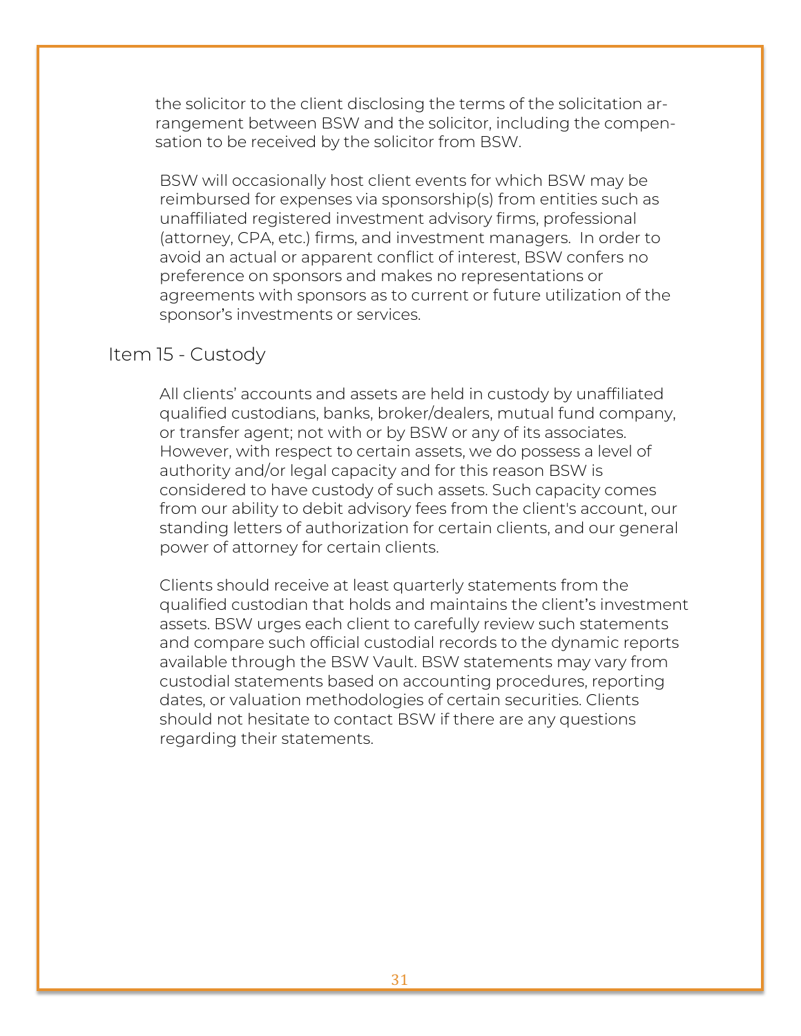the solicitor to the client disclosing the terms of the solicitation arrangement between BSW and the solicitor, including the compensation to be received by the solicitor from BSW.

BSW will occasionally host client events for which BSW may be reimbursed for expenses via sponsorship(s) from entities such as unaffiliated registered investment advisory firms, professional (attorney, CPA, etc.) firms, and investment managers. In order to avoid an actual or apparent conflict of interest, BSW confers no preference on sponsors and makes no representations or agreements with sponsors as to current or future utilization of the sponsor's investments or services.

## Item 15 - Custody

All clients' accounts and assets are held in custody by unaffiliated qualified custodians, banks, broker/dealers, mutual fund company, or transfer agent; not with or by BSW or any of its associates. However, with respect to certain assets, we do possess a level of authority and/or legal capacity and for this reason BSW is considered to have custody of such assets. Such capacity comes from our ability to debit advisory fees from the client's account, our standing letters of authorization for certain clients, and our general power of attorney for certain clients.

Clients should receive at least quarterly statements from the qualified custodian that holds and maintains the client's investment assets. BSW urges each client to carefully review such statements and compare such official custodial records to the dynamic reports available through the BSW Vault. BSW statements may vary from custodial statements based on accounting procedures, reporting dates, or valuation methodologies of certain securities. Clients should not hesitate to contact BSW if there are any questions regarding their statements.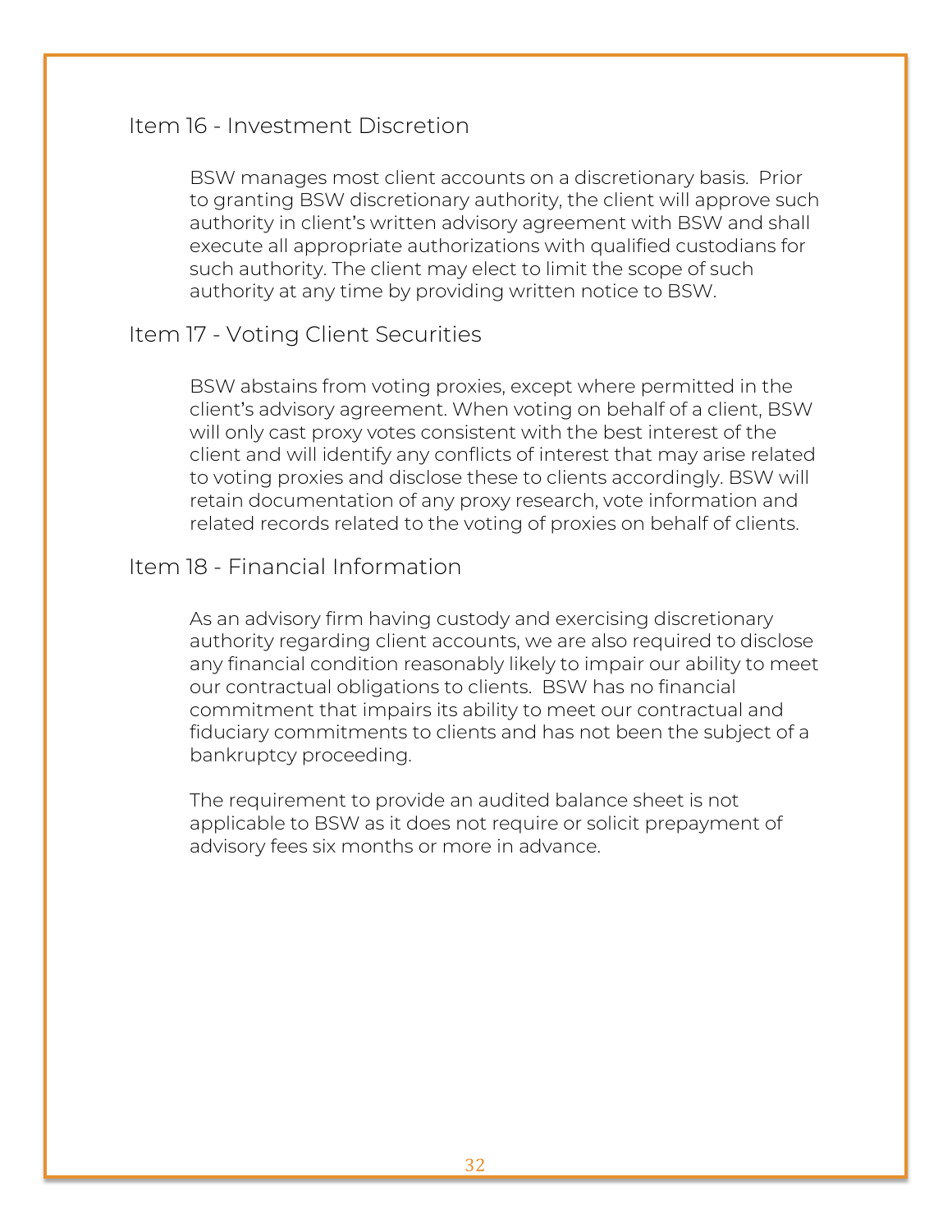## Item 16 - Investment Discretion

BSW manages most client accounts on a discretionary basis. Prior to granting BSW discretionary authority, the client will approve such authority in client's written advisory agreement with BSW and shall execute all appropriate authorizations with qualified custodians for such authority. The client may elect to limit the scope of such authority at any time by providing written notice to BSW.

## Item 17 - Voting Client Securities

BSW abstains from voting proxies, except where permitted in the client's advisory agreement. When voting on behalf of a client, BSW will only cast proxy votes consistent with the best interest of the client and will identify any conflicts of interest that may arise related to voting proxies and disclose these to clients accordingly. BSW will retain documentation of any proxy research, vote information and related records related to the voting of proxies on behalf of clients.

## Item 18 - Financial Information

As an advisory firm having custody and exercising discretionary authority regarding client accounts, we are also required to disclose any financial condition reasonably likely to impair our ability to meet our contractual obligations to clients. BSW has no financial commitment that impairs its ability to meet our contractual and fiduciary commitments to clients and has not been the subject of a bankruptcy proceeding.

The requirement to provide an audited balance sheet is not applicable to BSW as it does not require or solicit prepayment of advisory fees six months or more in advance.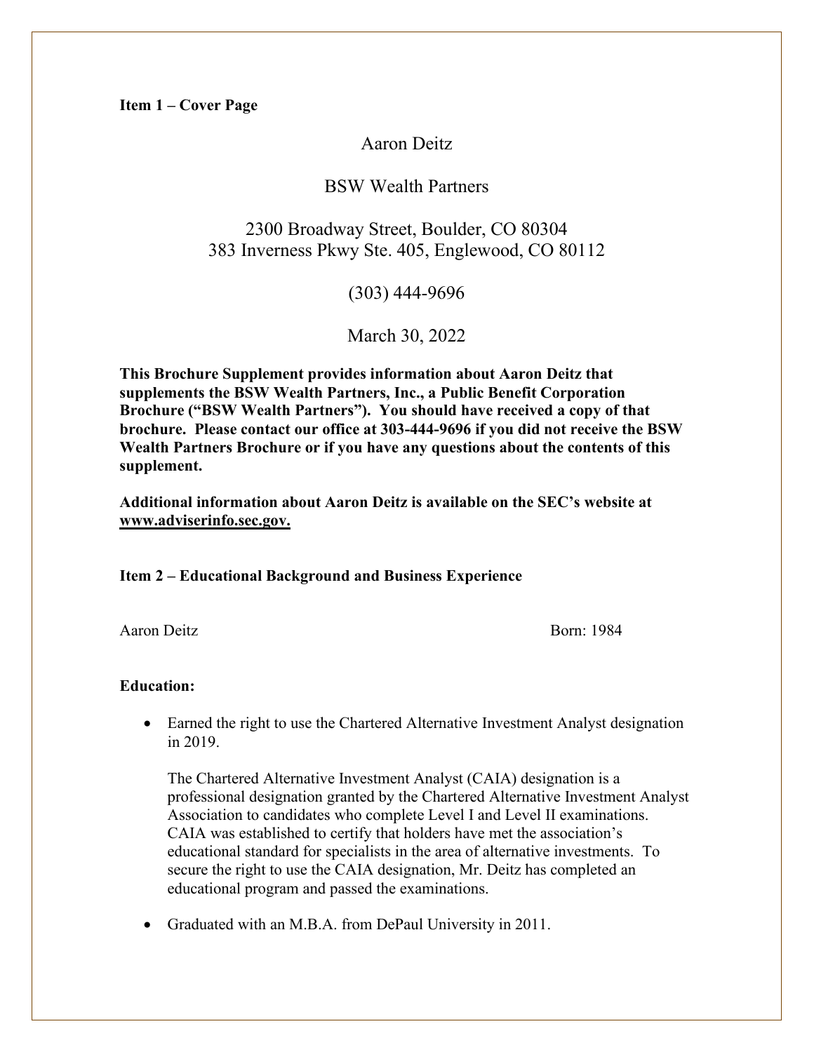**Item 1 – Cover Page**

Aaron Deitz

BSW Wealth Partners

2300 Broadway Street, Boulder, CO 80304
383 Inverness Pkwy Ste. 405, Englewood, CO 80112

(303) 444-9696

March 30, 2022

**This Brochure Supplement provides information about Aaron Deitz that supplements the BSW Wealth Partners, Inc., a Public Benefit Corporation Brochure ("BSW Wealth Partners"). You should have received a copy of that brochure. Please contact our office at 303-444-9696 if you did not receive the BSW Wealth Partners Brochure or if you have any questions about the contents of this supplement.**

**Additional information about Aaron Deitz is available on the SEC's website at www.adviserinfo.sec.gov.**

**Item 2 – Educational Background and Business Experience**

Aaron Deitz Born: 1984

**Education:**

- Earned the right to use the Chartered Alternative Investment Analyst designation in 2019.

  The Chartered Alternative Investment Analyst (CAIA) designation is a professional designation granted by the Chartered Alternative Investment Analyst Association to candidates who complete Level I and Level II examinations. CAIA was established to certify that holders have met the association's educational standard for specialists in the area of alternative investments. To secure the right to use the CAIA designation, Mr. Deitz has completed an educational program and passed the examinations.

- Graduated with an M.B.A. from DePaul University in 2011.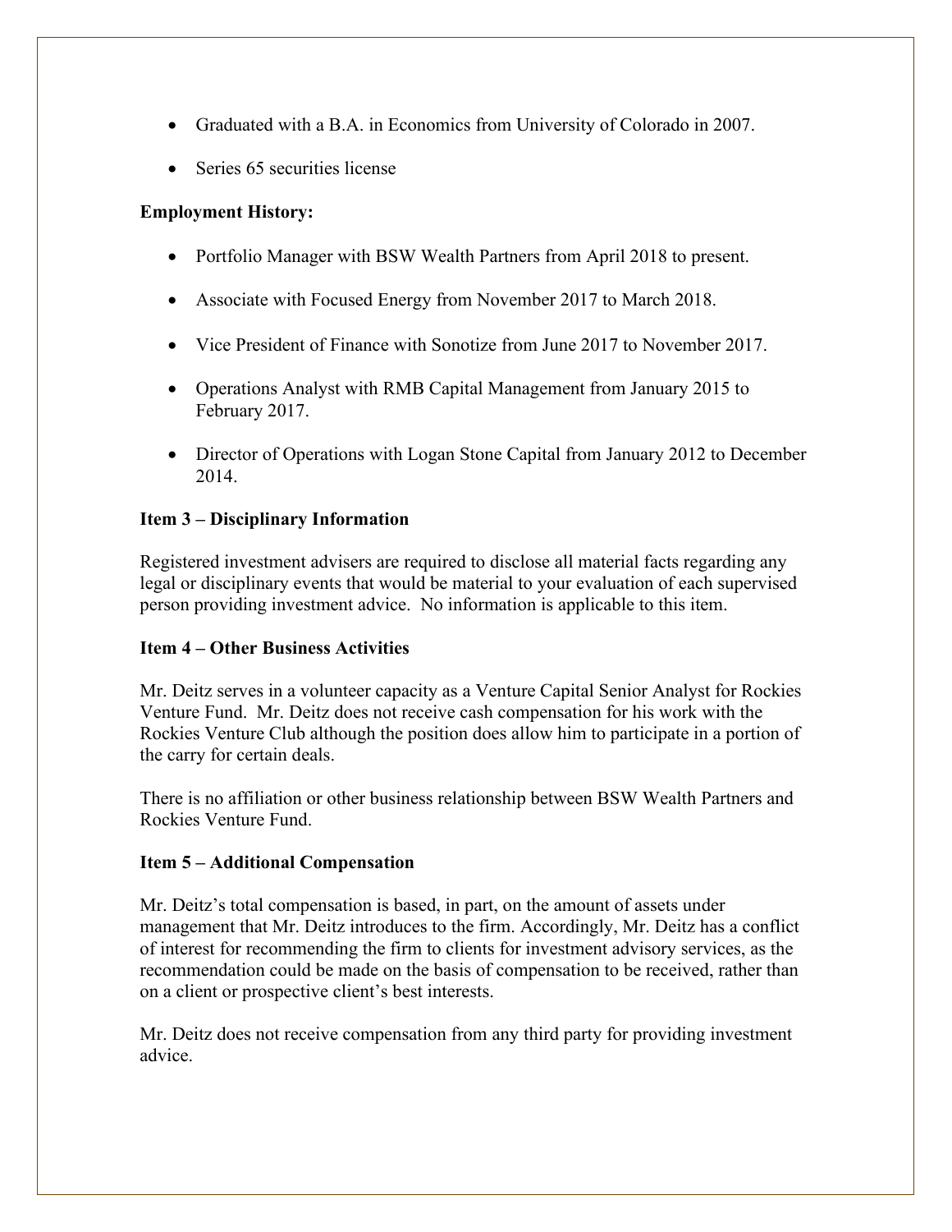- Graduated with a B.A. in Economics from University of Colorado in 2007.
- Series 65 securities license

**Employment History:**

- Portfolio Manager with BSW Wealth Partners from April 2018 to present.
- Associate with Focused Energy from November 2017 to March 2018.
- Vice President of Finance with Sonotize from June 2017 to November 2017.
- Operations Analyst with RMB Capital Management from January 2015 to February 2017.
- Director of Operations with Logan Stone Capital from January 2012 to December 2014.

**Item 3 – Disciplinary Information**

Registered investment advisers are required to disclose all material facts regarding any legal or disciplinary events that would be material to your evaluation of each supervised person providing investment advice. No information is applicable to this item.

**Item 4 – Other Business Activities**

Mr. Deitz serves in a volunteer capacity as a Venture Capital Senior Analyst for Rockies Venture Fund. Mr. Deitz does not receive cash compensation for his work with the Rockies Venture Club although the position does allow him to participate in a portion of the carry for certain deals.

There is no affiliation or other business relationship between BSW Wealth Partners and Rockies Venture Fund.

**Item 5 – Additional Compensation**

Mr. Deitz's total compensation is based, in part, on the amount of assets under management that Mr. Deitz introduces to the firm. Accordingly, Mr. Deitz has a conflict of interest for recommending the firm to clients for investment advisory services, as the recommendation could be made on the basis of compensation to be received, rather than on a client or prospective client's best interests.

Mr. Deitz does not receive compensation from any third party for providing investment advice.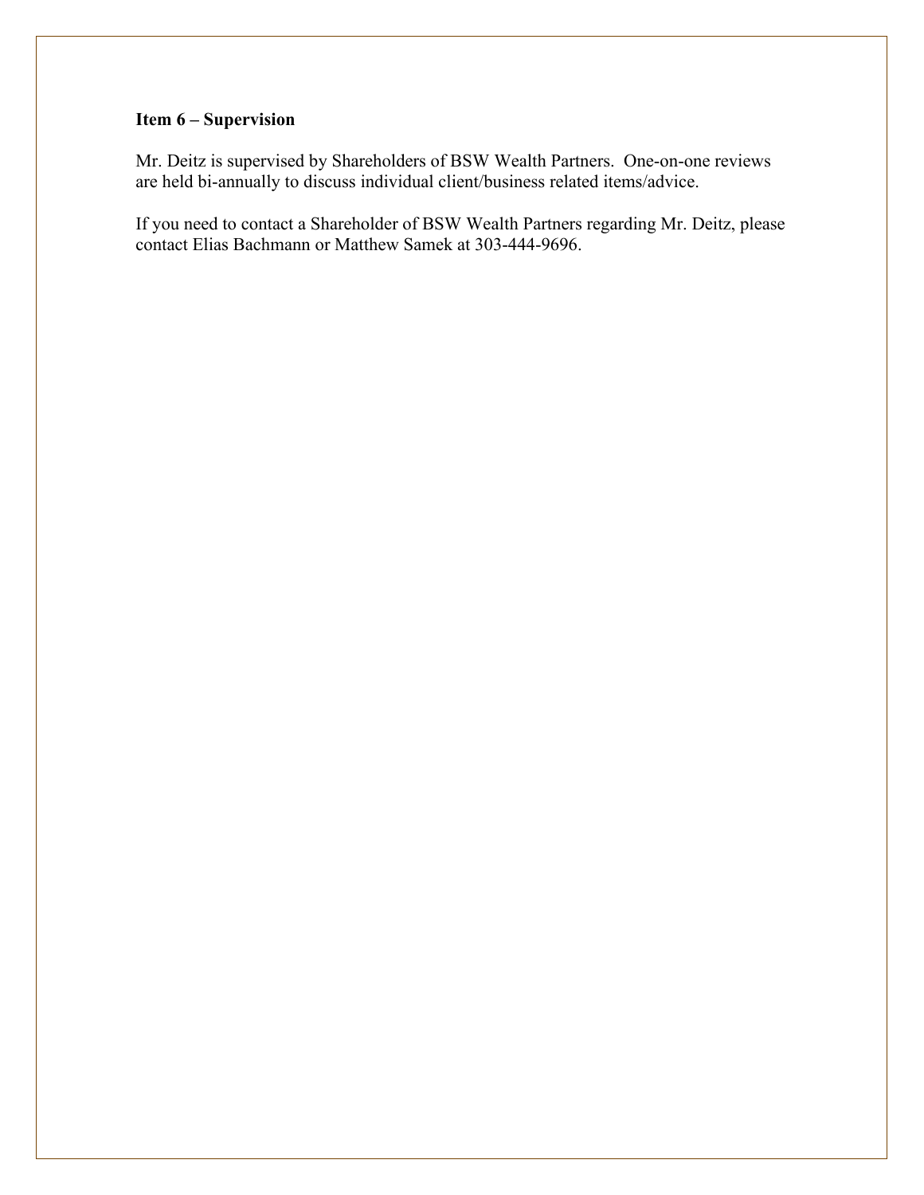**Item 6 – Supervision**

Mr. Deitz is supervised by Shareholders of BSW Wealth Partners. One-on-one reviews are held bi-annually to discuss individual client/business related items/advice.

If you need to contact a Shareholder of BSW Wealth Partners regarding Mr. Deitz, please contact Elias Bachmann or Matthew Samek at 303-444-9696.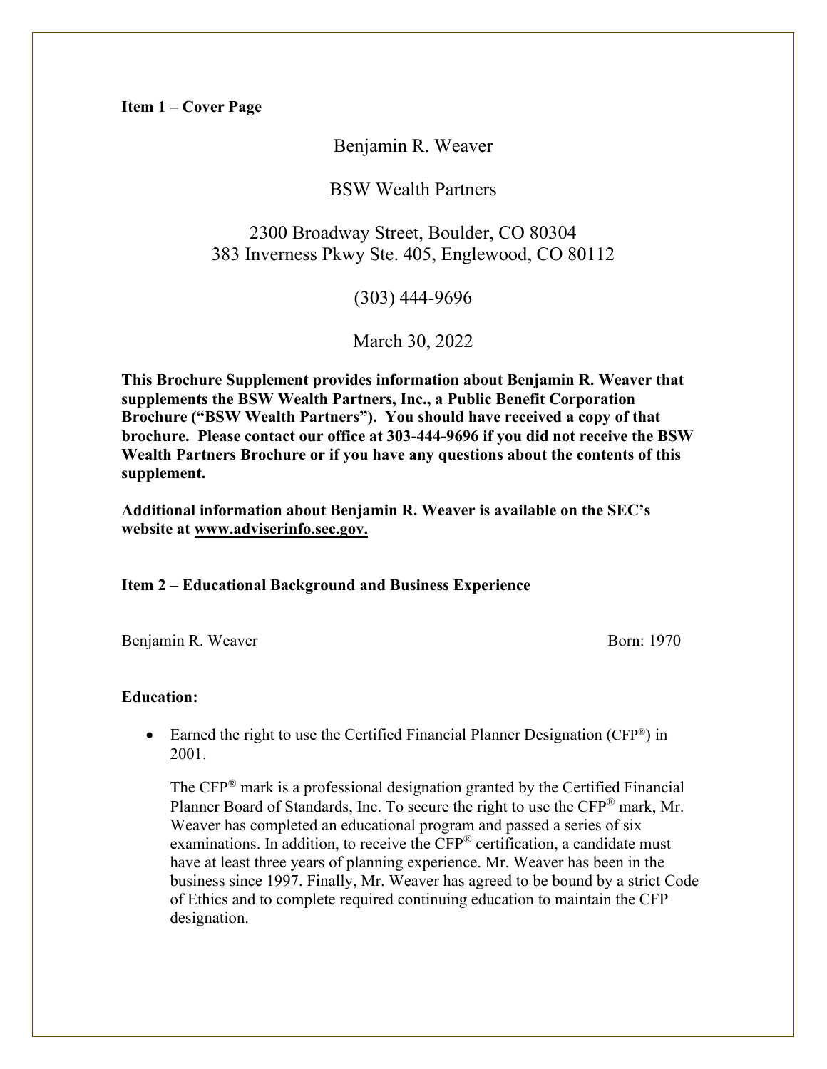**Item 1 – Cover Page**

Benjamin R. Weaver

BSW Wealth Partners

2300 Broadway Street, Boulder, CO 80304
383 Inverness Pkwy Ste. 405, Englewood, CO 80112

(303) 444-9696

March 30, 2022

**This Brochure Supplement provides information about Benjamin R. Weaver that supplements the BSW Wealth Partners, Inc., a Public Benefit Corporation Brochure ("BSW Wealth Partners"). You should have received a copy of that brochure. Please contact our office at 303-444-9696 if you did not receive the BSW Wealth Partners Brochure or if you have any questions about the contents of this supplement.**

**Additional information about Benjamin R. Weaver is available on the SEC's website at www.adviserinfo.sec.gov.**

**Item 2 – Educational Background and Business Experience**

Benjamin R. Weaver — Born: 1970

**Education:**

- Earned the right to use the Certified Financial Planner Designation (CFP®) in 2001.

  The CFP® mark is a professional designation granted by the Certified Financial Planner Board of Standards, Inc. To secure the right to use the CFP® mark, Mr. Weaver has completed an educational program and passed a series of six examinations. In addition, to receive the CFP® certification, a candidate must have at least three years of planning experience. Mr. Weaver has been in the business since 1997. Finally, Mr. Weaver has agreed to be bound by a strict Code of Ethics and to complete required continuing education to maintain the CFP designation.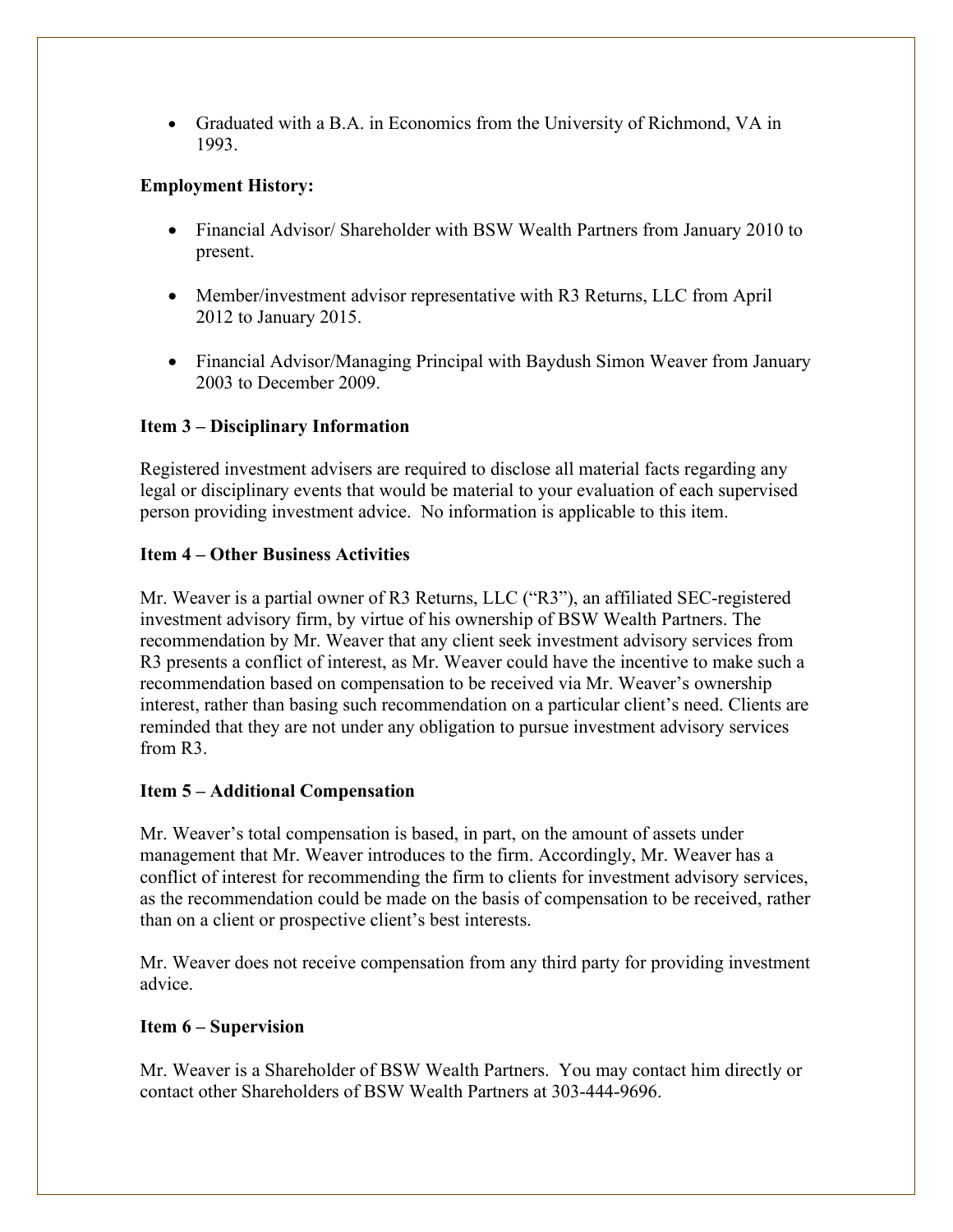- Graduated with a B.A. in Economics from the University of Richmond, VA in 1993.

**Employment History:**

- Financial Advisor/ Shareholder with BSW Wealth Partners from January 2010 to present.
- Member/investment advisor representative with R3 Returns, LLC from April 2012 to January 2015.
- Financial Advisor/Managing Principal with Baydush Simon Weaver from January 2003 to December 2009.

**Item 3 – Disciplinary Information**

Registered investment advisers are required to disclose all material facts regarding any legal or disciplinary events that would be material to your evaluation of each supervised person providing investment advice. No information is applicable to this item.

**Item 4 – Other Business Activities**

Mr. Weaver is a partial owner of R3 Returns, LLC ("R3"), an affiliated SEC-registered investment advisory firm, by virtue of his ownership of BSW Wealth Partners. The recommendation by Mr. Weaver that any client seek investment advisory services from R3 presents a conflict of interest, as Mr. Weaver could have the incentive to make such a recommendation based on compensation to be received via Mr. Weaver's ownership interest, rather than basing such recommendation on a particular client's need. Clients are reminded that they are not under any obligation to pursue investment advisory services from R3.

**Item 5 – Additional Compensation**

Mr. Weaver's total compensation is based, in part, on the amount of assets under management that Mr. Weaver introduces to the firm. Accordingly, Mr. Weaver has a conflict of interest for recommending the firm to clients for investment advisory services, as the recommendation could be made on the basis of compensation to be received, rather than on a client or prospective client's best interests.

Mr. Weaver does not receive compensation from any third party for providing investment advice.

**Item 6 – Supervision**

Mr. Weaver is a Shareholder of BSW Wealth Partners. You may contact him directly or contact other Shareholders of BSW Wealth Partners at 303-444-9696.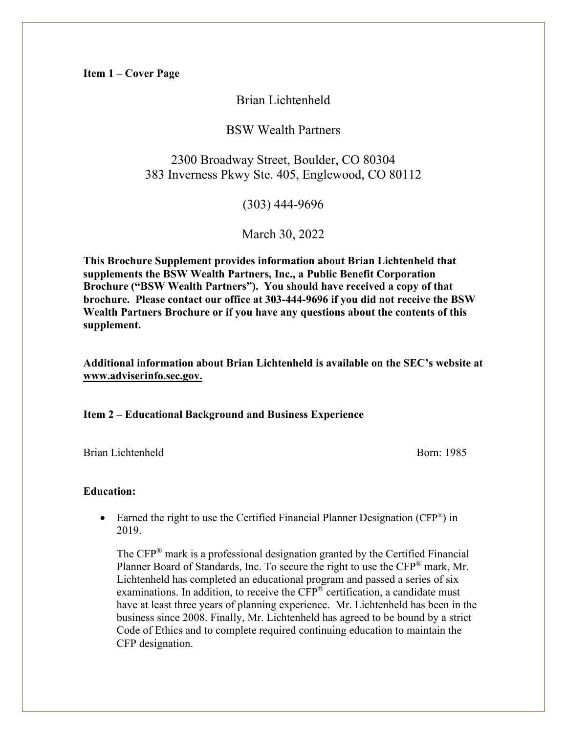**Item 1 – Cover Page**

Brian Lichtenheld

BSW Wealth Partners

2300 Broadway Street, Boulder, CO 80304
383 Inverness Pkwy Ste. 405, Englewood, CO 80112

(303) 444-9696

March 30, 2022

**This Brochure Supplement provides information about Brian Lichtenheld that supplements the BSW Wealth Partners, Inc., a Public Benefit Corporation Brochure ("BSW Wealth Partners"). You should have received a copy of that brochure. Please contact our office at 303-444-9696 if you did not receive the BSW Wealth Partners Brochure or if you have any questions about the contents of this supplement.**

**Additional information about Brian Lichtenheld is available on the SEC's website at www.adviserinfo.sec.gov.**

**Item 2 – Educational Background and Business Experience**

Brian Lichtenheld Born: 1985

**Education:**

- Earned the right to use the Certified Financial Planner Designation (CFP®) in 2019.

  The CFP® mark is a professional designation granted by the Certified Financial Planner Board of Standards, Inc. To secure the right to use the CFP® mark, Mr. Lichtenheld has completed an educational program and passed a series of six examinations. In addition, to receive the CFP® certification, a candidate must have at least three years of planning experience. Mr. Lichtenheld has been in the business since 2008. Finally, Mr. Lichtenheld has agreed to be bound by a strict Code of Ethics and to complete required continuing education to maintain the CFP designation.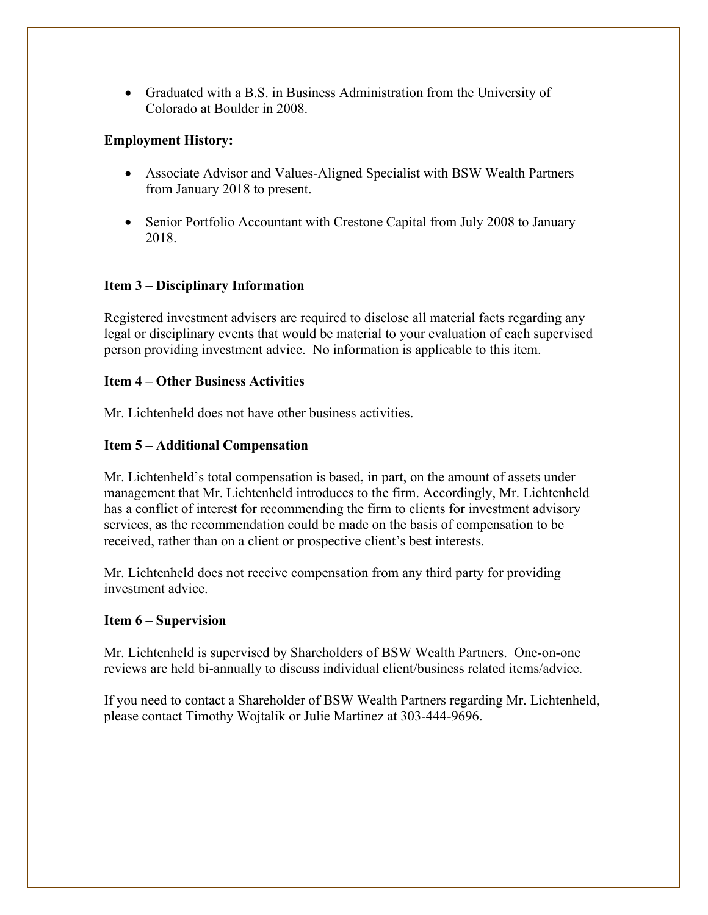- Graduated with a B.S. in Business Administration from the University of Colorado at Boulder in 2008.

**Employment History:**

- Associate Advisor and Values-Aligned Specialist with BSW Wealth Partners from January 2018 to present.
- Senior Portfolio Accountant with Crestone Capital from July 2008 to January 2018.

**Item 3 – Disciplinary Information**

Registered investment advisers are required to disclose all material facts regarding any legal or disciplinary events that would be material to your evaluation of each supervised person providing investment advice. No information is applicable to this item.

**Item 4 – Other Business Activities**

Mr. Lichtenheld does not have other business activities.

**Item 5 – Additional Compensation**

Mr. Lichtenheld's total compensation is based, in part, on the amount of assets under management that Mr. Lichtenheld introduces to the firm. Accordingly, Mr. Lichtenheld has a conflict of interest for recommending the firm to clients for investment advisory services, as the recommendation could be made on the basis of compensation to be received, rather than on a client or prospective client's best interests.

Mr. Lichtenheld does not receive compensation from any third party for providing investment advice.

**Item 6 – Supervision**

Mr. Lichtenheld is supervised by Shareholders of BSW Wealth Partners. One-on-one reviews are held bi-annually to discuss individual client/business related items/advice.

If you need to contact a Shareholder of BSW Wealth Partners regarding Mr. Lichtenheld, please contact Timothy Wojtalik or Julie Martinez at 303-444-9696.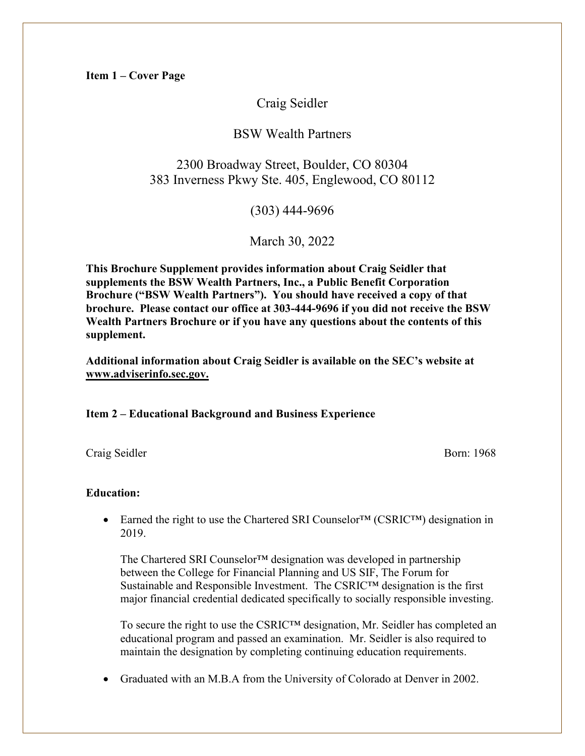**Item 1 – Cover Page**

Craig Seidler

BSW Wealth Partners

2300 Broadway Street, Boulder, CO 80304
383 Inverness Pkwy Ste. 405, Englewood, CO 80112

(303) 444-9696

March 30, 2022

**This Brochure Supplement provides information about Craig Seidler that supplements the BSW Wealth Partners, Inc., a Public Benefit Corporation Brochure ("BSW Wealth Partners"). You should have received a copy of that brochure. Please contact our office at 303-444-9696 if you did not receive the BSW Wealth Partners Brochure or if you have any questions about the contents of this supplement.**

**Additional information about Craig Seidler is available on the SEC's website at www.adviserinfo.sec.gov.**

**Item 2 – Educational Background and Business Experience**

Craig Seidler Born: 1968

**Education:**

- Earned the right to use the Chartered SRI Counselor™ (CSRIC™) designation in 2019.

  The Chartered SRI Counselor™ designation was developed in partnership between the College for Financial Planning and US SIF, The Forum for Sustainable and Responsible Investment. The CSRIC™ designation is the first major financial credential dedicated specifically to socially responsible investing.

  To secure the right to use the CSRIC™ designation, Mr. Seidler has completed an educational program and passed an examination. Mr. Seidler is also required to maintain the designation by completing continuing education requirements.

- Graduated with an M.B.A from the University of Colorado at Denver in 2002.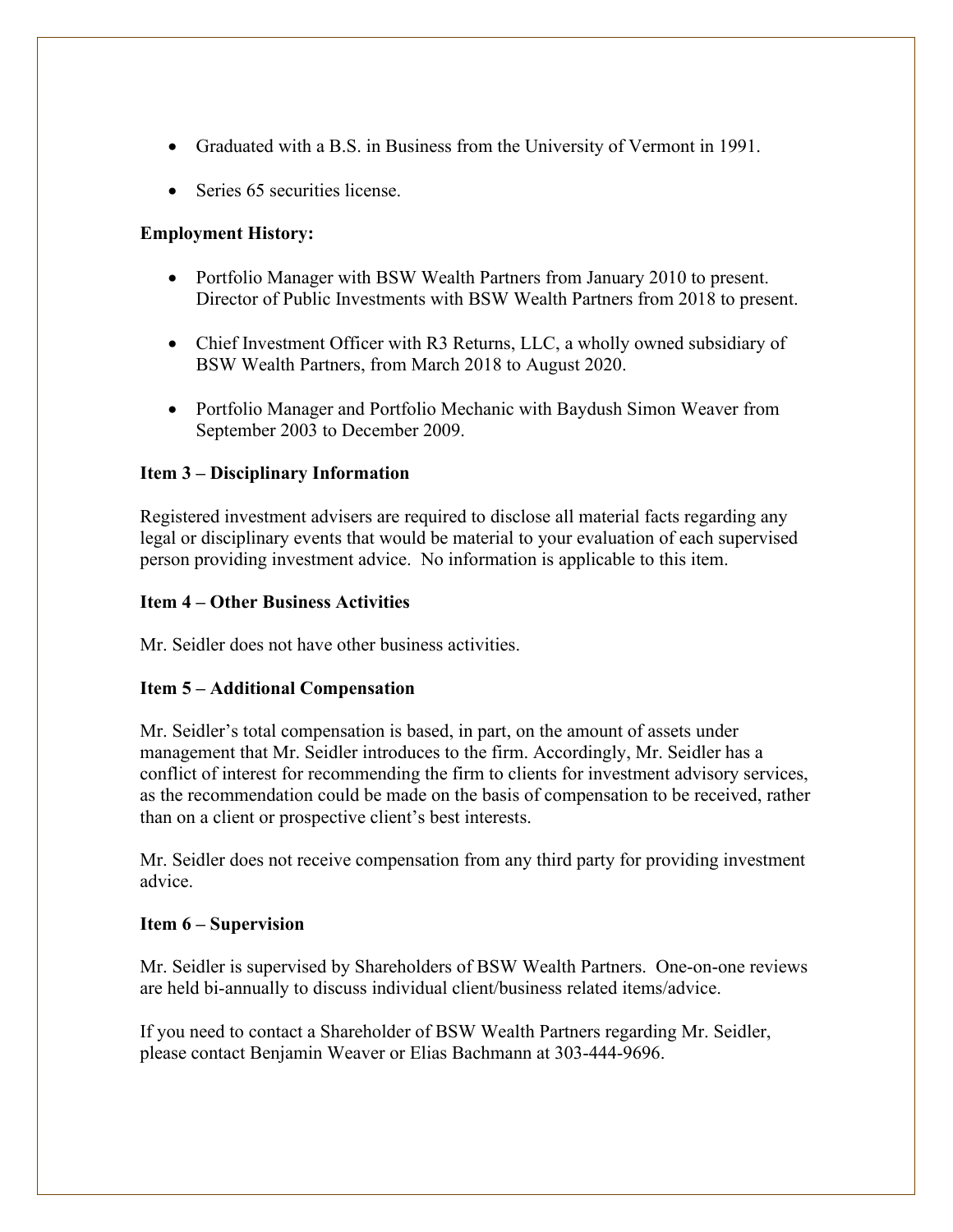- Graduated with a B.S. in Business from the University of Vermont in 1991.
- Series 65 securities license.

**Employment History:**

- Portfolio Manager with BSW Wealth Partners from January 2010 to present. Director of Public Investments with BSW Wealth Partners from 2018 to present.
- Chief Investment Officer with R3 Returns, LLC, a wholly owned subsidiary of BSW Wealth Partners, from March 2018 to August 2020.
- Portfolio Manager and Portfolio Mechanic with Baydush Simon Weaver from September 2003 to December 2009.

### Item 3 – Disciplinary Information

Registered investment advisers are required to disclose all material facts regarding any legal or disciplinary events that would be material to your evaluation of each supervised person providing investment advice. No information is applicable to this item.

### Item 4 – Other Business Activities

Mr. Seidler does not have other business activities.

### Item 5 – Additional Compensation

Mr. Seidler's total compensation is based, in part, on the amount of assets under management that Mr. Seidler introduces to the firm. Accordingly, Mr. Seidler has a conflict of interest for recommending the firm to clients for investment advisory services, as the recommendation could be made on the basis of compensation to be received, rather than on a client or prospective client's best interests.

Mr. Seidler does not receive compensation from any third party for providing investment advice.

### Item 6 – Supervision

Mr. Seidler is supervised by Shareholders of BSW Wealth Partners. One-on-one reviews are held bi-annually to discuss individual client/business related items/advice.

If you need to contact a Shareholder of BSW Wealth Partners regarding Mr. Seidler, please contact Benjamin Weaver or Elias Bachmann at 303-444-9696.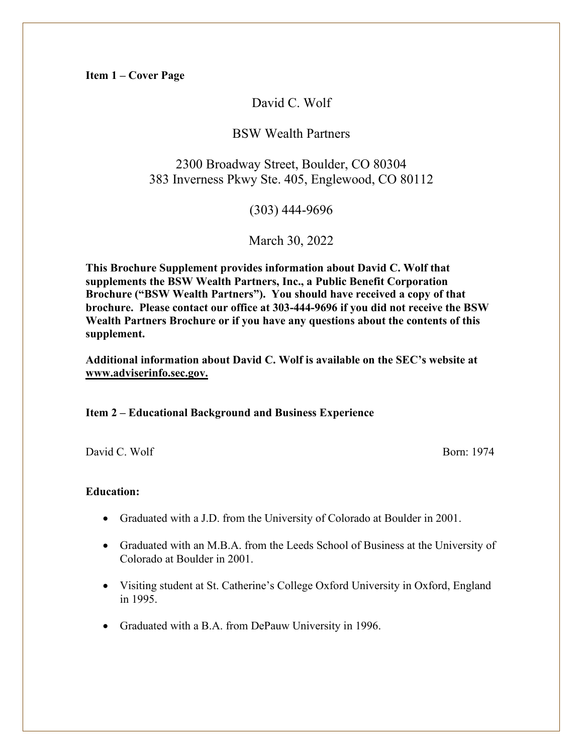**Item 1 – Cover Page**

David C. Wolf

BSW Wealth Partners

2300 Broadway Street, Boulder, CO 80304
383 Inverness Pkwy Ste. 405, Englewood, CO 80112

(303) 444-9696

March 30, 2022

**This Brochure Supplement provides information about David C. Wolf that supplements the BSW Wealth Partners, Inc., a Public Benefit Corporation Brochure ("BSW Wealth Partners"). You should have received a copy of that brochure. Please contact our office at 303-444-9696 if you did not receive the BSW Wealth Partners Brochure or if you have any questions about the contents of this supplement.**

**Additional information about David C. Wolf is available on the SEC's website at www.adviserinfo.sec.gov.**

**Item 2 – Educational Background and Business Experience**

David C. Wolf — Born: 1974

**Education:**

- Graduated with a J.D. from the University of Colorado at Boulder in 2001.
- Graduated with an M.B.A. from the Leeds School of Business at the University of Colorado at Boulder in 2001.
- Visiting student at St. Catherine's College Oxford University in Oxford, England in 1995.
- Graduated with a B.A. from DePauw University in 1996.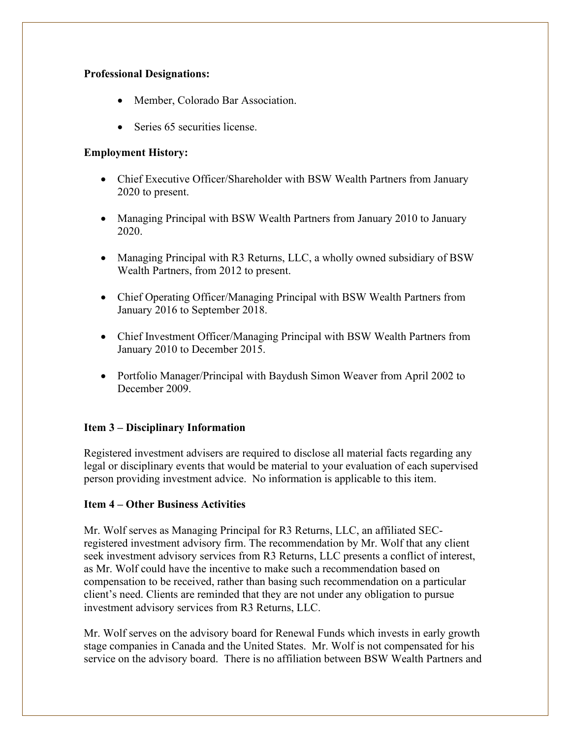**Professional Designations:**

- Member, Colorado Bar Association.
- Series 65 securities license.

**Employment History:**

- Chief Executive Officer/Shareholder with BSW Wealth Partners from January 2020 to present.
- Managing Principal with BSW Wealth Partners from January 2010 to January 2020.
- Managing Principal with R3 Returns, LLC, a wholly owned subsidiary of BSW Wealth Partners, from 2012 to present.
- Chief Operating Officer/Managing Principal with BSW Wealth Partners from January 2016 to September 2018.
- Chief Investment Officer/Managing Principal with BSW Wealth Partners from January 2010 to December 2015.
- Portfolio Manager/Principal with Baydush Simon Weaver from April 2002 to December 2009.

**Item 3 – Disciplinary Information**

Registered investment advisers are required to disclose all material facts regarding any legal or disciplinary events that would be material to your evaluation of each supervised person providing investment advice. No information is applicable to this item.

**Item 4 – Other Business Activities**

Mr. Wolf serves as Managing Principal for R3 Returns, LLC, an affiliated SEC-registered investment advisory firm. The recommendation by Mr. Wolf that any client seek investment advisory services from R3 Returns, LLC presents a conflict of interest, as Mr. Wolf could have the incentive to make such a recommendation based on compensation to be received, rather than basing such recommendation on a particular client's need. Clients are reminded that they are not under any obligation to pursue investment advisory services from R3 Returns, LLC.

Mr. Wolf serves on the advisory board for Renewal Funds which invests in early growth stage companies in Canada and the United States. Mr. Wolf is not compensated for his service on the advisory board. There is no affiliation between BSW Wealth Partners and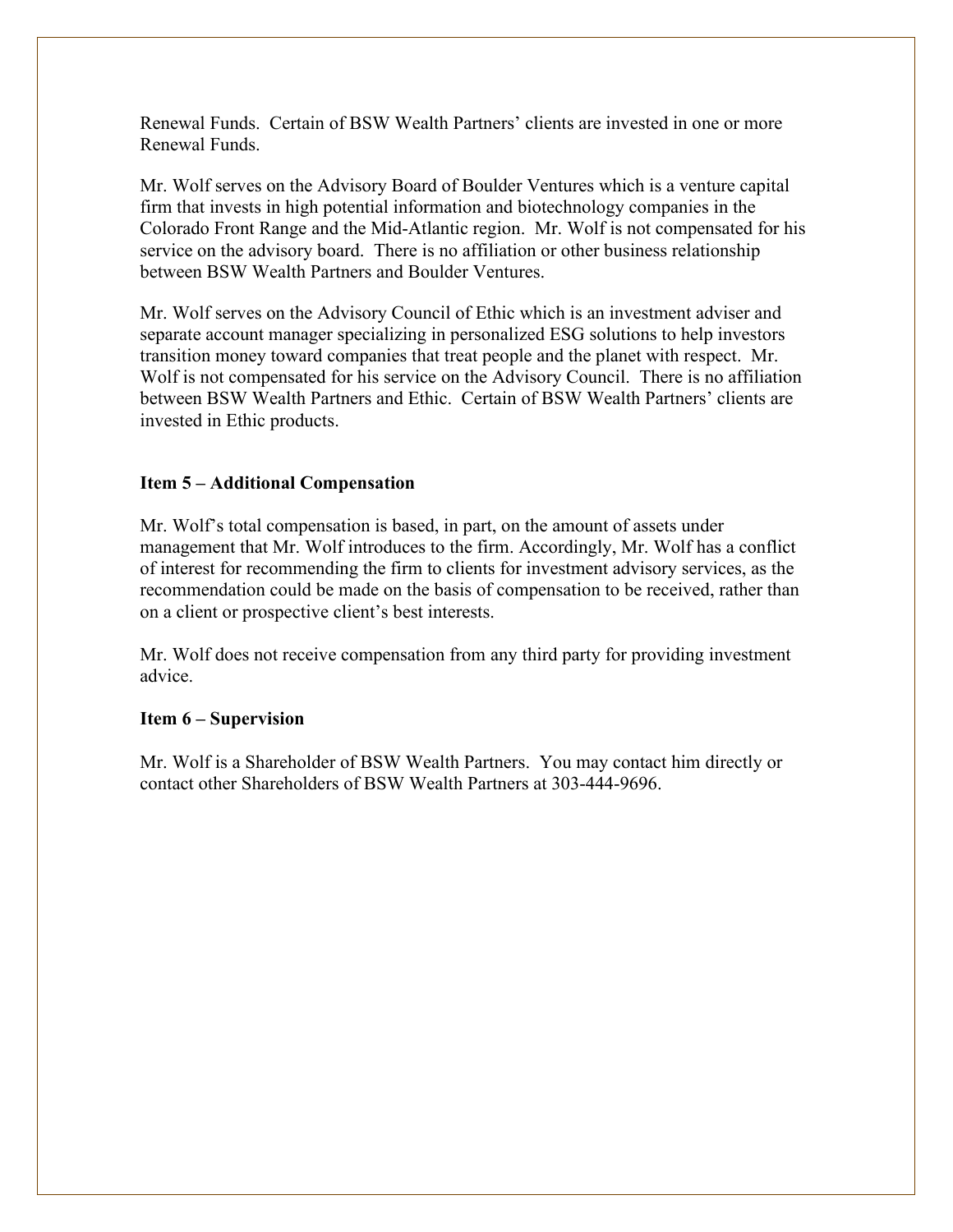Renewal Funds. Certain of BSW Wealth Partners' clients are invested in one or more Renewal Funds.

Mr. Wolf serves on the Advisory Board of Boulder Ventures which is a venture capital firm that invests in high potential information and biotechnology companies in the Colorado Front Range and the Mid-Atlantic region. Mr. Wolf is not compensated for his service on the advisory board. There is no affiliation or other business relationship between BSW Wealth Partners and Boulder Ventures.

Mr. Wolf serves on the Advisory Council of Ethic which is an investment adviser and separate account manager specializing in personalized ESG solutions to help investors transition money toward companies that treat people and the planet with respect. Mr. Wolf is not compensated for his service on the Advisory Council. There is no affiliation between BSW Wealth Partners and Ethic. Certain of BSW Wealth Partners' clients are invested in Ethic products.

**Item 5 – Additional Compensation**

Mr. Wolf's total compensation is based, in part, on the amount of assets under management that Mr. Wolf introduces to the firm. Accordingly, Mr. Wolf has a conflict of interest for recommending the firm to clients for investment advisory services, as the recommendation could be made on the basis of compensation to be received, rather than on a client or prospective client's best interests.

Mr. Wolf does not receive compensation from any third party for providing investment advice.

**Item 6 – Supervision**

Mr. Wolf is a Shareholder of BSW Wealth Partners. You may contact him directly or contact other Shareholders of BSW Wealth Partners at 303-444-9696.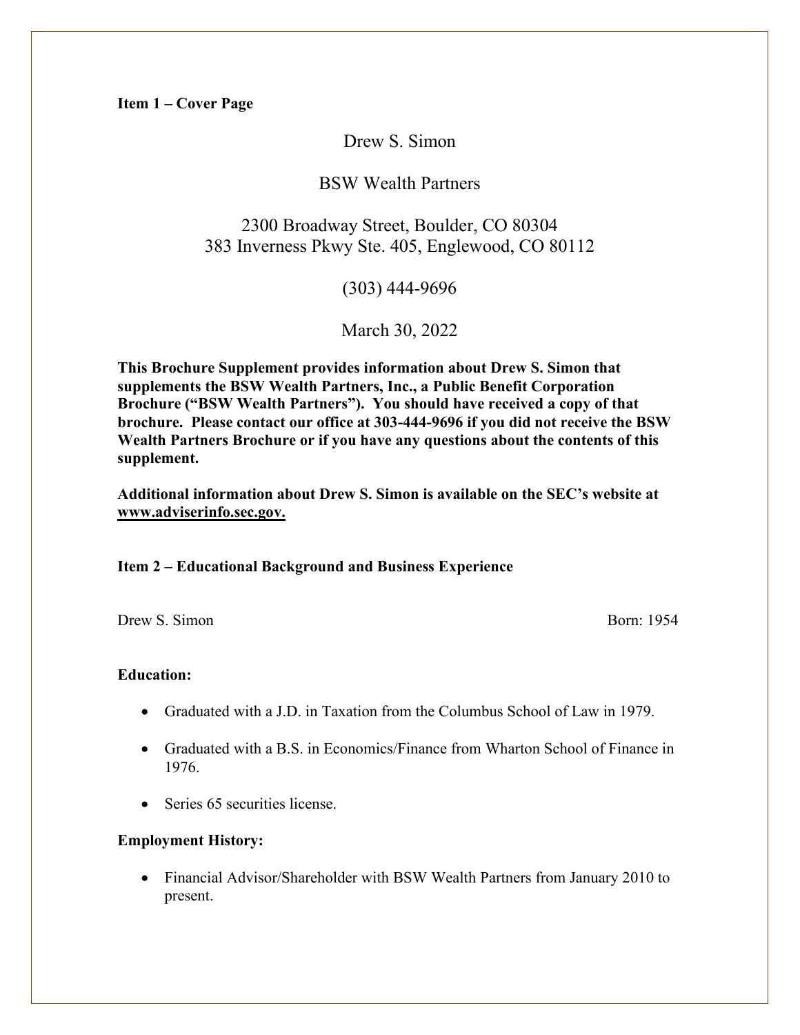**Item 1 – Cover Page**

Drew S. Simon

BSW Wealth Partners

2300 Broadway Street, Boulder, CO 80304
383 Inverness Pkwy Ste. 405, Englewood, CO 80112

(303) 444-9696

March 30, 2022

**This Brochure Supplement provides information about Drew S. Simon that supplements the BSW Wealth Partners, Inc., a Public Benefit Corporation Brochure ("BSW Wealth Partners"). You should have received a copy of that brochure. Please contact our office at 303-444-9696 if you did not receive the BSW Wealth Partners Brochure or if you have any questions about the contents of this supplement.**

**Additional information about Drew S. Simon is available on the SEC's website at www.adviserinfo.sec.gov.**

**Item 2 – Educational Background and Business Experience**

Drew S. Simon Born: 1954

**Education:**

- Graduated with a J.D. in Taxation from the Columbus School of Law in 1979.
- Graduated with a B.S. in Economics/Finance from Wharton School of Finance in 1976.
- Series 65 securities license.

**Employment History:**

- Financial Advisor/Shareholder with BSW Wealth Partners from January 2010 to present.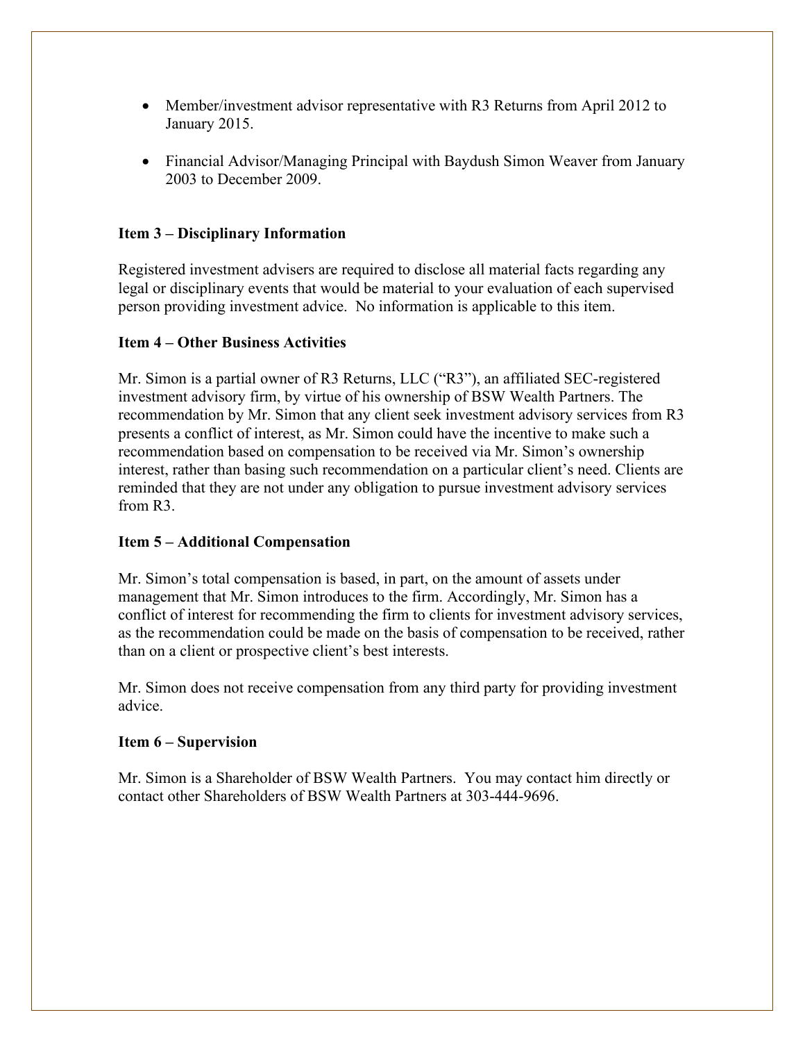- Member/investment advisor representative with R3 Returns from April 2012 to January 2015.

- Financial Advisor/Managing Principal with Baydush Simon Weaver from January 2003 to December 2009.

### Item 3 – Disciplinary Information

Registered investment advisers are required to disclose all material facts regarding any legal or disciplinary events that would be material to your evaluation of each supervised person providing investment advice. No information is applicable to this item.

### Item 4 – Other Business Activities

Mr. Simon is a partial owner of R3 Returns, LLC ("R3"), an affiliated SEC-registered investment advisory firm, by virtue of his ownership of BSW Wealth Partners. The recommendation by Mr. Simon that any client seek investment advisory services from R3 presents a conflict of interest, as Mr. Simon could have the incentive to make such a recommendation based on compensation to be received via Mr. Simon's ownership interest, rather than basing such recommendation on a particular client's need. Clients are reminded that they are not under any obligation to pursue investment advisory services from R3.

### Item 5 – Additional Compensation

Mr. Simon's total compensation is based, in part, on the amount of assets under management that Mr. Simon introduces to the firm. Accordingly, Mr. Simon has a conflict of interest for recommending the firm to clients for investment advisory services, as the recommendation could be made on the basis of compensation to be received, rather than on a client or prospective client's best interests.

Mr. Simon does not receive compensation from any third party for providing investment advice.

### Item 6 – Supervision

Mr. Simon is a Shareholder of BSW Wealth Partners. You may contact him directly or contact other Shareholders of BSW Wealth Partners at 303-444-9696.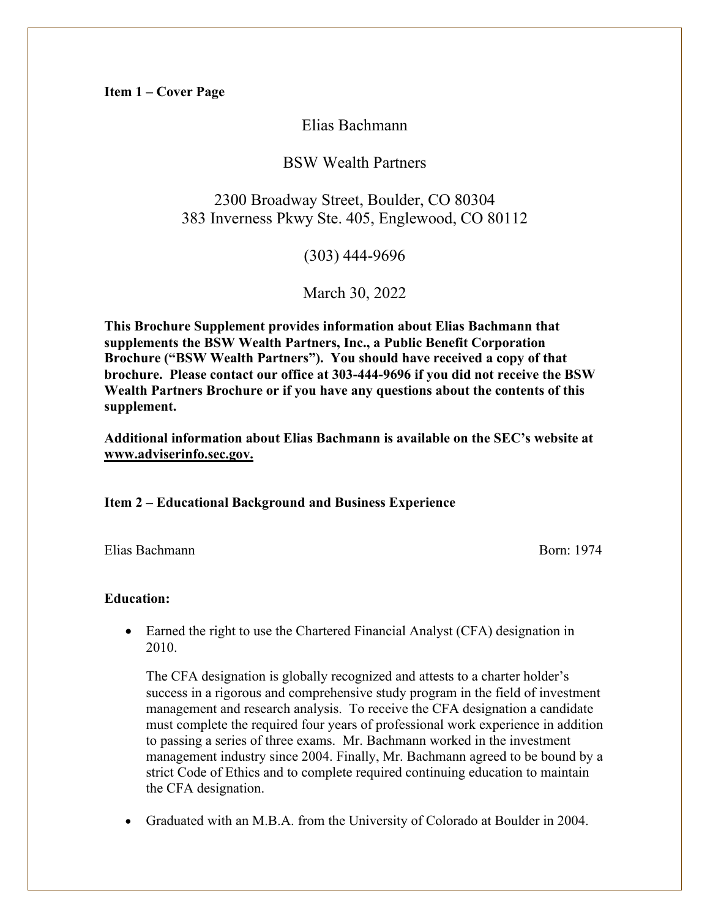**Item 1 – Cover Page**

Elias Bachmann

BSW Wealth Partners

2300 Broadway Street, Boulder, CO 80304
383 Inverness Pkwy Ste. 405, Englewood, CO 80112

(303) 444-9696

March 30, 2022

**This Brochure Supplement provides information about Elias Bachmann that supplements the BSW Wealth Partners, Inc., a Public Benefit Corporation Brochure ("BSW Wealth Partners"). You should have received a copy of that brochure. Please contact our office at 303-444-9696 if you did not receive the BSW Wealth Partners Brochure or if you have any questions about the contents of this supplement.**

**Additional information about Elias Bachmann is available on the SEC's website at www.adviserinfo.sec.gov.**

**Item 2 – Educational Background and Business Experience**

Elias Bachmann — Born: 1974

**Education:**

- Earned the right to use the Chartered Financial Analyst (CFA) designation in 2010.

  The CFA designation is globally recognized and attests to a charter holder's success in a rigorous and comprehensive study program in the field of investment management and research analysis. To receive the CFA designation a candidate must complete the required four years of professional work experience in addition to passing a series of three exams. Mr. Bachmann worked in the investment management industry since 2004. Finally, Mr. Bachmann agreed to be bound by a strict Code of Ethics and to complete required continuing education to maintain the CFA designation.

- Graduated with an M.B.A. from the University of Colorado at Boulder in 2004.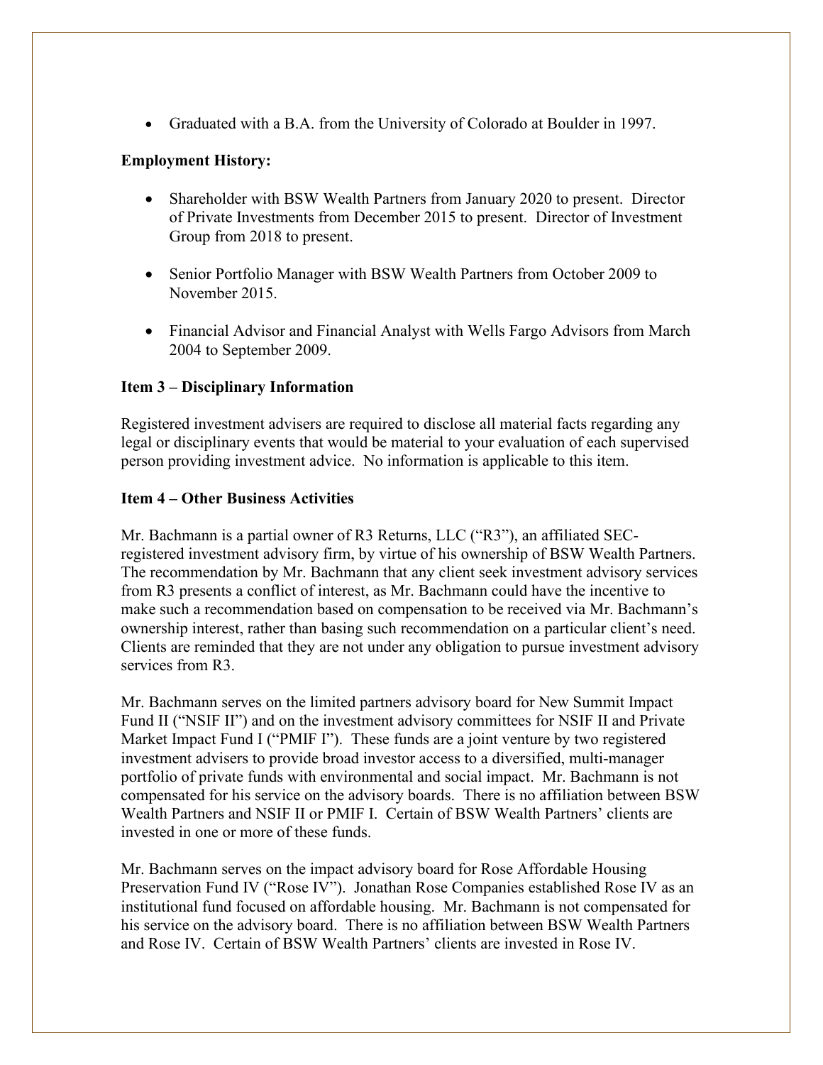- Graduated with a B.A. from the University of Colorado at Boulder in 1997.

**Employment History:**

- Shareholder with BSW Wealth Partners from January 2020 to present. Director of Private Investments from December 2015 to present. Director of Investment Group from 2018 to present.
- Senior Portfolio Manager with BSW Wealth Partners from October 2009 to November 2015.
- Financial Advisor and Financial Analyst with Wells Fargo Advisors from March 2004 to September 2009.

**Item 3 – Disciplinary Information**

Registered investment advisers are required to disclose all material facts regarding any legal or disciplinary events that would be material to your evaluation of each supervised person providing investment advice. No information is applicable to this item.

**Item 4 – Other Business Activities**

Mr. Bachmann is a partial owner of R3 Returns, LLC ("R3"), an affiliated SEC-registered investment advisory firm, by virtue of his ownership of BSW Wealth Partners. The recommendation by Mr. Bachmann that any client seek investment advisory services from R3 presents a conflict of interest, as Mr. Bachmann could have the incentive to make such a recommendation based on compensation to be received via Mr. Bachmann's ownership interest, rather than basing such recommendation on a particular client's need. Clients are reminded that they are not under any obligation to pursue investment advisory services from R3.

Mr. Bachmann serves on the limited partners advisory board for New Summit Impact Fund II ("NSIF II") and on the investment advisory committees for NSIF II and Private Market Impact Fund I ("PMIF I"). These funds are a joint venture by two registered investment advisers to provide broad investor access to a diversified, multi-manager portfolio of private funds with environmental and social impact. Mr. Bachmann is not compensated for his service on the advisory boards. There is no affiliation between BSW Wealth Partners and NSIF II or PMIF I. Certain of BSW Wealth Partners' clients are invested in one or more of these funds.

Mr. Bachmann serves on the impact advisory board for Rose Affordable Housing Preservation Fund IV ("Rose IV"). Jonathan Rose Companies established Rose IV as an institutional fund focused on affordable housing. Mr. Bachmann is not compensated for his service on the advisory board. There is no affiliation between BSW Wealth Partners and Rose IV. Certain of BSW Wealth Partners' clients are invested in Rose IV.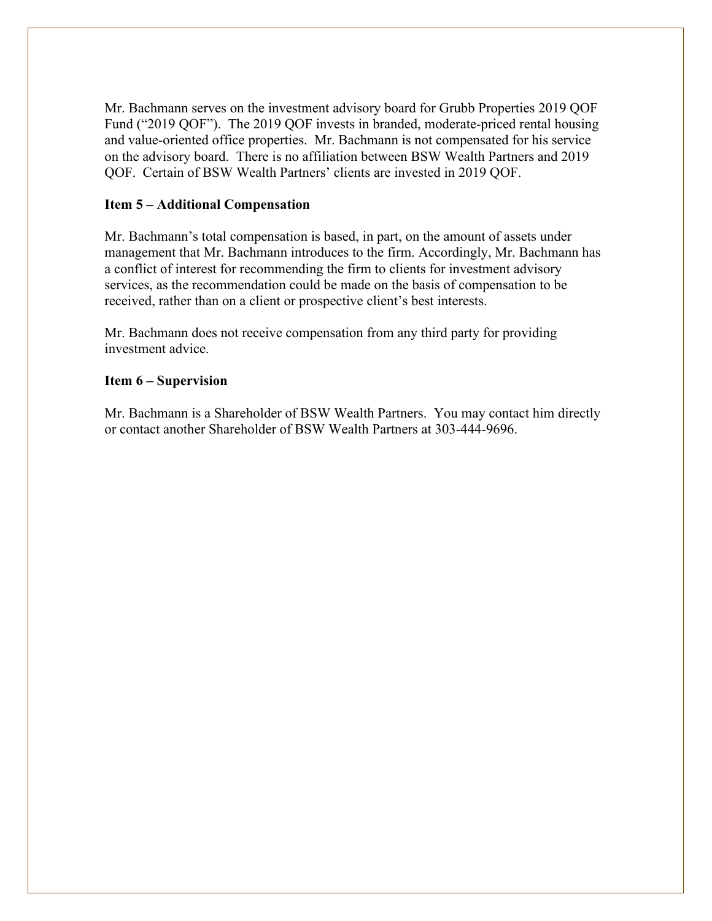Mr. Bachmann serves on the investment advisory board for Grubb Properties 2019 QOF Fund ("2019 QOF"). The 2019 QOF invests in branded, moderate-priced rental housing and value-oriented office properties. Mr. Bachmann is not compensated for his service on the advisory board. There is no affiliation between BSW Wealth Partners and 2019 QOF. Certain of BSW Wealth Partners' clients are invested in 2019 QOF.

### Item 5 – Additional Compensation

Mr. Bachmann's total compensation is based, in part, on the amount of assets under management that Mr. Bachmann introduces to the firm. Accordingly, Mr. Bachmann has a conflict of interest for recommending the firm to clients for investment advisory services, as the recommendation could be made on the basis of compensation to be received, rather than on a client or prospective client's best interests.

Mr. Bachmann does not receive compensation from any third party for providing investment advice.

### Item 6 – Supervision

Mr. Bachmann is a Shareholder of BSW Wealth Partners. You may contact him directly or contact another Shareholder of BSW Wealth Partners at 303-444-9696.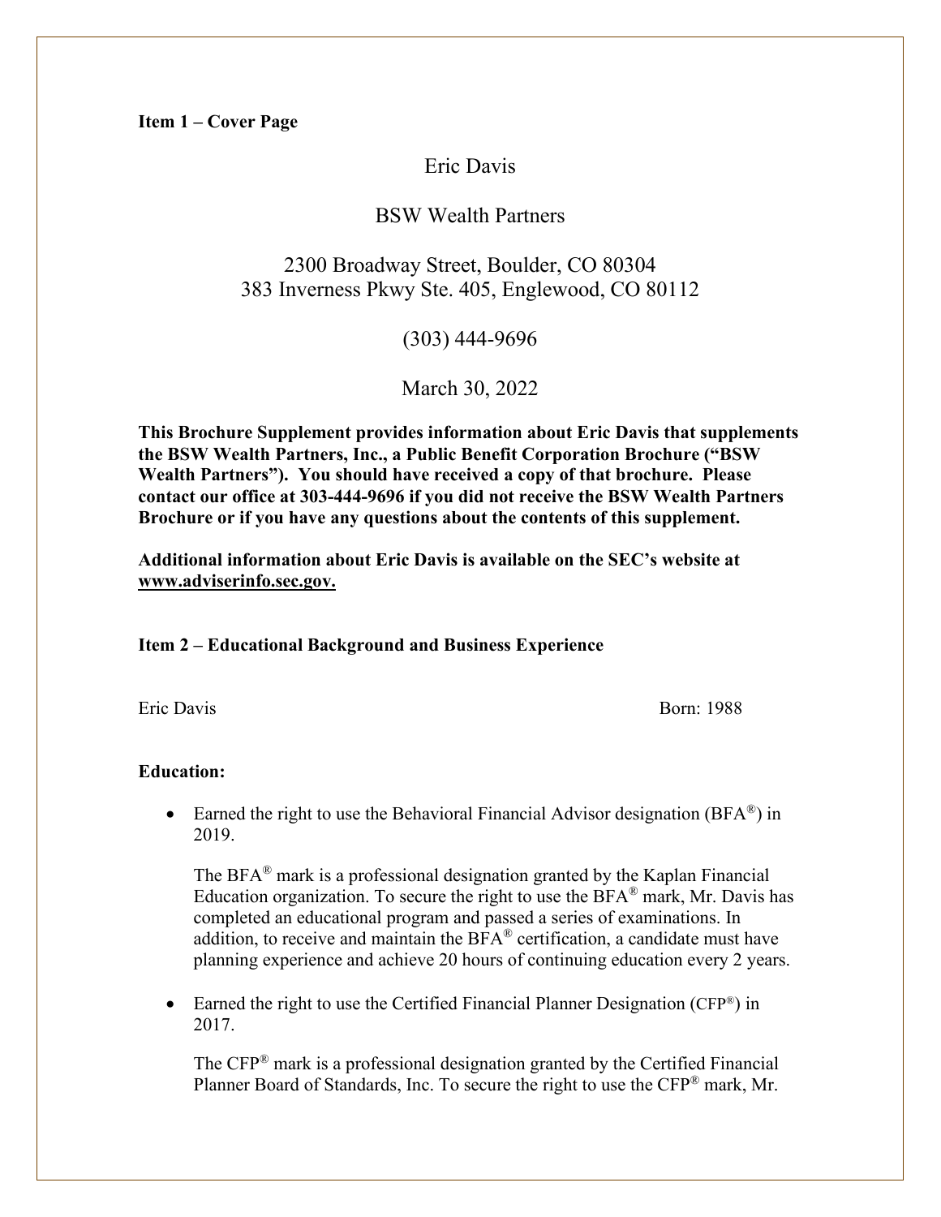**Item 1 – Cover Page**

Eric Davis

BSW Wealth Partners

2300 Broadway Street, Boulder, CO 80304
383 Inverness Pkwy Ste. 405, Englewood, CO 80112

(303) 444-9696

March 30, 2022

**This Brochure Supplement provides information about Eric Davis that supplements the BSW Wealth Partners, Inc., a Public Benefit Corporation Brochure ("BSW Wealth Partners"). You should have received a copy of that brochure. Please contact our office at 303-444-9696 if you did not receive the BSW Wealth Partners Brochure or if you have any questions about the contents of this supplement.**

**Additional information about Eric Davis is available on the SEC's website at www.adviserinfo.sec.gov.**

**Item 2 – Educational Background and Business Experience**

Eric Davis Born: 1988

**Education:**

- Earned the right to use the Behavioral Financial Advisor designation (BFA®) in 2019.

  The BFA® mark is a professional designation granted by the Kaplan Financial Education organization. To secure the right to use the BFA® mark, Mr. Davis has completed an educational program and passed a series of examinations. In addition, to receive and maintain the BFA® certification, a candidate must have planning experience and achieve 20 hours of continuing education every 2 years.

- Earned the right to use the Certified Financial Planner Designation (CFP®) in 2017.

  The CFP® mark is a professional designation granted by the Certified Financial Planner Board of Standards, Inc. To secure the right to use the CFP® mark, Mr.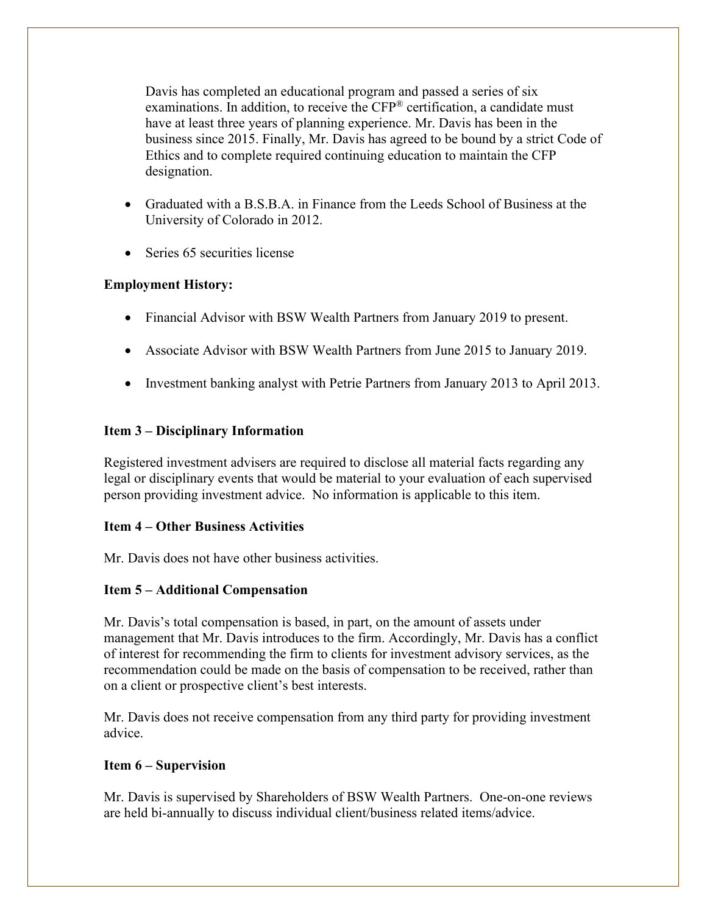Davis has completed an educational program and passed a series of six examinations. In addition, to receive the CFP® certification, a candidate must have at least three years of planning experience. Mr. Davis has been in the business since 2015. Finally, Mr. Davis has agreed to be bound by a strict Code of Ethics and to complete required continuing education to maintain the CFP designation.

- Graduated with a B.S.B.A. in Finance from the Leeds School of Business at the University of Colorado in 2012.
- Series 65 securities license

**Employment History:**

- Financial Advisor with BSW Wealth Partners from January 2019 to present.
- Associate Advisor with BSW Wealth Partners from June 2015 to January 2019.
- Investment banking analyst with Petrie Partners from January 2013 to April 2013.

**Item 3 – Disciplinary Information**

Registered investment advisers are required to disclose all material facts regarding any legal or disciplinary events that would be material to your evaluation of each supervised person providing investment advice. No information is applicable to this item.

**Item 4 – Other Business Activities**

Mr. Davis does not have other business activities.

**Item 5 – Additional Compensation**

Mr. Davis's total compensation is based, in part, on the amount of assets under management that Mr. Davis introduces to the firm. Accordingly, Mr. Davis has a conflict of interest for recommending the firm to clients for investment advisory services, as the recommendation could be made on the basis of compensation to be received, rather than on a client or prospective client's best interests.

Mr. Davis does not receive compensation from any third party for providing investment advice.

**Item 6 – Supervision**

Mr. Davis is supervised by Shareholders of BSW Wealth Partners. One-on-one reviews are held bi-annually to discuss individual client/business related items/advice.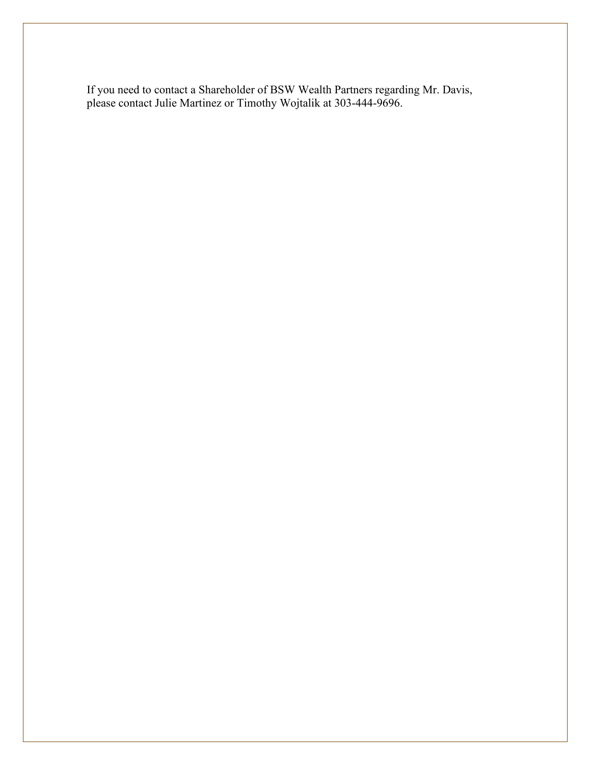If you need to contact a Shareholder of BSW Wealth Partners regarding Mr. Davis, please contact Julie Martinez or Timothy Wojtalik at 303-444-9696.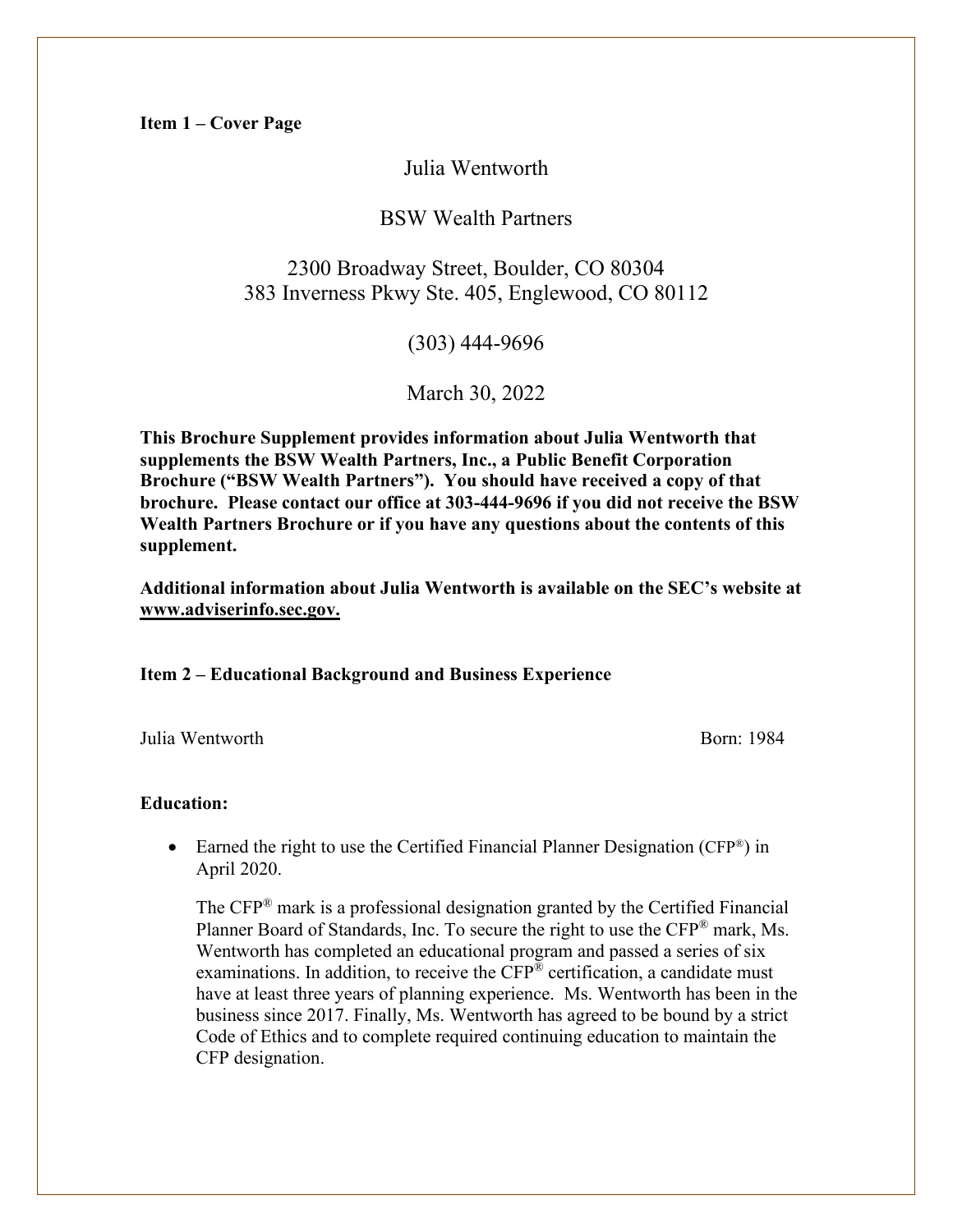**Item 1 – Cover Page**

Julia Wentworth

BSW Wealth Partners

2300 Broadway Street, Boulder, CO 80304
383 Inverness Pkwy Ste. 405, Englewood, CO 80112

(303) 444-9696

March 30, 2022

**This Brochure Supplement provides information about Julia Wentworth that supplements the BSW Wealth Partners, Inc., a Public Benefit Corporation Brochure ("BSW Wealth Partners"). You should have received a copy of that brochure. Please contact our office at 303-444-9696 if you did not receive the BSW Wealth Partners Brochure or if you have any questions about the contents of this supplement.**

**Additional information about Julia Wentworth is available on the SEC's website at www.adviserinfo.sec.gov.**

**Item 2 – Educational Background and Business Experience**

Julia Wentworth Born: 1984

**Education:**

- Earned the right to use the Certified Financial Planner Designation (CFP®) in April 2020.

  The CFP® mark is a professional designation granted by the Certified Financial Planner Board of Standards, Inc. To secure the right to use the CFP® mark, Ms. Wentworth has completed an educational program and passed a series of six examinations. In addition, to receive the CFP® certification, a candidate must have at least three years of planning experience. Ms. Wentworth has been in the business since 2017. Finally, Ms. Wentworth has agreed to be bound by a strict Code of Ethics and to complete required continuing education to maintain the CFP designation.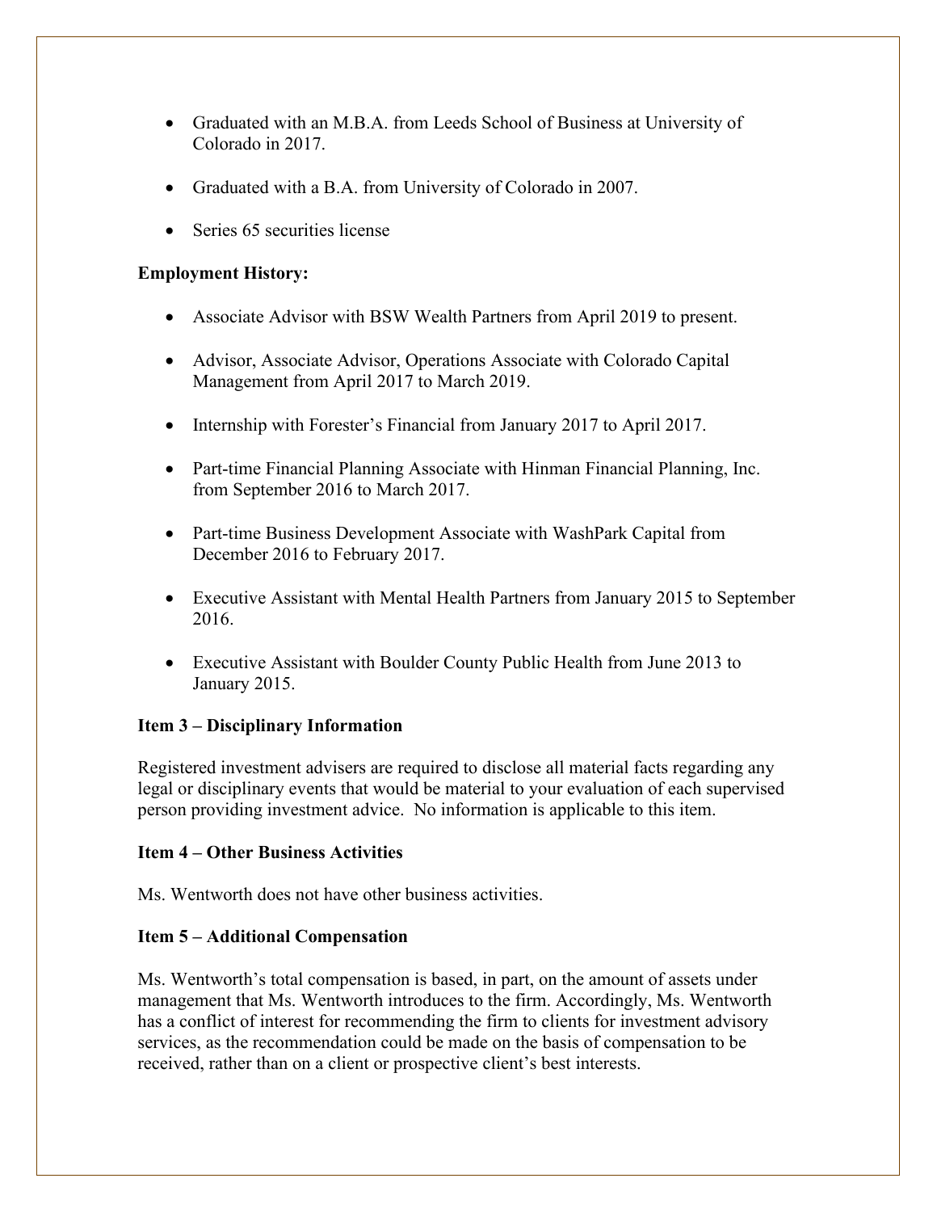- Graduated with an M.B.A. from Leeds School of Business at University of Colorado in 2017.
- Graduated with a B.A. from University of Colorado in 2007.
- Series 65 securities license

**Employment History:**

- Associate Advisor with BSW Wealth Partners from April 2019 to present.
- Advisor, Associate Advisor, Operations Associate with Colorado Capital Management from April 2017 to March 2019.
- Internship with Forester's Financial from January 2017 to April 2017.
- Part-time Financial Planning Associate with Hinman Financial Planning, Inc. from September 2016 to March 2017.
- Part-time Business Development Associate with WashPark Capital from December 2016 to February 2017.
- Executive Assistant with Mental Health Partners from January 2015 to September 2016.
- Executive Assistant with Boulder County Public Health from June 2013 to January 2015.

**Item 3 – Disciplinary Information**

Registered investment advisers are required to disclose all material facts regarding any legal or disciplinary events that would be material to your evaluation of each supervised person providing investment advice. No information is applicable to this item.

**Item 4 – Other Business Activities**

Ms. Wentworth does not have other business activities.

**Item 5 – Additional Compensation**

Ms. Wentworth's total compensation is based, in part, on the amount of assets under management that Ms. Wentworth introduces to the firm. Accordingly, Ms. Wentworth has a conflict of interest for recommending the firm to clients for investment advisory services, as the recommendation could be made on the basis of compensation to be received, rather than on a client or prospective client's best interests.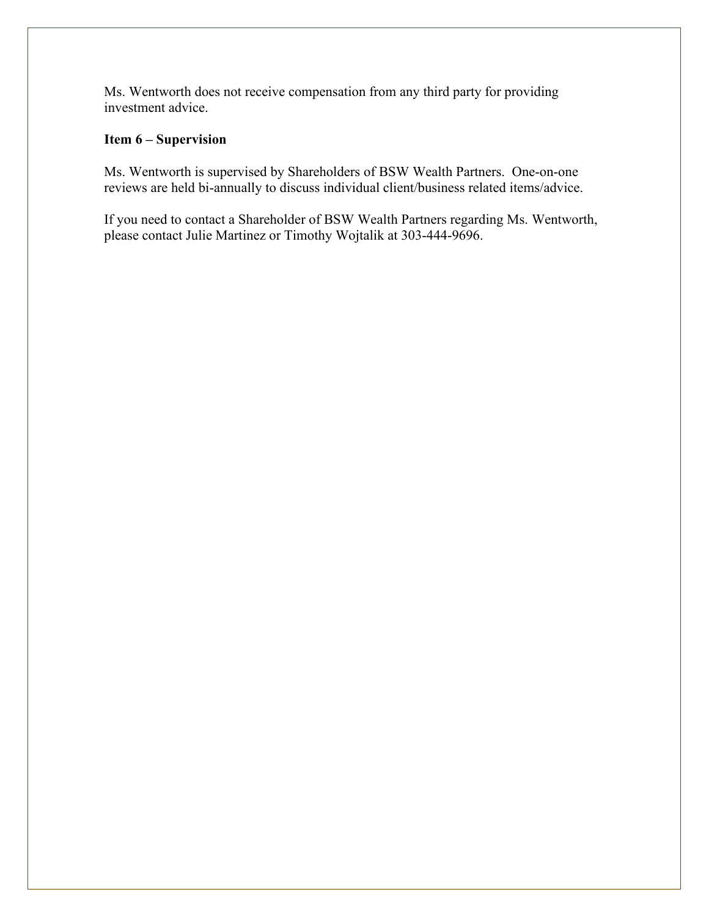Ms. Wentworth does not receive compensation from any third party for providing investment advice.

**Item 6 – Supervision**

Ms. Wentworth is supervised by Shareholders of BSW Wealth Partners. One-on-one reviews are held bi-annually to discuss individual client/business related items/advice.

If you need to contact a Shareholder of BSW Wealth Partners regarding Ms. Wentworth, please contact Julie Martinez or Timothy Wojtalik at 303-444-9696.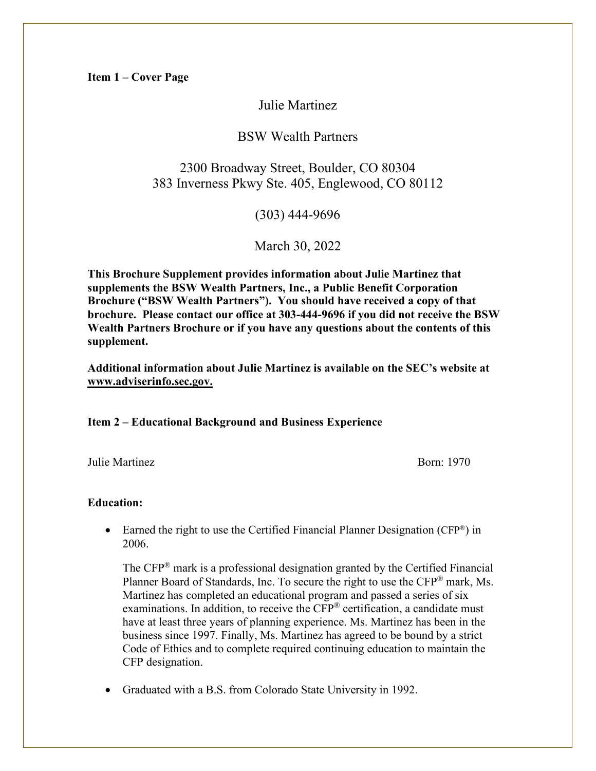**Item 1 – Cover Page**

Julie Martinez

BSW Wealth Partners

2300 Broadway Street, Boulder, CO 80304
383 Inverness Pkwy Ste. 405, Englewood, CO 80112

(303) 444-9696

March 30, 2022

**This Brochure Supplement provides information about Julie Martinez that supplements the BSW Wealth Partners, Inc., a Public Benefit Corporation Brochure ("BSW Wealth Partners"). You should have received a copy of that brochure. Please contact our office at 303-444-9696 if you did not receive the BSW Wealth Partners Brochure or if you have any questions about the contents of this supplement.**

**Additional information about Julie Martinez is available on the SEC's website at www.adviserinfo.sec.gov.**

**Item 2 – Educational Background and Business Experience**

Julie Martinez Born: 1970

**Education:**

- Earned the right to use the Certified Financial Planner Designation (CFP®) in 2006.

  The CFP® mark is a professional designation granted by the Certified Financial Planner Board of Standards, Inc. To secure the right to use the CFP® mark, Ms. Martinez has completed an educational program and passed a series of six examinations. In addition, to receive the CFP® certification, a candidate must have at least three years of planning experience. Ms. Martinez has been in the business since 1997. Finally, Ms. Martinez has agreed to be bound by a strict Code of Ethics and to complete required continuing education to maintain the CFP designation.

- Graduated with a B.S. from Colorado State University in 1992.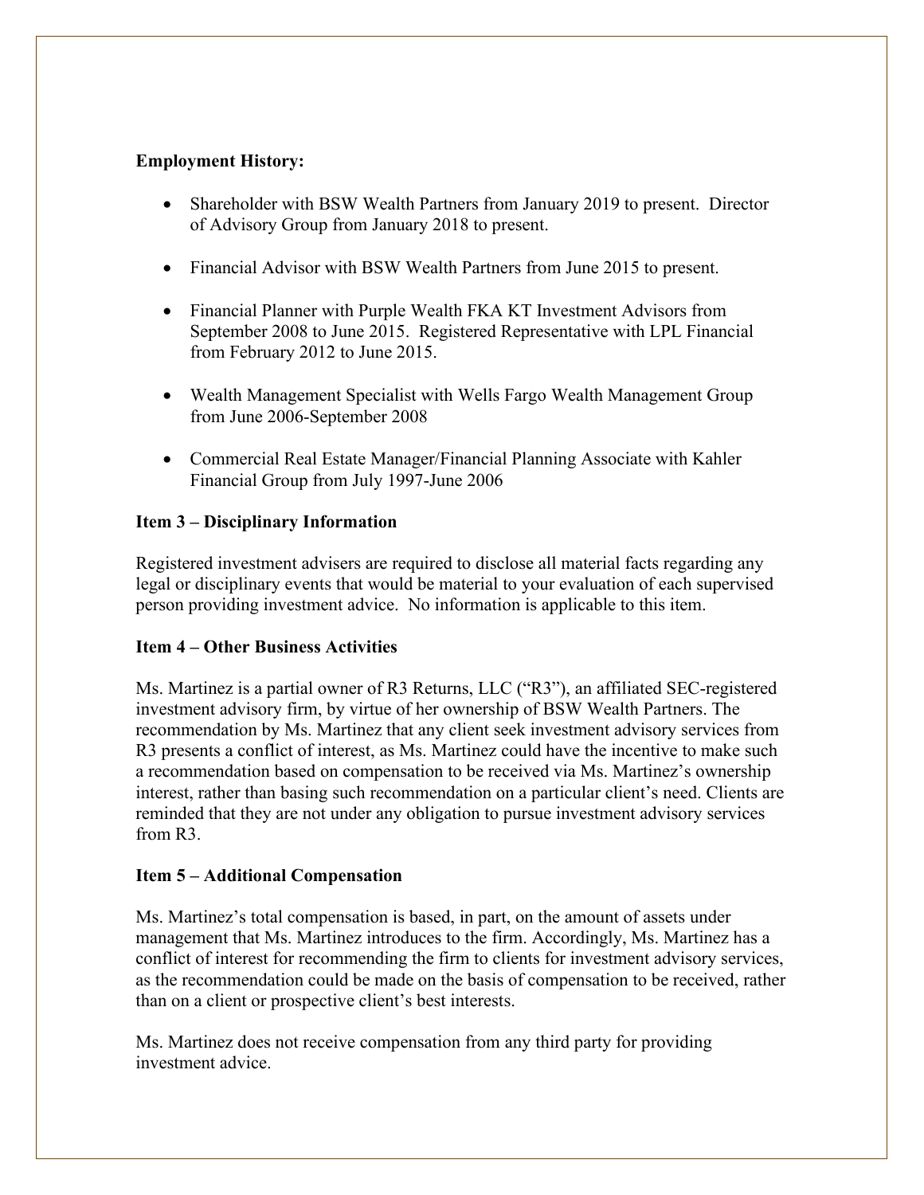**Employment History:**

- Shareholder with BSW Wealth Partners from January 2019 to present. Director of Advisory Group from January 2018 to present.
- Financial Advisor with BSW Wealth Partners from June 2015 to present.
- Financial Planner with Purple Wealth FKA KT Investment Advisors from September 2008 to June 2015. Registered Representative with LPL Financial from February 2012 to June 2015.
- Wealth Management Specialist with Wells Fargo Wealth Management Group from June 2006-September 2008
- Commercial Real Estate Manager/Financial Planning Associate with Kahler Financial Group from July 1997-June 2006

**Item 3 – Disciplinary Information**

Registered investment advisers are required to disclose all material facts regarding any legal or disciplinary events that would be material to your evaluation of each supervised person providing investment advice. No information is applicable to this item.

**Item 4 – Other Business Activities**

Ms. Martinez is a partial owner of R3 Returns, LLC ("R3"), an affiliated SEC-registered investment advisory firm, by virtue of her ownership of BSW Wealth Partners. The recommendation by Ms. Martinez that any client seek investment advisory services from R3 presents a conflict of interest, as Ms. Martinez could have the incentive to make such a recommendation based on compensation to be received via Ms. Martinez's ownership interest, rather than basing such recommendation on a particular client's need. Clients are reminded that they are not under any obligation to pursue investment advisory services from R3.

**Item 5 – Additional Compensation**

Ms. Martinez's total compensation is based, in part, on the amount of assets under management that Ms. Martinez introduces to the firm. Accordingly, Ms. Martinez has a conflict of interest for recommending the firm to clients for investment advisory services, as the recommendation could be made on the basis of compensation to be received, rather than on a client or prospective client's best interests.

Ms. Martinez does not receive compensation from any third party for providing investment advice.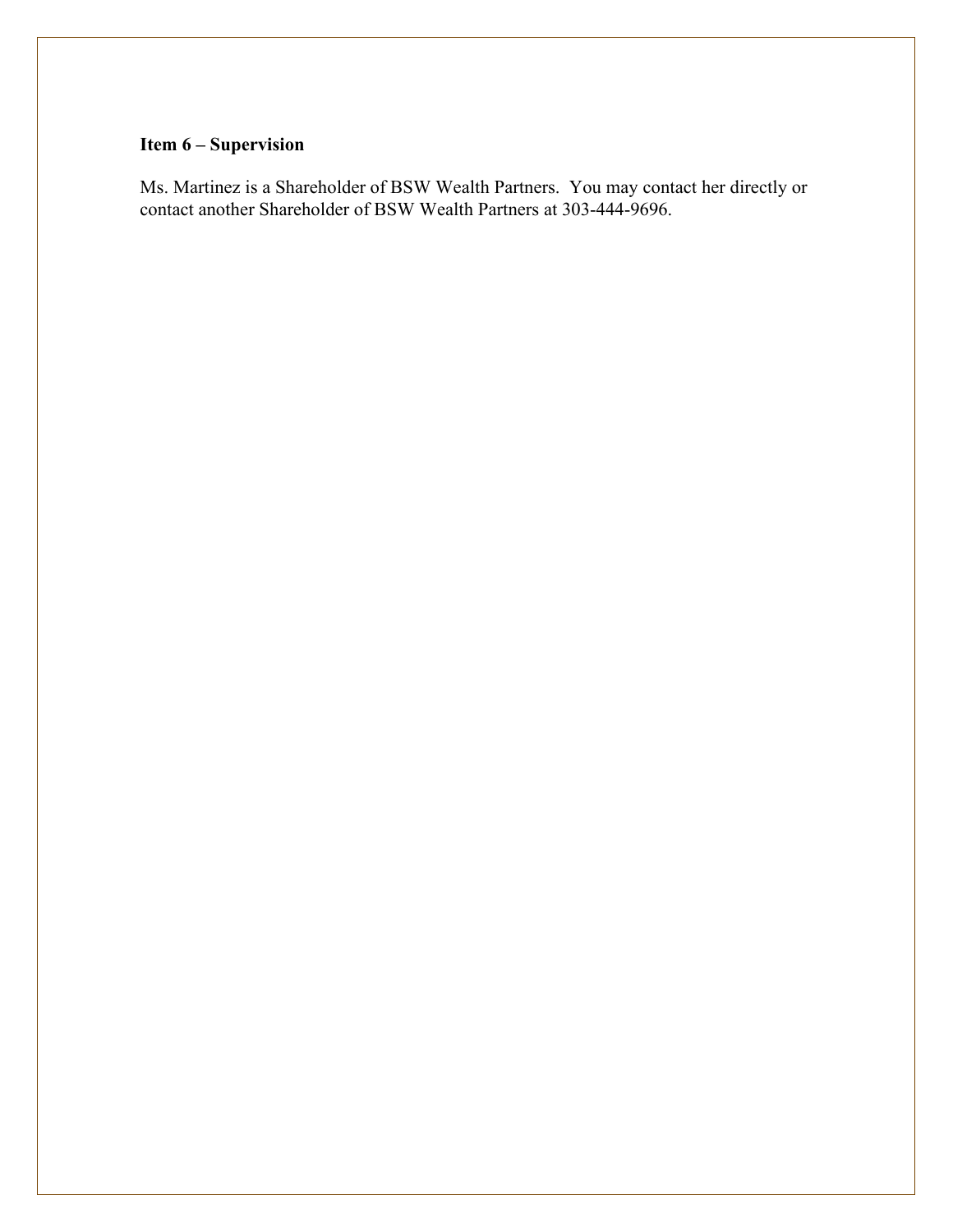**Item 6 – Supervision**

Ms. Martinez is a Shareholder of BSW Wealth Partners. You may contact her directly or contact another Shareholder of BSW Wealth Partners at 303-444-9696.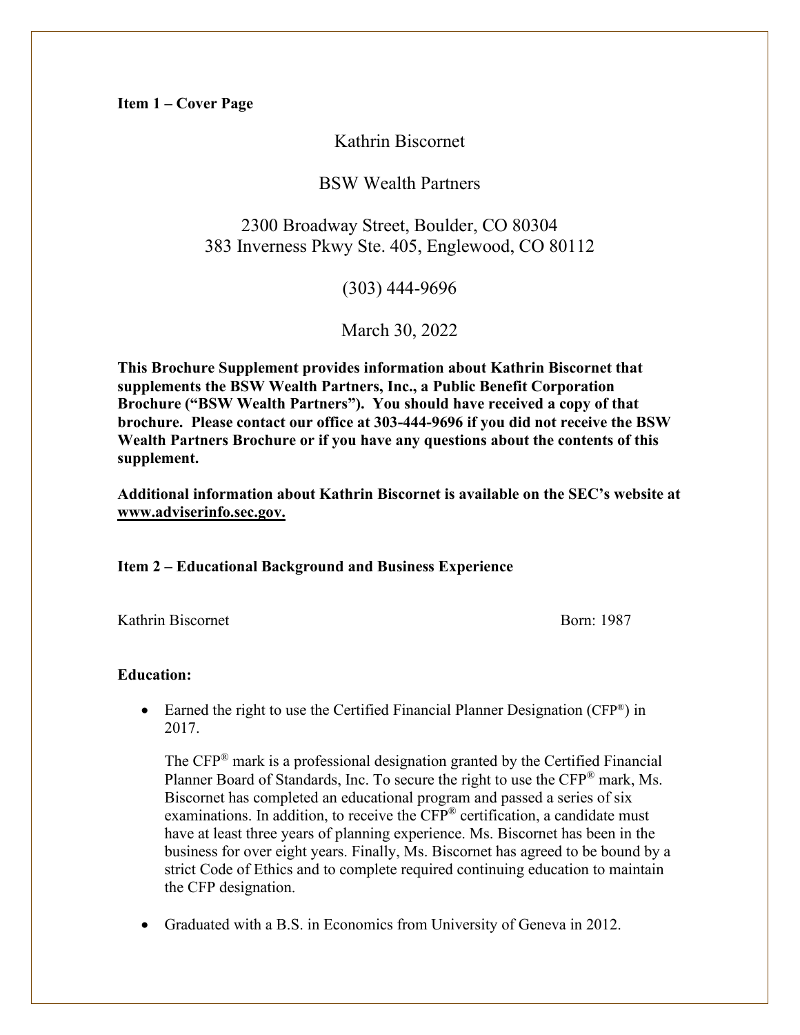**Item 1 – Cover Page**

Kathrin Biscornet

BSW Wealth Partners

2300 Broadway Street, Boulder, CO 80304
383 Inverness Pkwy Ste. 405, Englewood, CO 80112

(303) 444-9696

March 30, 2022

**This Brochure Supplement provides information about Kathrin Biscornet that supplements the BSW Wealth Partners, Inc., a Public Benefit Corporation Brochure ("BSW Wealth Partners"). You should have received a copy of that brochure. Please contact our office at 303-444-9696 if you did not receive the BSW Wealth Partners Brochure or if you have any questions about the contents of this supplement.**

**Additional information about Kathrin Biscornet is available on the SEC's website at www.adviserinfo.sec.gov.**

**Item 2 – Educational Background and Business Experience**

Kathrin Biscornet Born: 1987

**Education:**

- Earned the right to use the Certified Financial Planner Designation (CFP®) in 2017.

  The CFP® mark is a professional designation granted by the Certified Financial Planner Board of Standards, Inc. To secure the right to use the CFP® mark, Ms. Biscornet has completed an educational program and passed a series of six examinations. In addition, to receive the CFP® certification, a candidate must have at least three years of planning experience. Ms. Biscornet has been in the business for over eight years. Finally, Ms. Biscornet has agreed to be bound by a strict Code of Ethics and to complete required continuing education to maintain the CFP designation.

- Graduated with a B.S. in Economics from University of Geneva in 2012.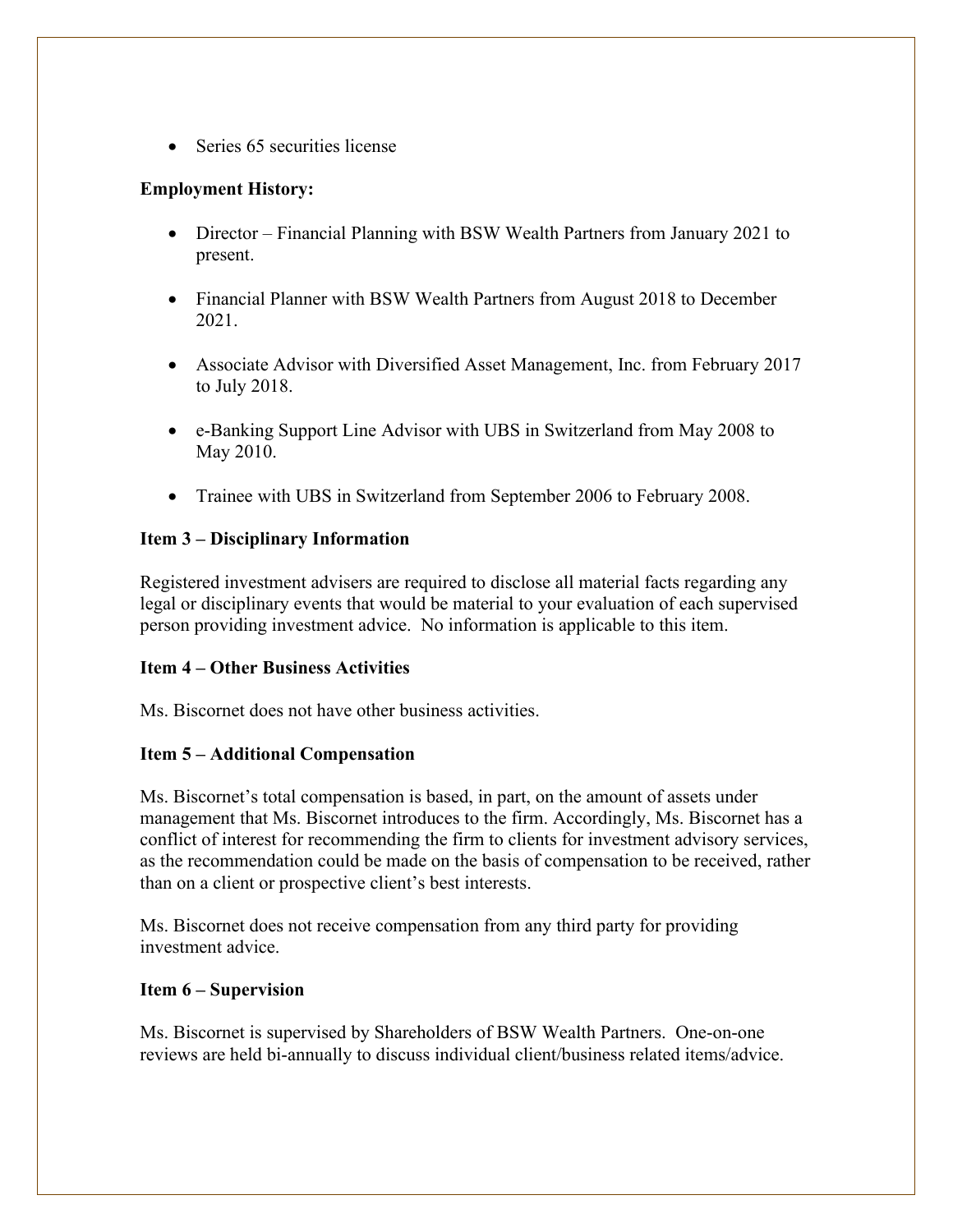- Series 65 securities license

**Employment History:**

- Director – Financial Planning with BSW Wealth Partners from January 2021 to present.
- Financial Planner with BSW Wealth Partners from August 2018 to December 2021.
- Associate Advisor with Diversified Asset Management, Inc. from February 2017 to July 2018.
- e-Banking Support Line Advisor with UBS in Switzerland from May 2008 to May 2010.
- Trainee with UBS in Switzerland from September 2006 to February 2008.

**Item 3 – Disciplinary Information**

Registered investment advisers are required to disclose all material facts regarding any legal or disciplinary events that would be material to your evaluation of each supervised person providing investment advice. No information is applicable to this item.

**Item 4 – Other Business Activities**

Ms. Biscornet does not have other business activities.

**Item 5 – Additional Compensation**

Ms. Biscornet's total compensation is based, in part, on the amount of assets under management that Ms. Biscornet introduces to the firm. Accordingly, Ms. Biscornet has a conflict of interest for recommending the firm to clients for investment advisory services, as the recommendation could be made on the basis of compensation to be received, rather than on a client or prospective client's best interests.

Ms. Biscornet does not receive compensation from any third party for providing investment advice.

**Item 6 – Supervision**

Ms. Biscornet is supervised by Shareholders of BSW Wealth Partners. One-on-one reviews are held bi-annually to discuss individual client/business related items/advice.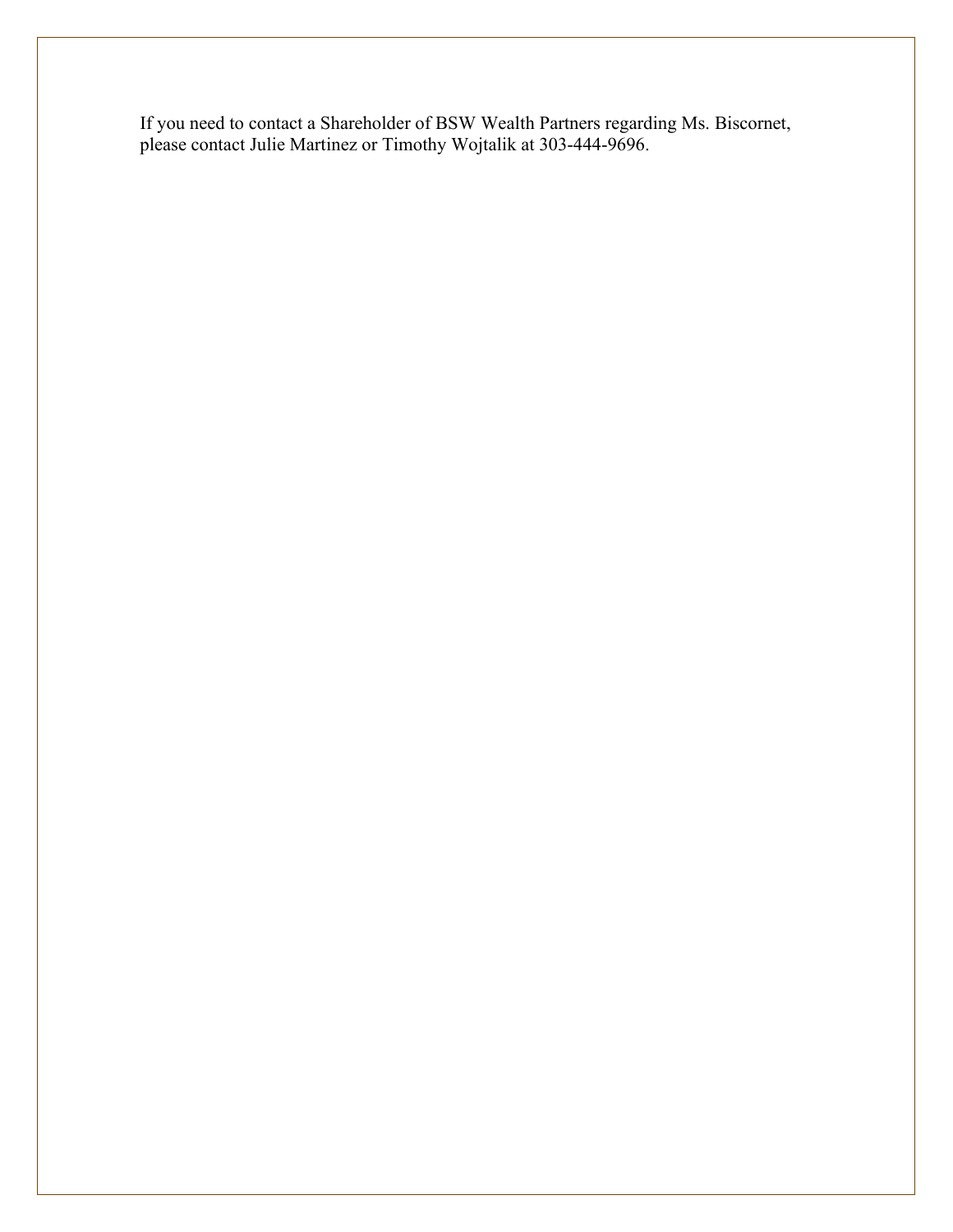If you need to contact a Shareholder of BSW Wealth Partners regarding Ms. Biscornet, please contact Julie Martinez or Timothy Wojtalik at 303-444-9696.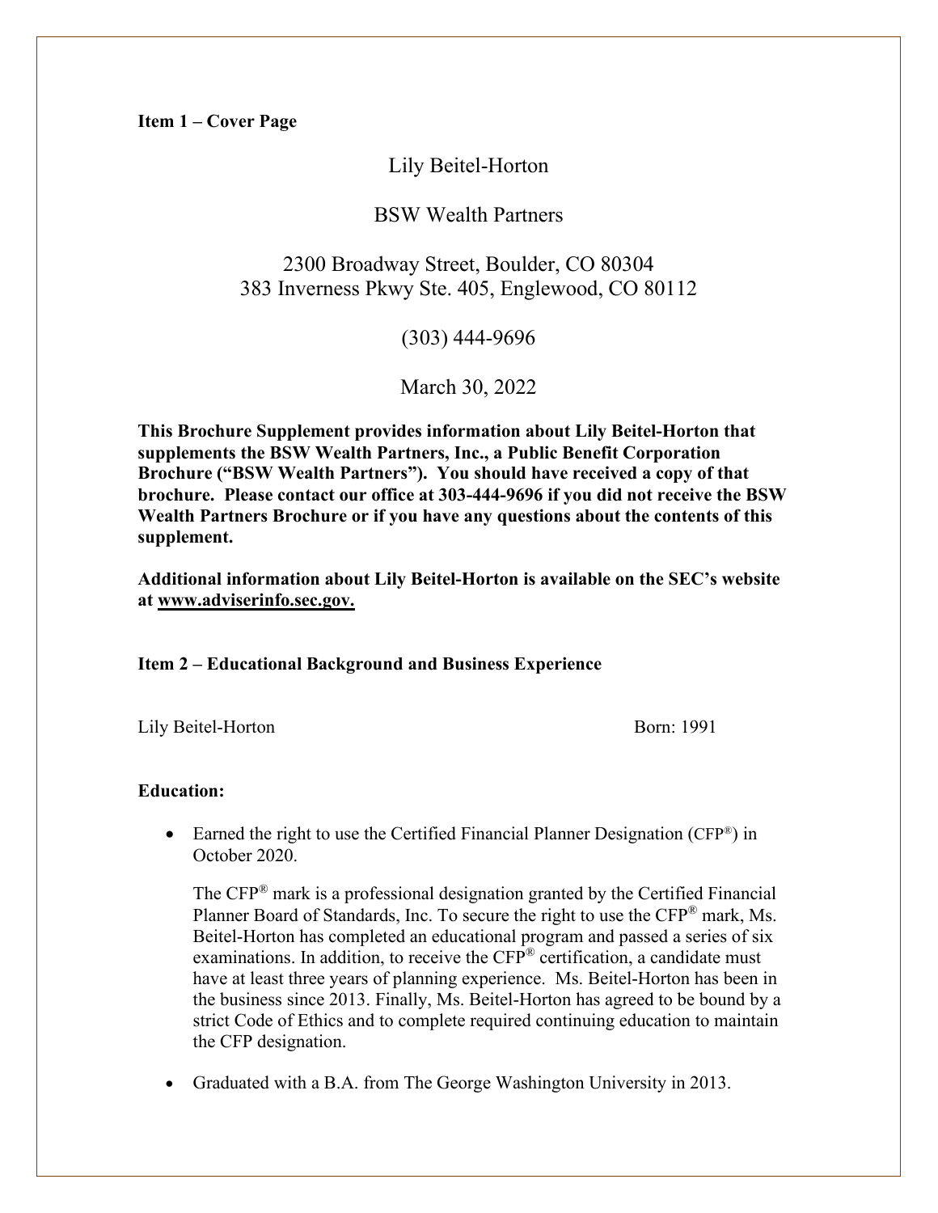**Item 1 – Cover Page**

Lily Beitel-Horton

BSW Wealth Partners

2300 Broadway Street, Boulder, CO 80304
383 Inverness Pkwy Ste. 405, Englewood, CO 80112

(303) 444-9696

March 30, 2022

**This Brochure Supplement provides information about Lily Beitel-Horton that supplements the BSW Wealth Partners, Inc., a Public Benefit Corporation Brochure ("BSW Wealth Partners"). You should have received a copy of that brochure. Please contact our office at 303-444-9696 if you did not receive the BSW Wealth Partners Brochure or if you have any questions about the contents of this supplement.**

**Additional information about Lily Beitel-Horton is available on the SEC's website at www.adviserinfo.sec.gov.**

**Item 2 – Educational Background and Business Experience**

Lily Beitel-Horton Born: 1991

**Education:**

- Earned the right to use the Certified Financial Planner Designation (CFP®) in October 2020.

  The CFP® mark is a professional designation granted by the Certified Financial Planner Board of Standards, Inc. To secure the right to use the CFP® mark, Ms. Beitel-Horton has completed an educational program and passed a series of six examinations. In addition, to receive the CFP® certification, a candidate must have at least three years of planning experience. Ms. Beitel-Horton has been in the business since 2013. Finally, Ms. Beitel-Horton has agreed to be bound by a strict Code of Ethics and to complete required continuing education to maintain the CFP designation.

- Graduated with a B.A. from The George Washington University in 2013.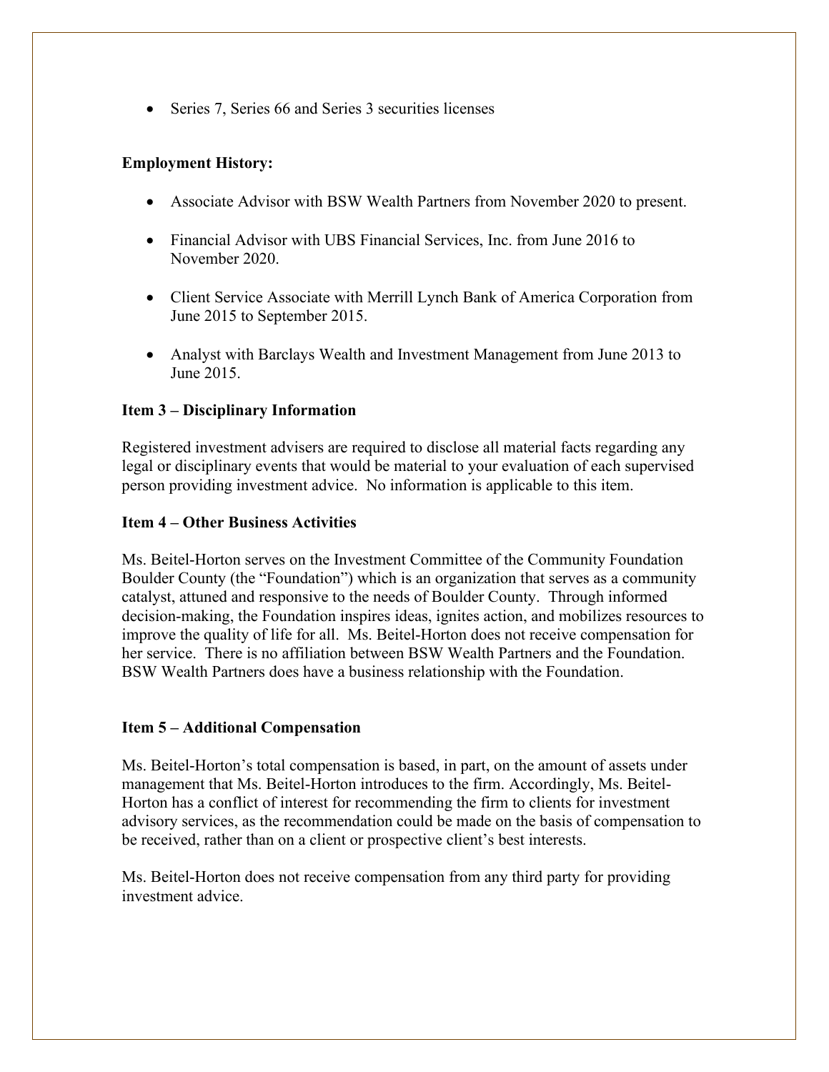- Series 7, Series 66 and Series 3 securities licenses

**Employment History:**

- Associate Advisor with BSW Wealth Partners from November 2020 to present.
- Financial Advisor with UBS Financial Services, Inc. from June 2016 to November 2020.
- Client Service Associate with Merrill Lynch Bank of America Corporation from June 2015 to September 2015.
- Analyst with Barclays Wealth and Investment Management from June 2013 to June 2015.

### Item 3 – Disciplinary Information

Registered investment advisers are required to disclose all material facts regarding any legal or disciplinary events that would be material to your evaluation of each supervised person providing investment advice. No information is applicable to this item.

### Item 4 – Other Business Activities

Ms. Beitel-Horton serves on the Investment Committee of the Community Foundation Boulder County (the "Foundation") which is an organization that serves as a community catalyst, attuned and responsive to the needs of Boulder County. Through informed decision-making, the Foundation inspires ideas, ignites action, and mobilizes resources to improve the quality of life for all. Ms. Beitel-Horton does not receive compensation for her service. There is no affiliation between BSW Wealth Partners and the Foundation. BSW Wealth Partners does have a business relationship with the Foundation.

### Item 5 – Additional Compensation

Ms. Beitel-Horton's total compensation is based, in part, on the amount of assets under management that Ms. Beitel-Horton introduces to the firm. Accordingly, Ms. Beitel-Horton has a conflict of interest for recommending the firm to clients for investment advisory services, as the recommendation could be made on the basis of compensation to be received, rather than on a client or prospective client's best interests.

Ms. Beitel-Horton does not receive compensation from any third party for providing investment advice.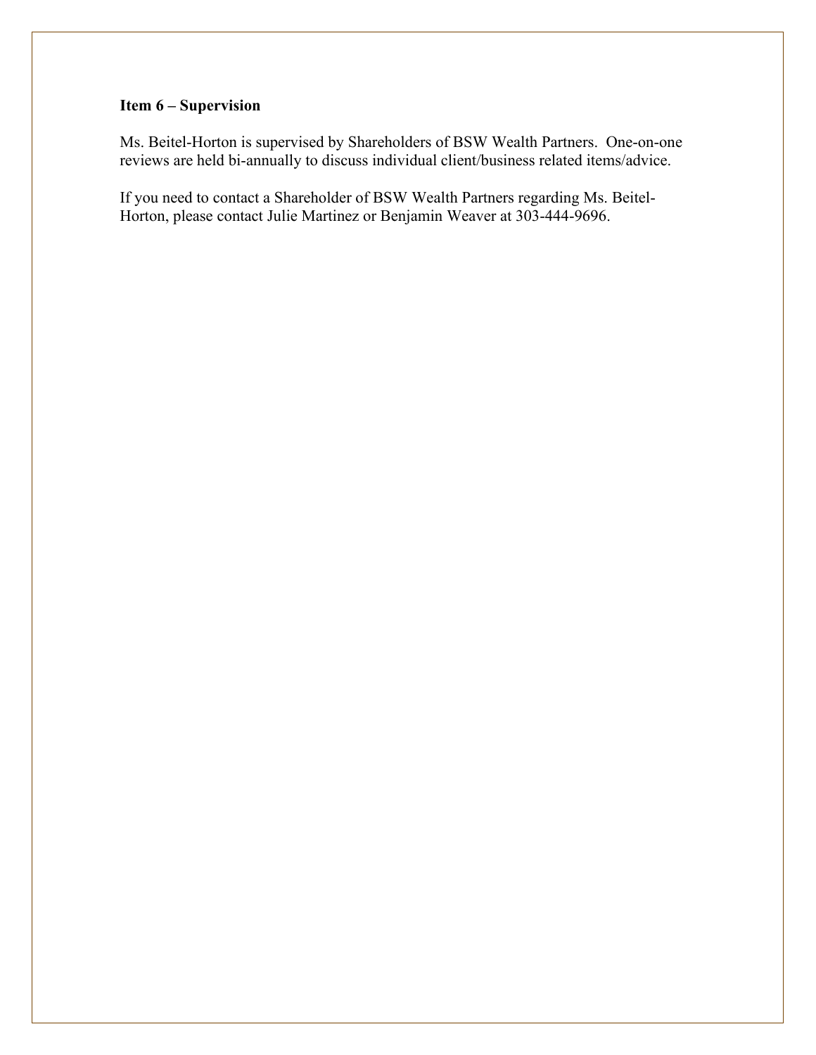**Item 6 – Supervision**

Ms. Beitel-Horton is supervised by Shareholders of BSW Wealth Partners. One-on-one reviews are held bi-annually to discuss individual client/business related items/advice.

If you need to contact a Shareholder of BSW Wealth Partners regarding Ms. Beitel-Horton, please contact Julie Martinez or Benjamin Weaver at 303-444-9696.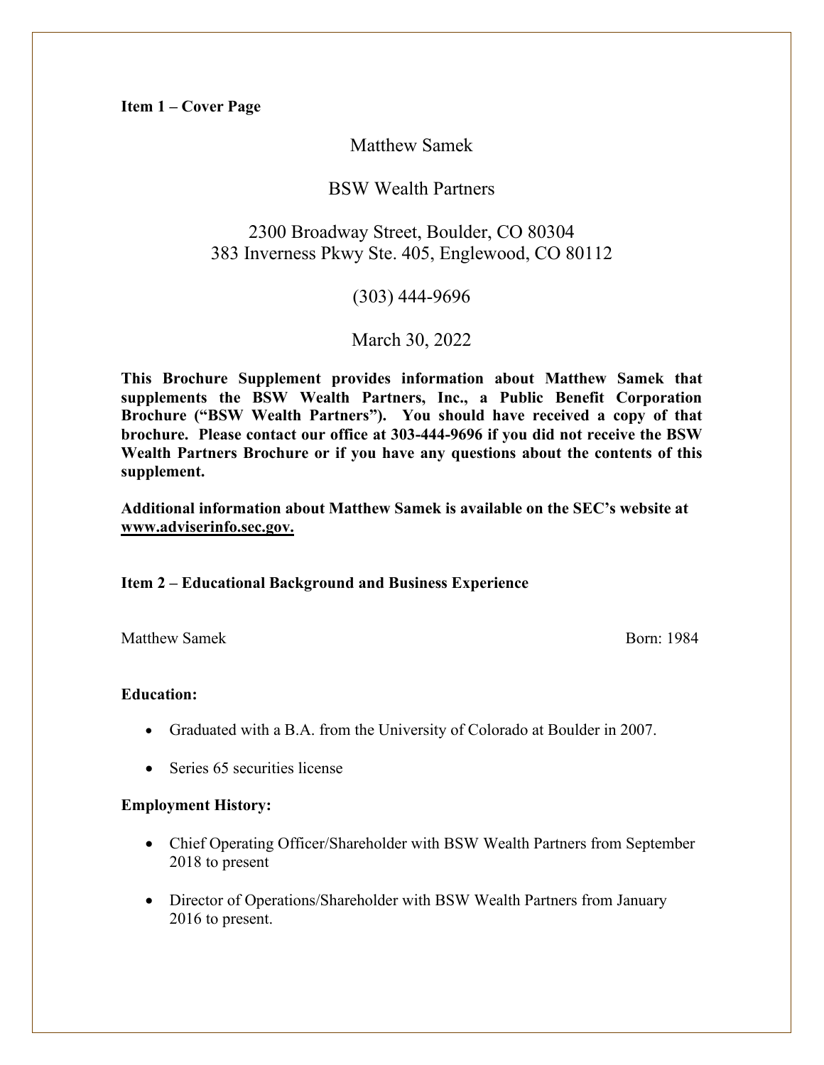**Item 1 – Cover Page**

Matthew Samek

BSW Wealth Partners

2300 Broadway Street, Boulder, CO 80304
383 Inverness Pkwy Ste. 405, Englewood, CO 80112

(303) 444-9696

March 30, 2022

**This Brochure Supplement provides information about Matthew Samek that supplements the BSW Wealth Partners, Inc., a Public Benefit Corporation Brochure ("BSW Wealth Partners"). You should have received a copy of that brochure. Please contact our office at 303-444-9696 if you did not receive the BSW Wealth Partners Brochure or if you have any questions about the contents of this supplement.**

**Additional information about Matthew Samek is available on the SEC's website at www.adviserinfo.sec.gov.**

**Item 2 – Educational Background and Business Experience**

Matthew Samek Born: 1984

**Education:**

- Graduated with a B.A. from the University of Colorado at Boulder in 2007.
- Series 65 securities license

**Employment History:**

- Chief Operating Officer/Shareholder with BSW Wealth Partners from September 2018 to present
- Director of Operations/Shareholder with BSW Wealth Partners from January 2016 to present.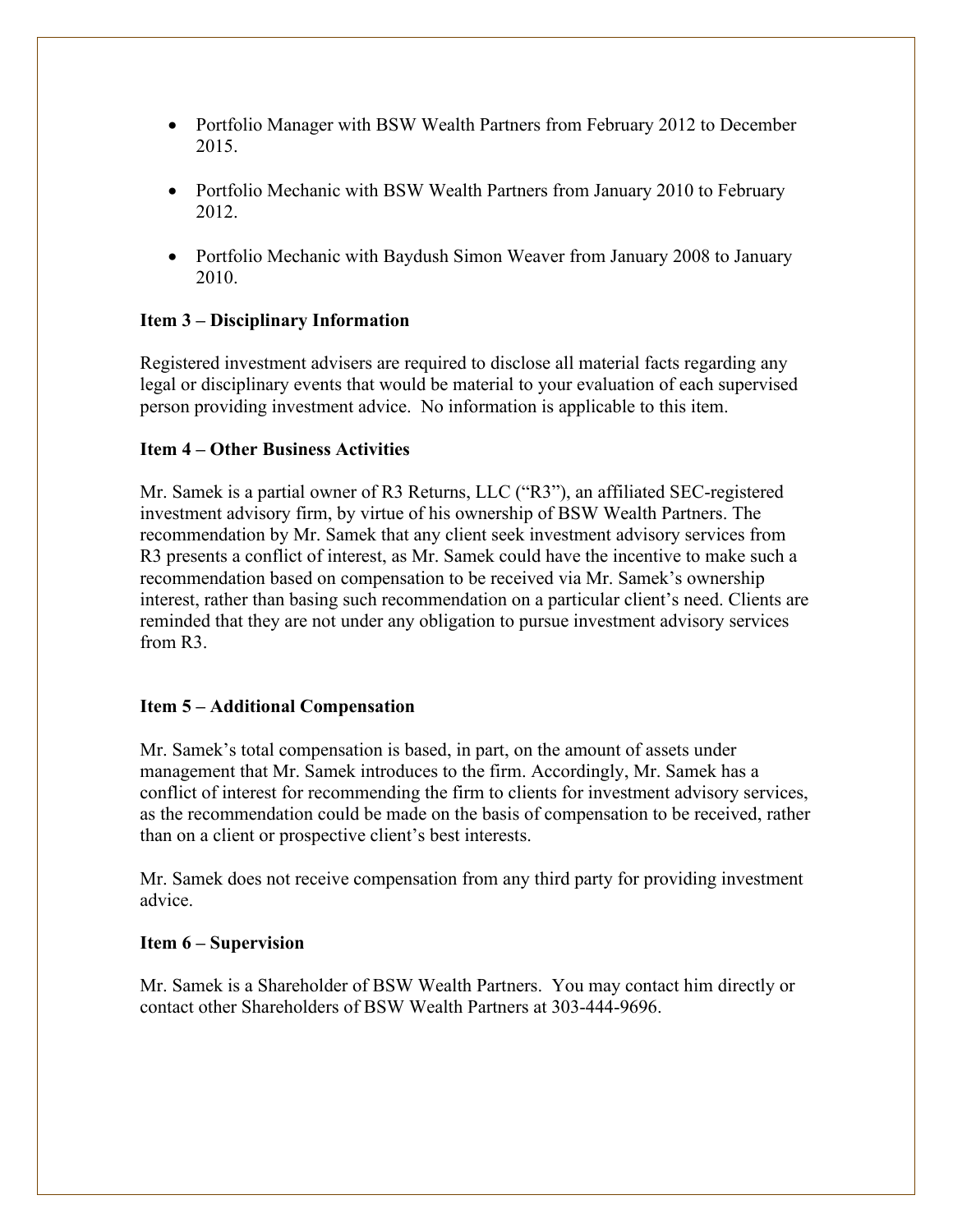- Portfolio Manager with BSW Wealth Partners from February 2012 to December 2015.
- Portfolio Mechanic with BSW Wealth Partners from January 2010 to February 2012.
- Portfolio Mechanic with Baydush Simon Weaver from January 2008 to January 2010.

**Item 3 – Disciplinary Information**

Registered investment advisers are required to disclose all material facts regarding any legal or disciplinary events that would be material to your evaluation of each supervised person providing investment advice. No information is applicable to this item.

**Item 4 – Other Business Activities**

Mr. Samek is a partial owner of R3 Returns, LLC ("R3"), an affiliated SEC-registered investment advisory firm, by virtue of his ownership of BSW Wealth Partners. The recommendation by Mr. Samek that any client seek investment advisory services from R3 presents a conflict of interest, as Mr. Samek could have the incentive to make such a recommendation based on compensation to be received via Mr. Samek's ownership interest, rather than basing such recommendation on a particular client's need. Clients are reminded that they are not under any obligation to pursue investment advisory services from R3.

**Item 5 – Additional Compensation**

Mr. Samek's total compensation is based, in part, on the amount of assets under management that Mr. Samek introduces to the firm. Accordingly, Mr. Samek has a conflict of interest for recommending the firm to clients for investment advisory services, as the recommendation could be made on the basis of compensation to be received, rather than on a client or prospective client's best interests.

Mr. Samek does not receive compensation from any third party for providing investment advice.

**Item 6 – Supervision**

Mr. Samek is a Shareholder of BSW Wealth Partners. You may contact him directly or contact other Shareholders of BSW Wealth Partners at 303-444-9696.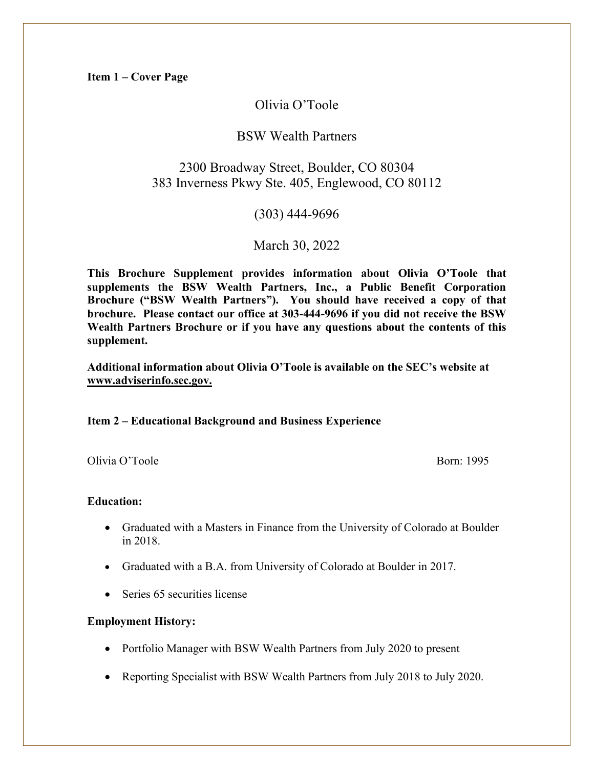**Item 1 – Cover Page**

Olivia O'Toole

BSW Wealth Partners

2300 Broadway Street, Boulder, CO 80304
383 Inverness Pkwy Ste. 405, Englewood, CO 80112

(303) 444-9696

March 30, 2022

**This Brochure Supplement provides information about Olivia O'Toole that supplements the BSW Wealth Partners, Inc., a Public Benefit Corporation Brochure ("BSW Wealth Partners"). You should have received a copy of that brochure. Please contact our office at 303-444-9696 if you did not receive the BSW Wealth Partners Brochure or if you have any questions about the contents of this supplement.**

**Additional information about Olivia O'Toole is available on the SEC's website at www.adviserinfo.sec.gov.**

**Item 2 – Educational Background and Business Experience**

Olivia O'Toole Born: 1995

**Education:**

- Graduated with a Masters in Finance from the University of Colorado at Boulder in 2018.
- Graduated with a B.A. from University of Colorado at Boulder in 2017.
- Series 65 securities license

**Employment History:**

- Portfolio Manager with BSW Wealth Partners from July 2020 to present
- Reporting Specialist with BSW Wealth Partners from July 2018 to July 2020.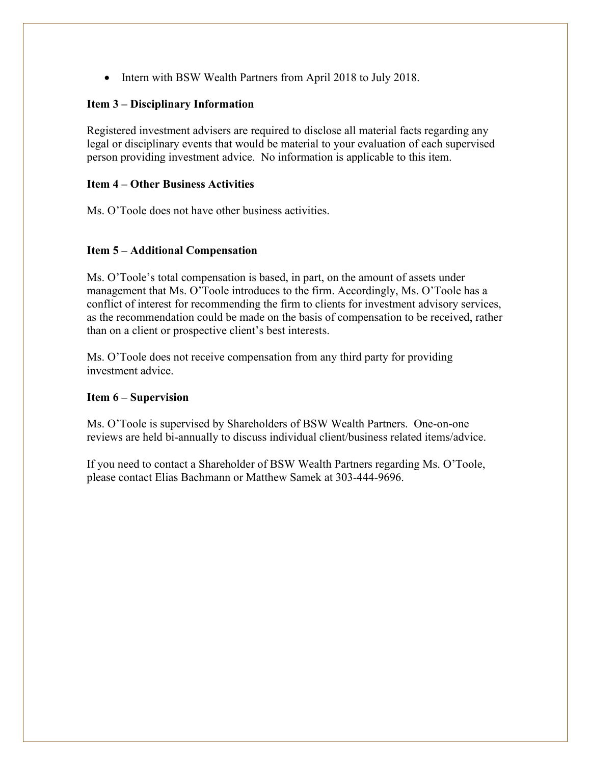- Intern with BSW Wealth Partners from April 2018 to July 2018.

**Item 3 – Disciplinary Information**

Registered investment advisers are required to disclose all material facts regarding any legal or disciplinary events that would be material to your evaluation of each supervised person providing investment advice. No information is applicable to this item.

**Item 4 – Other Business Activities**

Ms. O'Toole does not have other business activities.

**Item 5 – Additional Compensation**

Ms. O'Toole's total compensation is based, in part, on the amount of assets under management that Ms. O'Toole introduces to the firm. Accordingly, Ms. O'Toole has a conflict of interest for recommending the firm to clients for investment advisory services, as the recommendation could be made on the basis of compensation to be received, rather than on a client or prospective client's best interests.

Ms. O'Toole does not receive compensation from any third party for providing investment advice.

**Item 6 – Supervision**

Ms. O'Toole is supervised by Shareholders of BSW Wealth Partners. One-on-one reviews are held bi-annually to discuss individual client/business related items/advice.

If you need to contact a Shareholder of BSW Wealth Partners regarding Ms. O'Toole, please contact Elias Bachmann or Matthew Samek at 303-444-9696.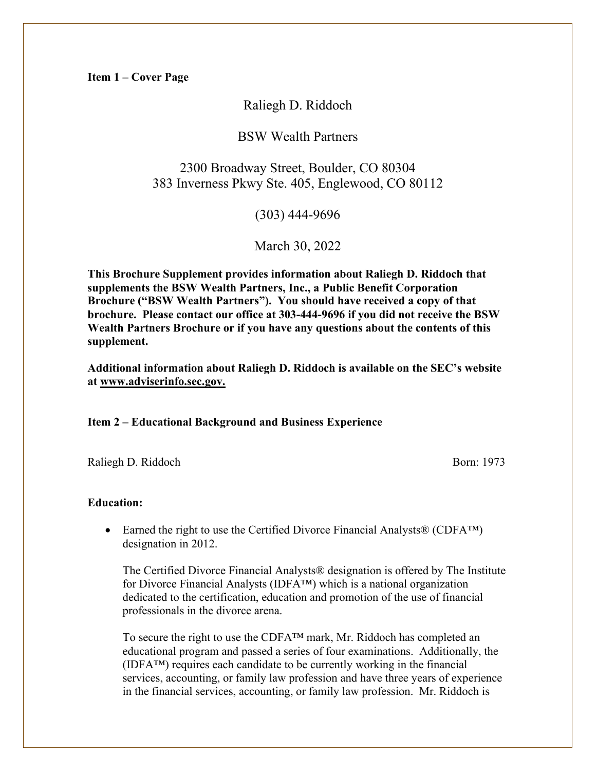**Item 1 – Cover Page**

Raliegh D. Riddoch

BSW Wealth Partners

2300 Broadway Street, Boulder, CO 80304
383 Inverness Pkwy Ste. 405, Englewood, CO 80112

(303) 444-9696

March 30, 2022

**This Brochure Supplement provides information about Raliegh D. Riddoch that supplements the BSW Wealth Partners, Inc., a Public Benefit Corporation Brochure ("BSW Wealth Partners"). You should have received a copy of that brochure. Please contact our office at 303-444-9696 if you did not receive the BSW Wealth Partners Brochure or if you have any questions about the contents of this supplement.**

**Additional information about Raliegh D. Riddoch is available on the SEC's website at www.adviserinfo.sec.gov.**

**Item 2 – Educational Background and Business Experience**

Raliegh D. Riddoch Born: 1973

**Education:**

- Earned the right to use the Certified Divorce Financial Analysts® (CDFA™) designation in 2012.

  The Certified Divorce Financial Analysts® designation is offered by The Institute for Divorce Financial Analysts (IDFA™) which is a national organization dedicated to the certification, education and promotion of the use of financial professionals in the divorce arena.

  To secure the right to use the CDFA™ mark, Mr. Riddoch has completed an educational program and passed a series of four examinations. Additionally, the (IDFA™) requires each candidate to be currently working in the financial services, accounting, or family law profession and have three years of experience in the financial services, accounting, or family law profession. Mr. Riddoch is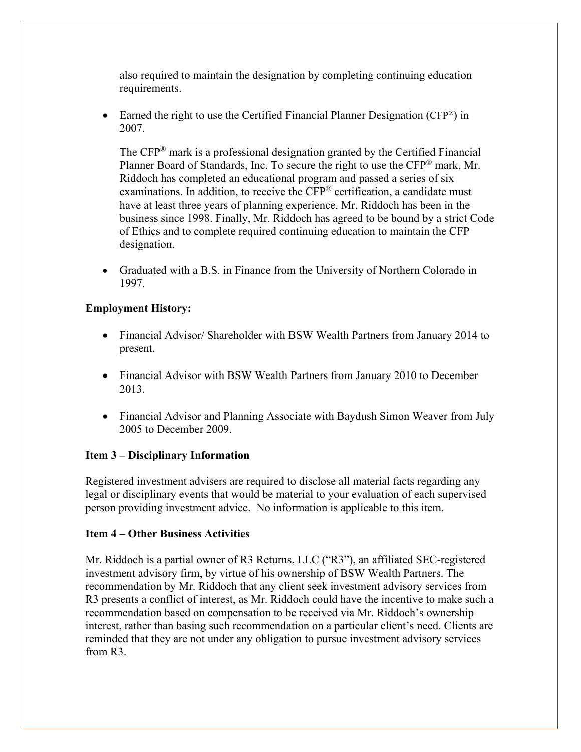also required to maintain the designation by completing continuing education requirements.

- Earned the right to use the Certified Financial Planner Designation (CFP®) in 2007.

  The CFP® mark is a professional designation granted by the Certified Financial Planner Board of Standards, Inc. To secure the right to use the CFP® mark, Mr. Riddoch has completed an educational program and passed a series of six examinations. In addition, to receive the CFP® certification, a candidate must have at least three years of planning experience. Mr. Riddoch has been in the business since 1998. Finally, Mr. Riddoch has agreed to be bound by a strict Code of Ethics and to complete required continuing education to maintain the CFP designation.

- Graduated with a B.S. in Finance from the University of Northern Colorado in 1997.

**Employment History:**

- Financial Advisor/ Shareholder with BSW Wealth Partners from January 2014 to present.
- Financial Advisor with BSW Wealth Partners from January 2010 to December 2013.
- Financial Advisor and Planning Associate with Baydush Simon Weaver from July 2005 to December 2009.

**Item 3 – Disciplinary Information**

Registered investment advisers are required to disclose all material facts regarding any legal or disciplinary events that would be material to your evaluation of each supervised person providing investment advice. No information is applicable to this item.

**Item 4 – Other Business Activities**

Mr. Riddoch is a partial owner of R3 Returns, LLC ("R3"), an affiliated SEC-registered investment advisory firm, by virtue of his ownership of BSW Wealth Partners. The recommendation by Mr. Riddoch that any client seek investment advisory services from R3 presents a conflict of interest, as Mr. Riddoch could have the incentive to make such a recommendation based on compensation to be received via Mr. Riddoch's ownership interest, rather than basing such recommendation on a particular client's need. Clients are reminded that they are not under any obligation to pursue investment advisory services from R3.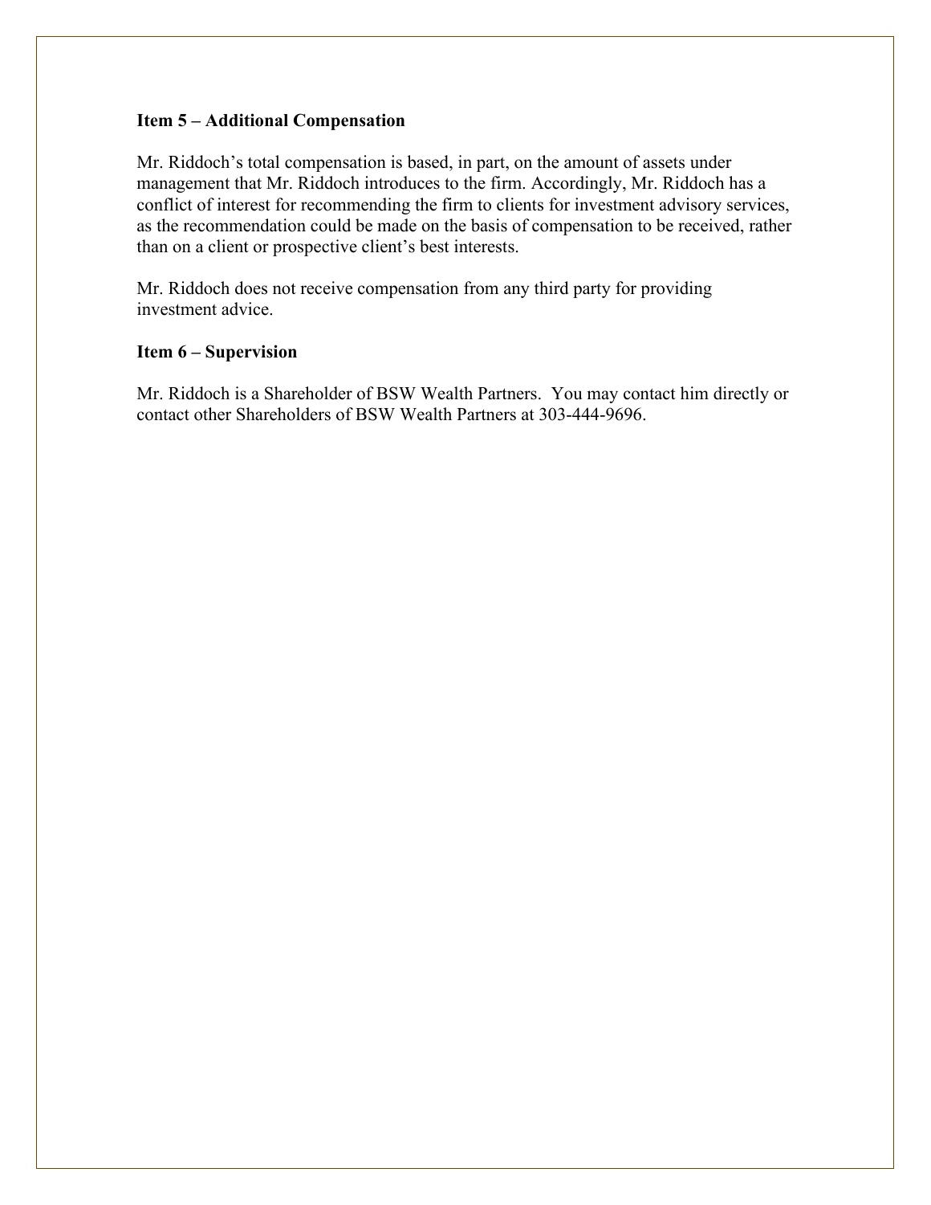**Item 5 – Additional Compensation**

Mr. Riddoch's total compensation is based, in part, on the amount of assets under management that Mr. Riddoch introduces to the firm. Accordingly, Mr. Riddoch has a conflict of interest for recommending the firm to clients for investment advisory services, as the recommendation could be made on the basis of compensation to be received, rather than on a client or prospective client's best interests.

Mr. Riddoch does not receive compensation from any third party for providing investment advice.

**Item 6 – Supervision**

Mr. Riddoch is a Shareholder of BSW Wealth Partners. You may contact him directly or contact other Shareholders of BSW Wealth Partners at 303-444-9696.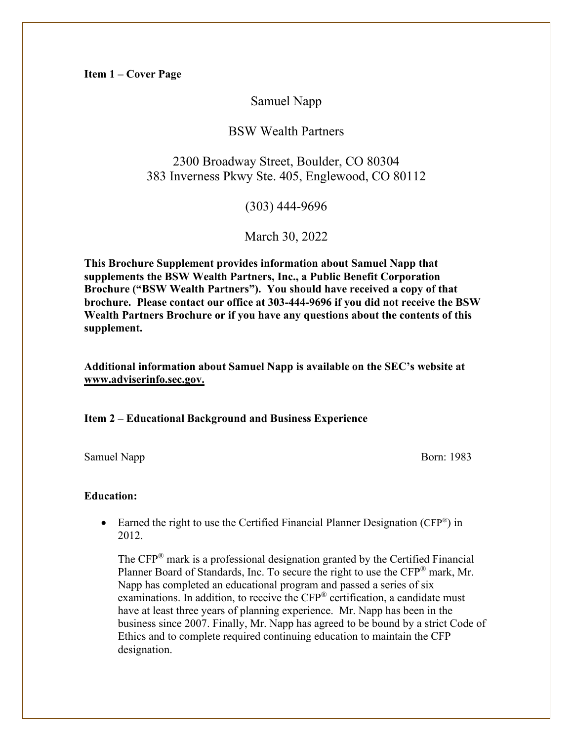**Item 1 – Cover Page**

Samuel Napp

BSW Wealth Partners

2300 Broadway Street, Boulder, CO 80304
383 Inverness Pkwy Ste. 405, Englewood, CO 80112

(303) 444-9696

March 30, 2022

**This Brochure Supplement provides information about Samuel Napp that supplements the BSW Wealth Partners, Inc., a Public Benefit Corporation Brochure ("BSW Wealth Partners"). You should have received a copy of that brochure. Please contact our office at 303-444-9696 if you did not receive the BSW Wealth Partners Brochure or if you have any questions about the contents of this supplement.**

**Additional information about Samuel Napp is available on the SEC's website at www.adviserinfo.sec.gov.**

**Item 2 – Educational Background and Business Experience**

Samuel Napp Born: 1983

**Education:**

- Earned the right to use the Certified Financial Planner Designation (CFP®) in 2012.

  The CFP® mark is a professional designation granted by the Certified Financial Planner Board of Standards, Inc. To secure the right to use the CFP® mark, Mr. Napp has completed an educational program and passed a series of six examinations. In addition, to receive the CFP® certification, a candidate must have at least three years of planning experience. Mr. Napp has been in the business since 2007. Finally, Mr. Napp has agreed to be bound by a strict Code of Ethics and to complete required continuing education to maintain the CFP designation.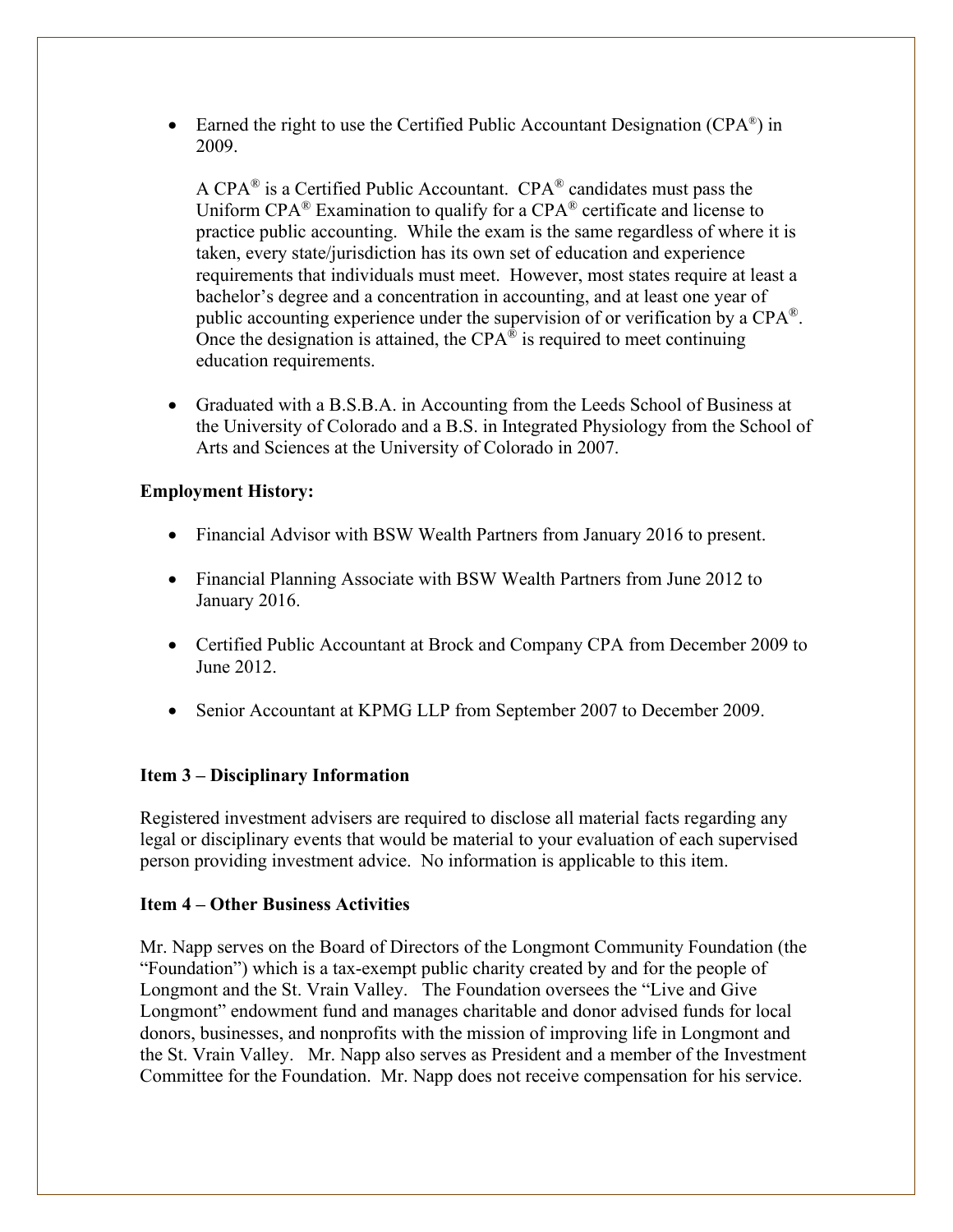- Earned the right to use the Certified Public Accountant Designation (CPA®) in 2009.

  A CPA® is a Certified Public Accountant. CPA® candidates must pass the Uniform CPA® Examination to qualify for a CPA® certificate and license to practice public accounting. While the exam is the same regardless of where it is taken, every state/jurisdiction has its own set of education and experience requirements that individuals must meet. However, most states require at least a bachelor's degree and a concentration in accounting, and at least one year of public accounting experience under the supervision of or verification by a CPA®. Once the designation is attained, the CPA® is required to meet continuing education requirements.

- Graduated with a B.S.B.A. in Accounting from the Leeds School of Business at the University of Colorado and a B.S. in Integrated Physiology from the School of Arts and Sciences at the University of Colorado in 2007.

**Employment History:**

- Financial Advisor with BSW Wealth Partners from January 2016 to present.
- Financial Planning Associate with BSW Wealth Partners from June 2012 to January 2016.
- Certified Public Accountant at Brock and Company CPA from December 2009 to June 2012.
- Senior Accountant at KPMG LLP from September 2007 to December 2009.

**Item 3 – Disciplinary Information**

Registered investment advisers are required to disclose all material facts regarding any legal or disciplinary events that would be material to your evaluation of each supervised person providing investment advice. No information is applicable to this item.

**Item 4 – Other Business Activities**

Mr. Napp serves on the Board of Directors of the Longmont Community Foundation (the "Foundation") which is a tax-exempt public charity created by and for the people of Longmont and the St. Vrain Valley. The Foundation oversees the "Live and Give Longmont" endowment fund and manages charitable and donor advised funds for local donors, businesses, and nonprofits with the mission of improving life in Longmont and the St. Vrain Valley. Mr. Napp also serves as President and a member of the Investment Committee for the Foundation. Mr. Napp does not receive compensation for his service.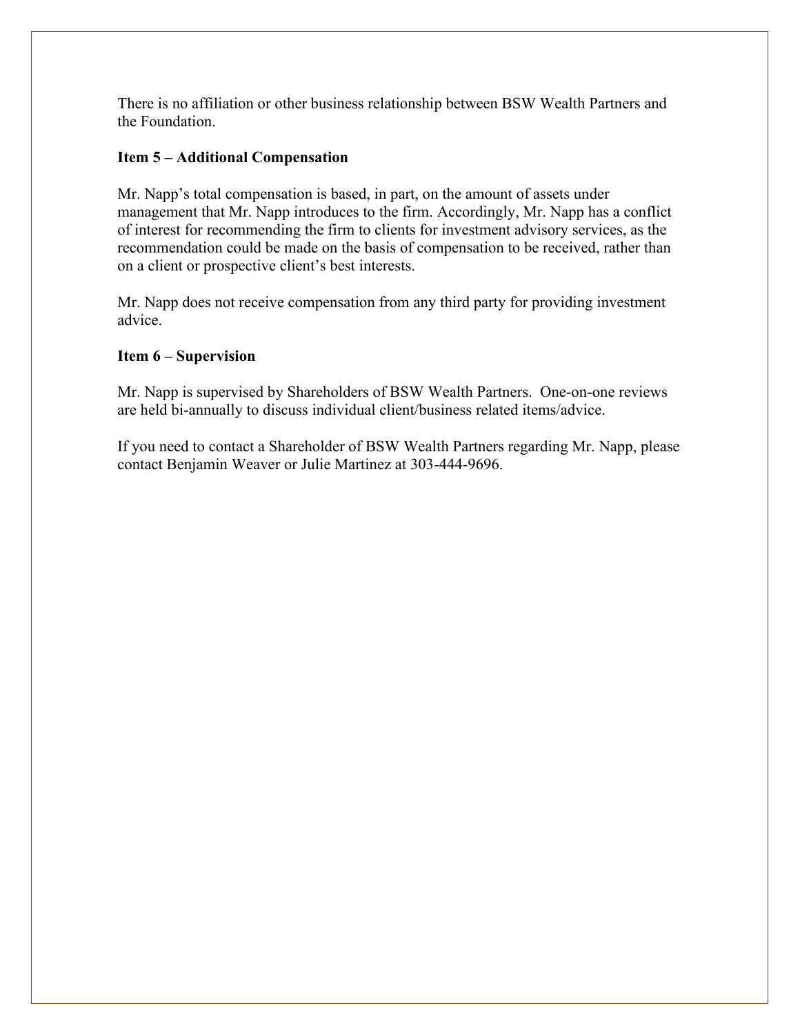There is no affiliation or other business relationship between BSW Wealth Partners and the Foundation.

**Item 5 – Additional Compensation**

Mr. Napp's total compensation is based, in part, on the amount of assets under management that Mr. Napp introduces to the firm. Accordingly, Mr. Napp has a conflict of interest for recommending the firm to clients for investment advisory services, as the recommendation could be made on the basis of compensation to be received, rather than on a client or prospective client's best interests.

Mr. Napp does not receive compensation from any third party for providing investment advice.

**Item 6 – Supervision**

Mr. Napp is supervised by Shareholders of BSW Wealth Partners. One-on-one reviews are held bi-annually to discuss individual client/business related items/advice.

If you need to contact a Shareholder of BSW Wealth Partners regarding Mr. Napp, please contact Benjamin Weaver or Julie Martinez at 303-444-9696.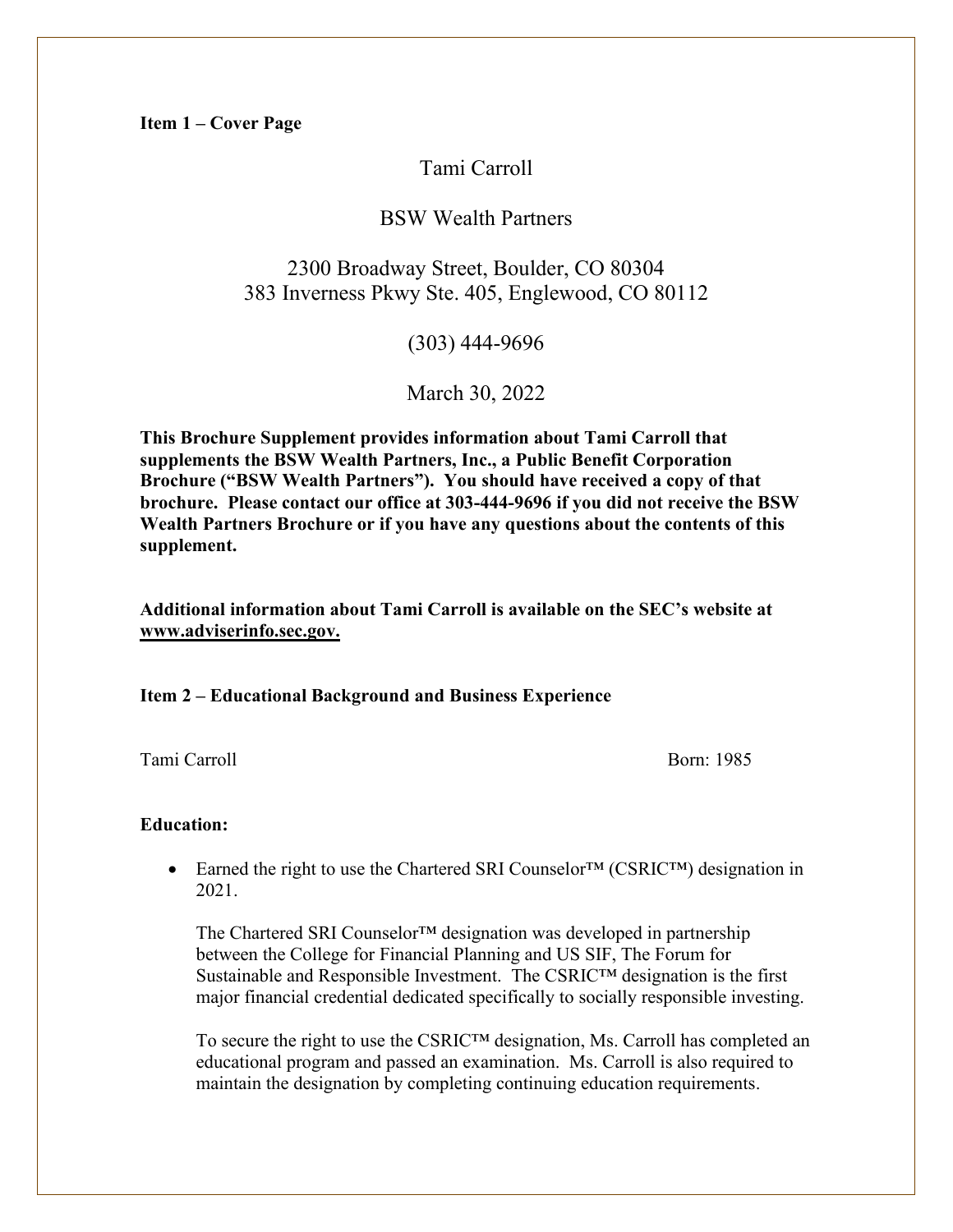**Item 1 – Cover Page**

Tami Carroll

BSW Wealth Partners

2300 Broadway Street, Boulder, CO 80304
383 Inverness Pkwy Ste. 405, Englewood, CO 80112

(303) 444-9696

March 30, 2022

**This Brochure Supplement provides information about Tami Carroll that supplements the BSW Wealth Partners, Inc., a Public Benefit Corporation Brochure ("BSW Wealth Partners"). You should have received a copy of that brochure. Please contact our office at 303-444-9696 if you did not receive the BSW Wealth Partners Brochure or if you have any questions about the contents of this supplement.**

**Additional information about Tami Carroll is available on the SEC's website at www.adviserinfo.sec.gov.**

**Item 2 – Educational Background and Business Experience**

Tami Carroll Born: 1985

**Education:**

- Earned the right to use the Chartered SRI Counselor™ (CSRIC™) designation in 2021.

  The Chartered SRI Counselor™ designation was developed in partnership between the College for Financial Planning and US SIF, The Forum for Sustainable and Responsible Investment. The CSRIC™ designation is the first major financial credential dedicated specifically to socially responsible investing.

  To secure the right to use the CSRIC™ designation, Ms. Carroll has completed an educational program and passed an examination. Ms. Carroll is also required to maintain the designation by completing continuing education requirements.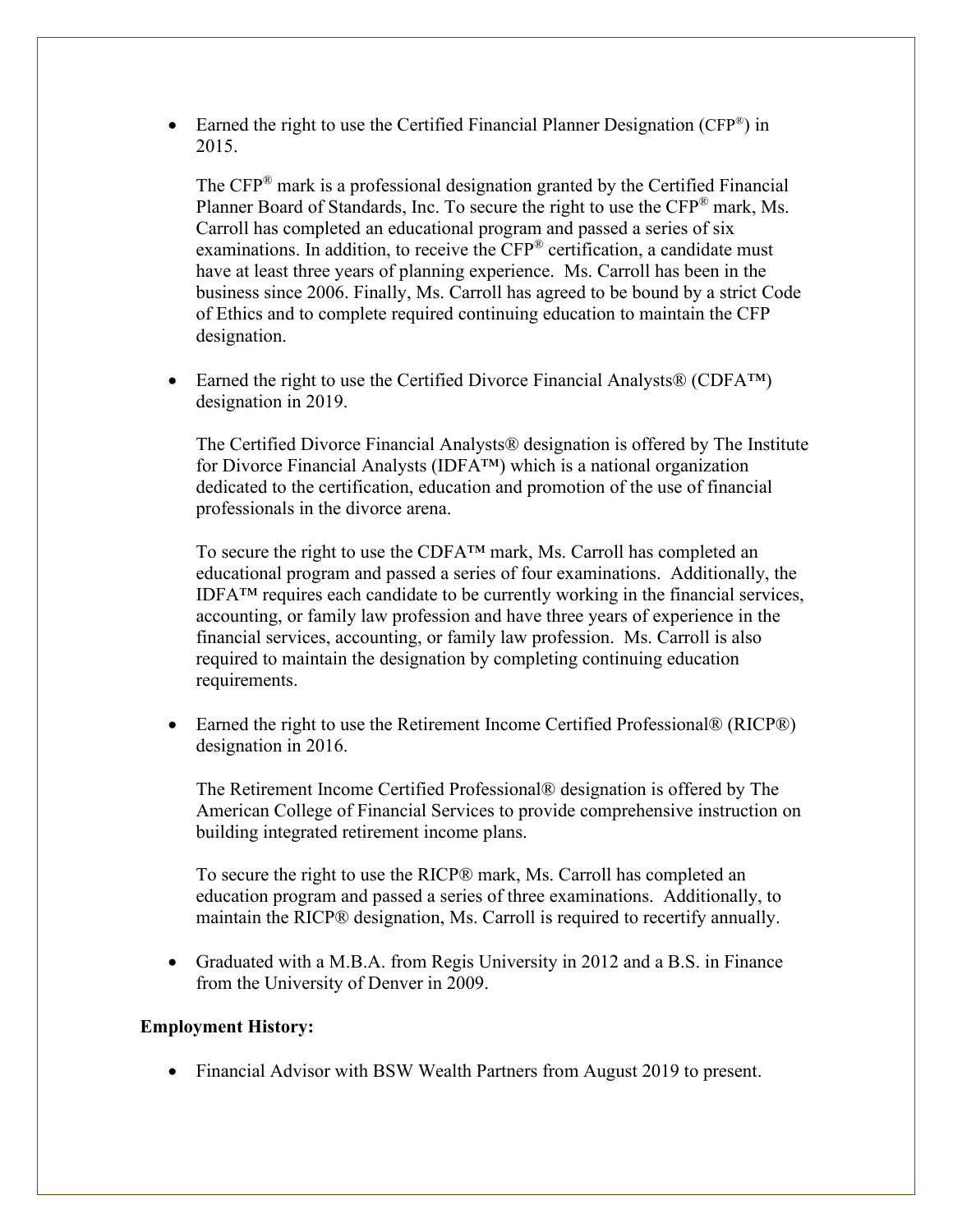- Earned the right to use the Certified Financial Planner Designation (CFP®) in 2015.

  The CFP® mark is a professional designation granted by the Certified Financial Planner Board of Standards, Inc. To secure the right to use the CFP® mark, Ms. Carroll has completed an educational program and passed a series of six examinations. In addition, to receive the CFP® certification, a candidate must have at least three years of planning experience. Ms. Carroll has been in the business since 2006. Finally, Ms. Carroll has agreed to be bound by a strict Code of Ethics and to complete required continuing education to maintain the CFP designation.

- Earned the right to use the Certified Divorce Financial Analysts® (CDFA™) designation in 2019.

  The Certified Divorce Financial Analysts® designation is offered by The Institute for Divorce Financial Analysts (IDFA™) which is a national organization dedicated to the certification, education and promotion of the use of financial professionals in the divorce arena.

  To secure the right to use the CDFA™ mark, Ms. Carroll has completed an educational program and passed a series of four examinations. Additionally, the IDFA™ requires each candidate to be currently working in the financial services, accounting, or family law profession and have three years of experience in the financial services, accounting, or family law profession. Ms. Carroll is also required to maintain the designation by completing continuing education requirements.

- Earned the right to use the Retirement Income Certified Professional® (RICP®) designation in 2016.

  The Retirement Income Certified Professional® designation is offered by The American College of Financial Services to provide comprehensive instruction on building integrated retirement income plans.

  To secure the right to use the RICP® mark, Ms. Carroll has completed an education program and passed a series of three examinations. Additionally, to maintain the RICP® designation, Ms. Carroll is required to recertify annually.

- Graduated with a M.B.A. from Regis University in 2012 and a B.S. in Finance from the University of Denver in 2009.

**Employment History:**

- Financial Advisor with BSW Wealth Partners from August 2019 to present.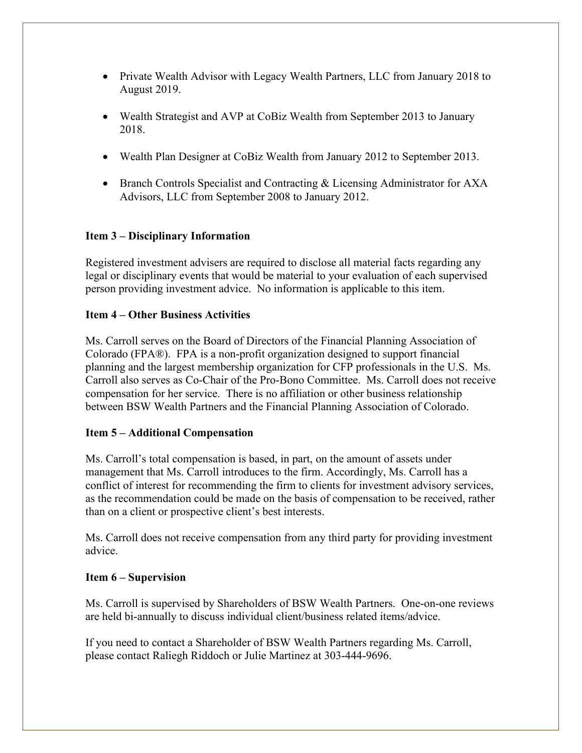- Private Wealth Advisor with Legacy Wealth Partners, LLC from January 2018 to August 2019.
- Wealth Strategist and AVP at CoBiz Wealth from September 2013 to January 2018.
- Wealth Plan Designer at CoBiz Wealth from January 2012 to September 2013.
- Branch Controls Specialist and Contracting & Licensing Administrator for AXA Advisors, LLC from September 2008 to January 2012.

**Item 3 – Disciplinary Information**

Registered investment advisers are required to disclose all material facts regarding any legal or disciplinary events that would be material to your evaluation of each supervised person providing investment advice. No information is applicable to this item.

**Item 4 – Other Business Activities**

Ms. Carroll serves on the Board of Directors of the Financial Planning Association of Colorado (FPA®). FPA is a non-profit organization designed to support financial planning and the largest membership organization for CFP professionals in the U.S. Ms. Carroll also serves as Co-Chair of the Pro-Bono Committee. Ms. Carroll does not receive compensation for her service. There is no affiliation or other business relationship between BSW Wealth Partners and the Financial Planning Association of Colorado.

**Item 5 – Additional Compensation**

Ms. Carroll's total compensation is based, in part, on the amount of assets under management that Ms. Carroll introduces to the firm. Accordingly, Ms. Carroll has a conflict of interest for recommending the firm to clients for investment advisory services, as the recommendation could be made on the basis of compensation to be received, rather than on a client or prospective client's best interests.

Ms. Carroll does not receive compensation from any third party for providing investment advice.

**Item 6 – Supervision**

Ms. Carroll is supervised by Shareholders of BSW Wealth Partners. One-on-one reviews are held bi-annually to discuss individual client/business related items/advice.

If you need to contact a Shareholder of BSW Wealth Partners regarding Ms. Carroll, please contact Raliegh Riddoch or Julie Martinez at 303-444-9696.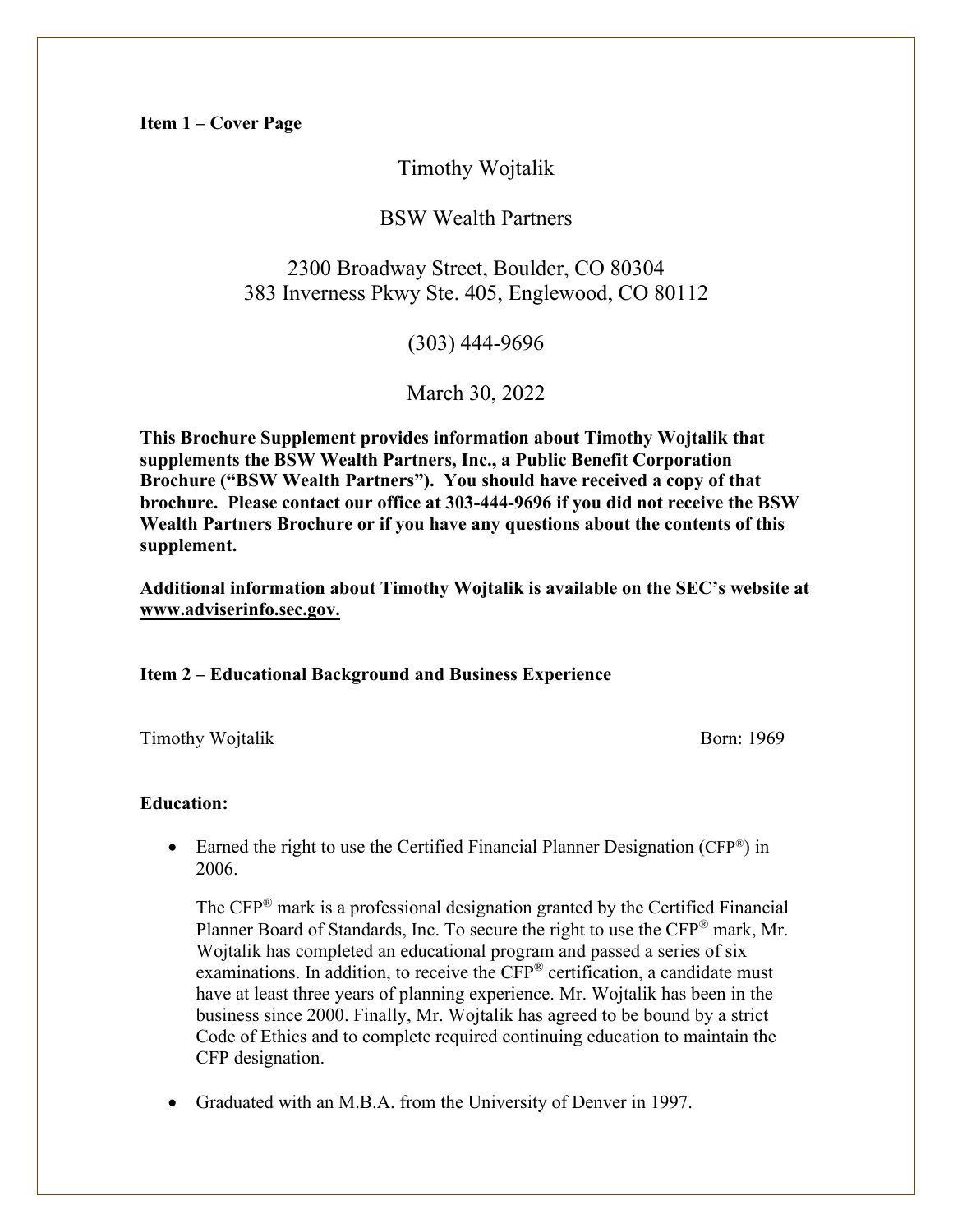**Item 1 – Cover Page**

Timothy Wojtalik

BSW Wealth Partners

2300 Broadway Street, Boulder, CO 80304
383 Inverness Pkwy Ste. 405, Englewood, CO 80112

(303) 444-9696

March 30, 2022

**This Brochure Supplement provides information about Timothy Wojtalik that supplements the BSW Wealth Partners, Inc., a Public Benefit Corporation Brochure ("BSW Wealth Partners"). You should have received a copy of that brochure. Please contact our office at 303-444-9696 if you did not receive the BSW Wealth Partners Brochure or if you have any questions about the contents of this supplement.**

**Additional information about Timothy Wojtalik is available on the SEC's website at www.adviserinfo.sec.gov.**

**Item 2 – Educational Background and Business Experience**

Timothy Wojtalik Born: 1969

**Education:**

- Earned the right to use the Certified Financial Planner Designation (CFP®) in 2006.

  The CFP® mark is a professional designation granted by the Certified Financial Planner Board of Standards, Inc. To secure the right to use the CFP® mark, Mr. Wojtalik has completed an educational program and passed a series of six examinations. In addition, to receive the CFP® certification, a candidate must have at least three years of planning experience. Mr. Wojtalik has been in the business since 2000. Finally, Mr. Wojtalik has agreed to be bound by a strict Code of Ethics and to complete required continuing education to maintain the CFP designation.

- Graduated with an M.B.A. from the University of Denver in 1997.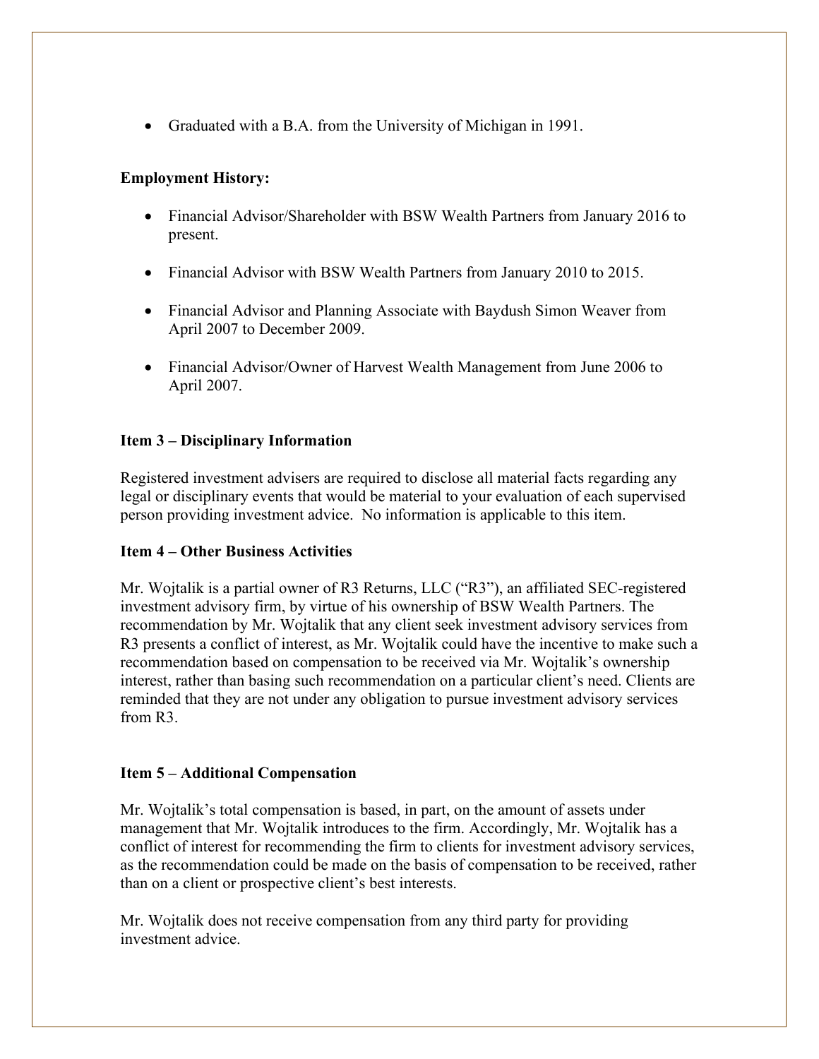- Graduated with a B.A. from the University of Michigan in 1991.

**Employment History:**

- Financial Advisor/Shareholder with BSW Wealth Partners from January 2016 to present.
- Financial Advisor with BSW Wealth Partners from January 2010 to 2015.
- Financial Advisor and Planning Associate with Baydush Simon Weaver from April 2007 to December 2009.
- Financial Advisor/Owner of Harvest Wealth Management from June 2006 to April 2007.

**Item 3 – Disciplinary Information**

Registered investment advisers are required to disclose all material facts regarding any legal or disciplinary events that would be material to your evaluation of each supervised person providing investment advice. No information is applicable to this item.

**Item 4 – Other Business Activities**

Mr. Wojtalik is a partial owner of R3 Returns, LLC ("R3"), an affiliated SEC-registered investment advisory firm, by virtue of his ownership of BSW Wealth Partners. The recommendation by Mr. Wojtalik that any client seek investment advisory services from R3 presents a conflict of interest, as Mr. Wojtalik could have the incentive to make such a recommendation based on compensation to be received via Mr. Wojtalik's ownership interest, rather than basing such recommendation on a particular client's need. Clients are reminded that they are not under any obligation to pursue investment advisory services from R3.

**Item 5 – Additional Compensation**

Mr. Wojtalik's total compensation is based, in part, on the amount of assets under management that Mr. Wojtalik introduces to the firm. Accordingly, Mr. Wojtalik has a conflict of interest for recommending the firm to clients for investment advisory services, as the recommendation could be made on the basis of compensation to be received, rather than on a client or prospective client's best interests.

Mr. Wojtalik does not receive compensation from any third party for providing investment advice.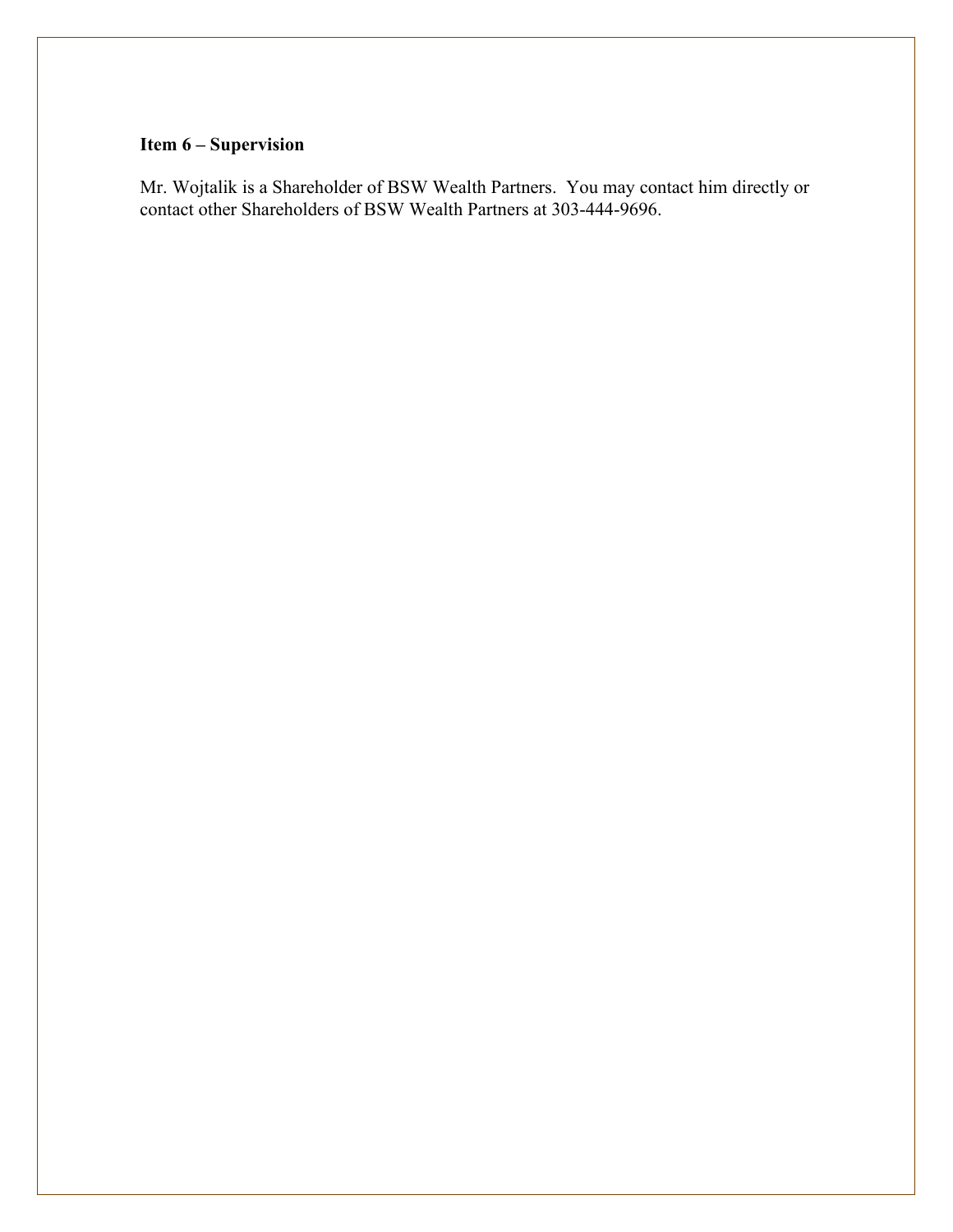**Item 6 – Supervision**

Mr. Wojtalik is a Shareholder of BSW Wealth Partners. You may contact him directly or contact other Shareholders of BSW Wealth Partners at 303-444-9696.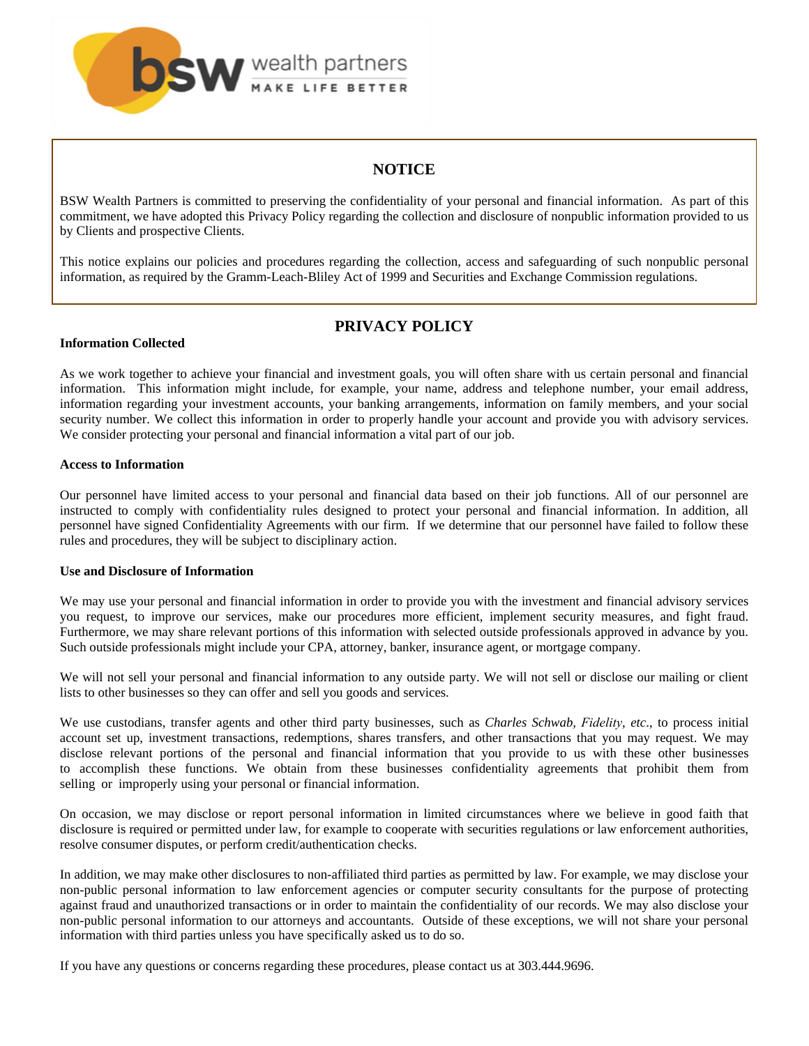bsw wealth partners
MAKE LIFE BETTER

## NOTICE

BSW Wealth Partners is committed to preserving the confidentiality of your personal and financial information. As part of this commitment, we have adopted this Privacy Policy regarding the collection and disclosure of nonpublic information provided to us by Clients and prospective Clients.

This notice explains our policies and procedures regarding the collection, access and safeguarding of such nonpublic personal information, as required by the Gramm-Leach-Bliley Act of 1999 and Securities and Exchange Commission regulations.

## PRIVACY POLICY

**Information Collected**

As we work together to achieve your financial and investment goals, you will often share with us certain personal and financial information. This information might include, for example, your name, address and telephone number, your email address, information regarding your investment accounts, your banking arrangements, information on family members, and your social security number. We collect this information in order to properly handle your account and provide you with advisory services. We consider protecting your personal and financial information a vital part of our job.

**Access to Information**

Our personnel have limited access to your personal and financial data based on their job functions. All of our personnel are instructed to comply with confidentiality rules designed to protect your personal and financial information. In addition, all personnel have signed Confidentiality Agreements with our firm. If we determine that our personnel have failed to follow these rules and procedures, they will be subject to disciplinary action.

**Use and Disclosure of Information**

We may use your personal and financial information in order to provide you with the investment and financial advisory services you request, to improve our services, make our procedures more efficient, implement security measures, and fight fraud. Furthermore, we may share relevant portions of this information with selected outside professionals approved in advance by you. Such outside professionals might include your CPA, attorney, banker, insurance agent, or mortgage company.

We will not sell your personal and financial information to any outside party. We will not sell or disclose our mailing or client lists to other businesses so they can offer and sell you goods and services.

We use custodians, transfer agents and other third party businesses, such as *Charles Schwab, Fidelity, etc*., to process initial account set up, investment transactions, redemptions, shares transfers, and other transactions that you may request. We may disclose relevant portions of the personal and financial information that you provide to us with these other businesses to accomplish these functions. We obtain from these businesses confidentiality agreements that prohibit them from selling or improperly using your personal or financial information.

On occasion, we may disclose or report personal information in limited circumstances where we believe in good faith that disclosure is required or permitted under law, for example to cooperate with securities regulations or law enforcement authorities, resolve consumer disputes, or perform credit/authentication checks.

In addition, we may make other disclosures to non-affiliated third parties as permitted by law. For example, we may disclose your non-public personal information to law enforcement agencies or computer security consultants for the purpose of protecting against fraud and unauthorized transactions or in order to maintain the confidentiality of our records. We may also disclose your non-public personal information to our attorneys and accountants. Outside of these exceptions, we will not share your personal information with third parties unless you have specifically asked us to do so.

If you have any questions or concerns regarding these procedures, please contact us at 303.444.9696.